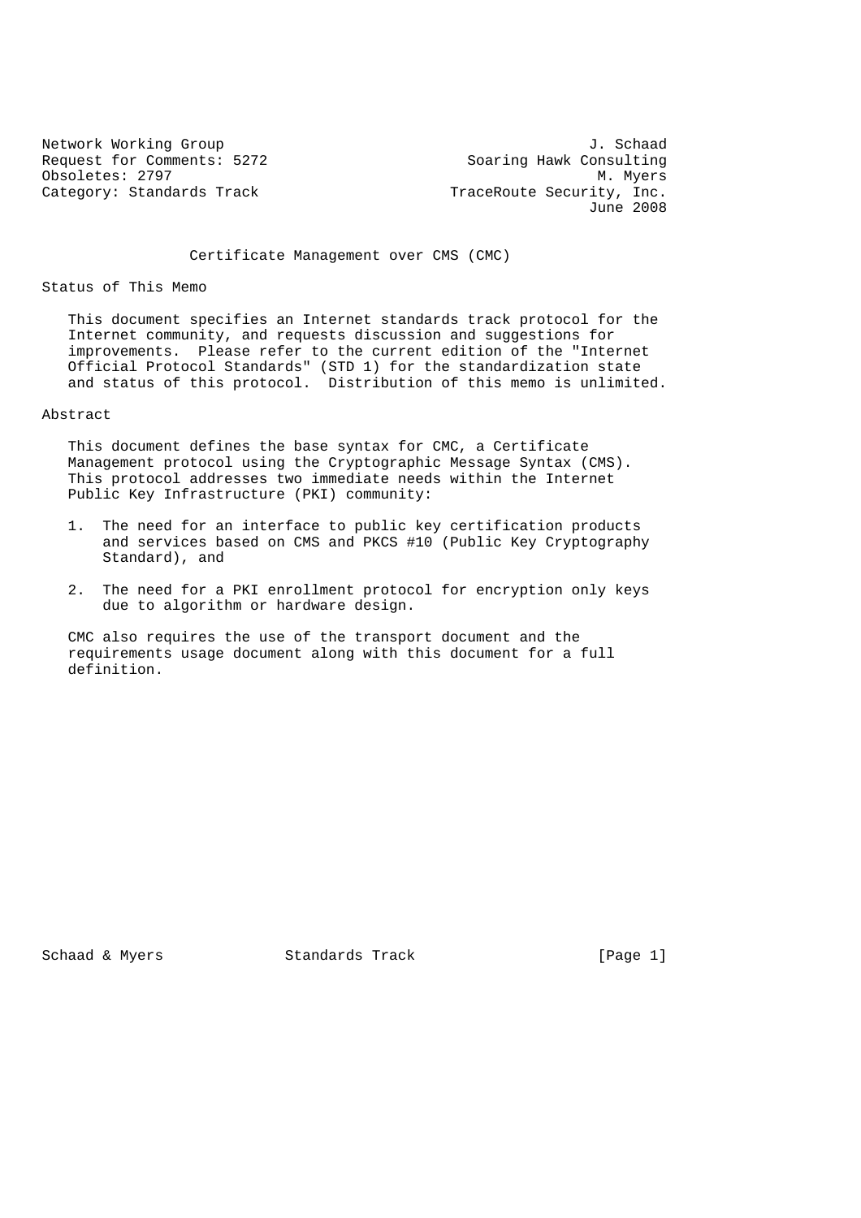Network Working Group J. Schaad
Request for Comments: 5272 Soaring Hawk Consulting
Obsoletes: 2797 M. Myers
Category: Standards Track TraceRoute Security, Inc.
June 2008

# Certificate Management over CMS (CMC)

## Status of This Memo

This document specifies an Internet standards track protocol for the Internet community, and requests discussion and suggestions for improvements. Please refer to the current edition of the "Internet Official Protocol Standards" (STD 1) for the standardization state and status of this protocol. Distribution of this memo is unlimited.

## Abstract

This document defines the base syntax for CMC, a Certificate Management protocol using the Cryptographic Message Syntax (CMS). This protocol addresses two immediate needs within the Internet Public Key Infrastructure (PKI) community:

1. The need for an interface to public key certification products and services based on CMS and PKCS #10 (Public Key Cryptography Standard), and

2. The need for a PKI enrollment protocol for encryption only keys due to algorithm or hardware design.

CMC also requires the use of the transport document and the requirements usage document along with this document for a full definition.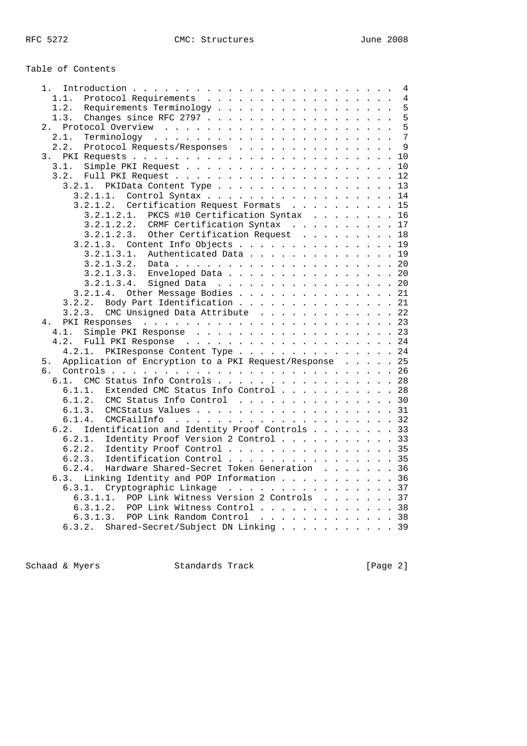Table of Contents

```
   1.  Introduction . . . . . . . . . . . . . . . . . . . . . . . . .  4
     1.1.  Protocol Requirements  . . . . . . . . . . . . . . . . . .  4
     1.2.  Requirements Terminology . . . . . . . . . . . . . . . . .  5
     1.3.  Changes since RFC 2797 . . . . . . . . . . . . . . . . . .  5
   2.  Protocol Overview  . . . . . . . . . . . . . . . . . . . . . .  5
     2.1.  Terminology  . . . . . . . . . . . . . . . . . . . . . . .  7
     2.2.  Protocol Requests/Responses  . . . . . . . . . . . . . . .  9
   3.  PKI Requests . . . . . . . . . . . . . . . . . . . . . . . . . 10
     3.1.  Simple PKI Request . . . . . . . . . . . . . . . . . . . . 10
     3.2.  Full PKI Request . . . . . . . . . . . . . . . . . . . . . 12
       3.2.1.  PKIData Content Type . . . . . . . . . . . . . . . . . 13
         3.2.1.1.  Control Syntax . . . . . . . . . . . . . . . . . . 14
         3.2.1.2.  Certification Request Formats  . . . . . . . . . . 15
           3.2.1.2.1.  PKCS #10 Certification Syntax  . . . . . . . . 16
           3.2.1.2.2.  CRMF Certification Syntax  . . . . . . . . . . 17
           3.2.1.2.3.  Other Certification Request  . . . . . . . . . 18
         3.2.1.3.  Content Info Objects . . . . . . . . . . . . . . . 19
           3.2.1.3.1.  Authenticated Data . . . . . . . . . . . . . . 19
           3.2.1.3.2.  Data . . . . . . . . . . . . . . . . . . . . . 20
           3.2.1.3.3.  Enveloped Data . . . . . . . . . . . . . . . . 20
           3.2.1.3.4.  Signed Data  . . . . . . . . . . . . . . . . . 20
         3.2.1.4.  Other Message Bodies . . . . . . . . . . . . . . . 21
       3.2.2.  Body Part Identification . . . . . . . . . . . . . . . 21
       3.2.3.  CMC Unsigned Data Attribute  . . . . . . . . . . . . . 22
   4.  PKI Responses  . . . . . . . . . . . . . . . . . . . . . . . . 23
     4.1.  Simple PKI Response  . . . . . . . . . . . . . . . . . . . 23
     4.2.  Full PKI Response  . . . . . . . . . . . . . . . . . . . . 24
       4.2.1.  PKIResponse Content Type . . . . . . . . . . . . . . . 24
   5.  Application of Encryption to a PKI Request/Response  . . . . . 25
   6.  Controls . . . . . . . . . . . . . . . . . . . . . . . . . . . 26
     6.1.  CMC Status Info Controls . . . . . . . . . . . . . . . . . 28
       6.1.1.  Extended CMC Status Info Control . . . . . . . . . . . 28
       6.1.2.  CMC Status Info Control  . . . . . . . . . . . . . . . 30
       6.1.3.  CMCStatus Values . . . . . . . . . . . . . . . . . . . 31
       6.1.4.  CMCFailInfo  . . . . . . . . . . . . . . . . . . . . . 32
     6.2.  Identification and Identity Proof Controls . . . . . . . . 33
       6.2.1.  Identity Proof Version 2 Control . . . . . . . . . . . 33
       6.2.2.  Identity Proof Control . . . . . . . . . . . . . . . . 35
       6.2.3.  Identification Control . . . . . . . . . . . . . . . . 35
       6.2.4.  Hardware Shared-Secret Token Generation  . . . . . . . 36
     6.3.  Linking Identity and POP Information . . . . . . . . . . . 36
       6.3.1.  Cryptographic Linkage  . . . . . . . . . . . . . . . . 37
         6.3.1.1.  POP Link Witness Version 2 Controls  . . . . . . . 37
         6.3.1.2.  POP Link Witness Control . . . . . . . . . . . . . 38
         6.3.1.3.  POP Link Random Control  . . . . . . . . . . . . . 38
       6.3.2.  Shared-Secret/Subject DN Linking . . . . . . . . . . . 39
```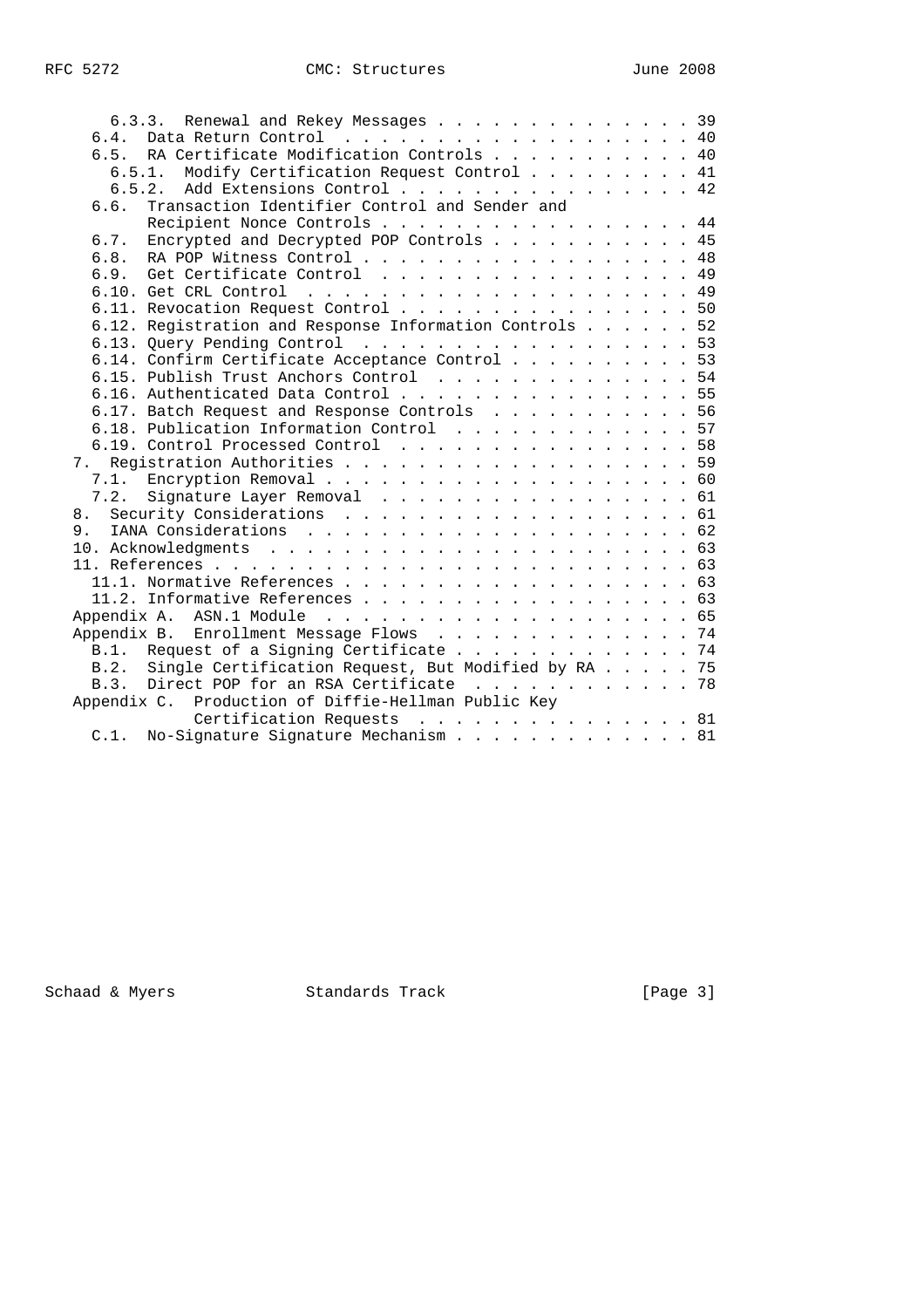```
      6.3.3.  Renewal and Rekey Messages . . . . . . . . . . . . . . 39
     6.4.  Data Return Control  . . . . . . . . . . . . . . . . . . . 40
     6.5.  RA Certificate Modification Controls . . . . . . . . . . . 40
       6.5.1.  Modify Certification Request Control . . . . . . . . . 41
       6.5.2.  Add Extensions Control . . . . . . . . . . . . . . . . 42
     6.6.  Transaction Identifier Control and Sender and
           Recipient Nonce Controls . . . . . . . . . . . . . . . . . 44
     6.7.  Encrypted and Decrypted POP Controls . . . . . . . . . . . 45
     6.8.  RA POP Witness Control . . . . . . . . . . . . . . . . . . 48
     6.9.  Get Certificate Control  . . . . . . . . . . . . . . . . . 49
     6.10. Get CRL Control  . . . . . . . . . . . . . . . . . . . . . 49
     6.11. Revocation Request Control . . . . . . . . . . . . . . . . 50
     6.12. Registration and Response Information Controls . . . . . . 52
     6.13. Query Pending Control  . . . . . . . . . . . . . . . . . . 53
     6.14. Confirm Certificate Acceptance Control . . . . . . . . . . 53
     6.15. Publish Trust Anchors Control  . . . . . . . . . . . . . . 54
     6.16. Authenticated Data Control . . . . . . . . . . . . . . . . 55
     6.17. Batch Request and Response Controls  . . . . . . . . . . . 56
     6.18. Publication Information Control  . . . . . . . . . . . . . 57
     6.19. Control Processed Control  . . . . . . . . . . . . . . . . 58
   7.  Registration Authorities . . . . . . . . . . . . . . . . . . . 59
     7.1.  Encryption Removal . . . . . . . . . . . . . . . . . . . . 60
     7.2.  Signature Layer Removal  . . . . . . . . . . . . . . . . . 61
   8.  Security Considerations  . . . . . . . . . . . . . . . . . . . 61
   9.  IANA Considerations  . . . . . . . . . . . . . . . . . . . . . 62
   10. Acknowledgments  . . . . . . . . . . . . . . . . . . . . . . . 63
   11. References . . . . . . . . . . . . . . . . . . . . . . . . . . 63
     11.1. Normative References . . . . . . . . . . . . . . . . . . . 63
     11.2. Informative References . . . . . . . . . . . . . . . . . . 63
   Appendix A.  ASN.1 Module  . . . . . . . . . . . . . . . . . . . . 65
   Appendix B.  Enrollment Message Flows  . . . . . . . . . . . . . . 74
     B.1.  Request of a Signing Certificate . . . . . . . . . . . . . 74
     B.2.  Single Certification Request, But Modified by RA . . . . . 75
     B.3.  Direct POP for an RSA Certificate  . . . . . . . . . . . . 78
   Appendix C.  Production of Diffie-Hellman Public Key
                Certification Requests  . . . . . . . . . . . . . . . 81
     C.1.  No-Signature Signature Mechanism . . . . . . . . . . . . . 81
```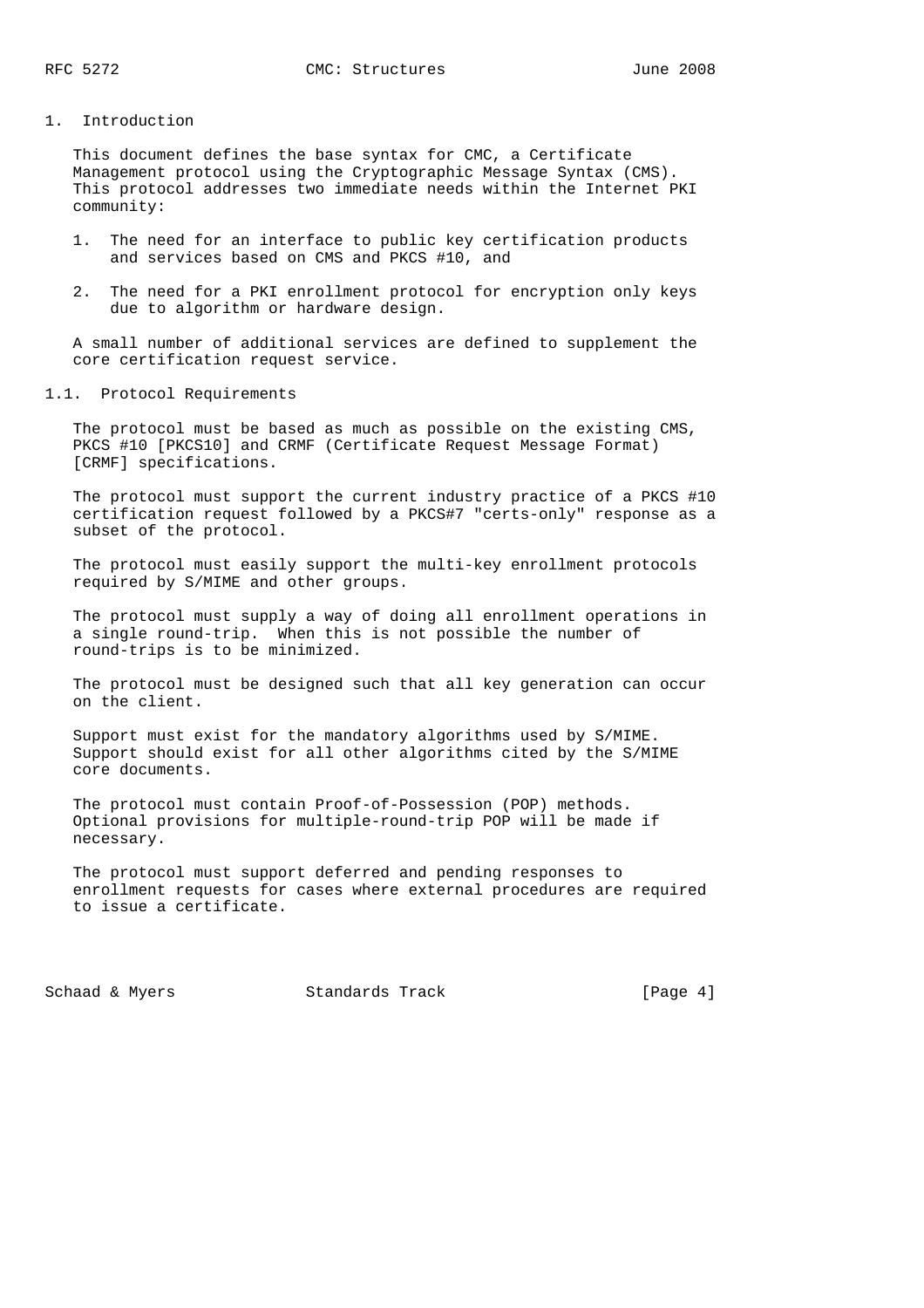# 1. Introduction

This document defines the base syntax for CMC, a Certificate Management protocol using the Cryptographic Message Syntax (CMS). This protocol addresses two immediate needs within the Internet PKI community:

1. The need for an interface to public key certification products and services based on CMS and PKCS #10, and
2. The need for a PKI enrollment protocol for encryption only keys due to algorithm or hardware design.

A small number of additional services are defined to supplement the core certification request service.

## 1.1. Protocol Requirements

The protocol must be based as much as possible on the existing CMS, PKCS #10 [PKCS10] and CRMF (Certificate Request Message Format) [CRMF] specifications.

The protocol must support the current industry practice of a PKCS #10 certification request followed by a PKCS#7 "certs-only" response as a subset of the protocol.

The protocol must easily support the multi-key enrollment protocols required by S/MIME and other groups.

The protocol must supply a way of doing all enrollment operations in a single round-trip. When this is not possible the number of round-trips is to be minimized.

The protocol must be designed such that all key generation can occur on the client.

Support must exist for the mandatory algorithms used by S/MIME. Support should exist for all other algorithms cited by the S/MIME core documents.

The protocol must contain Proof-of-Possession (POP) methods. Optional provisions for multiple-round-trip POP will be made if necessary.

The protocol must support deferred and pending responses to enrollment requests for cases where external procedures are required to issue a certificate.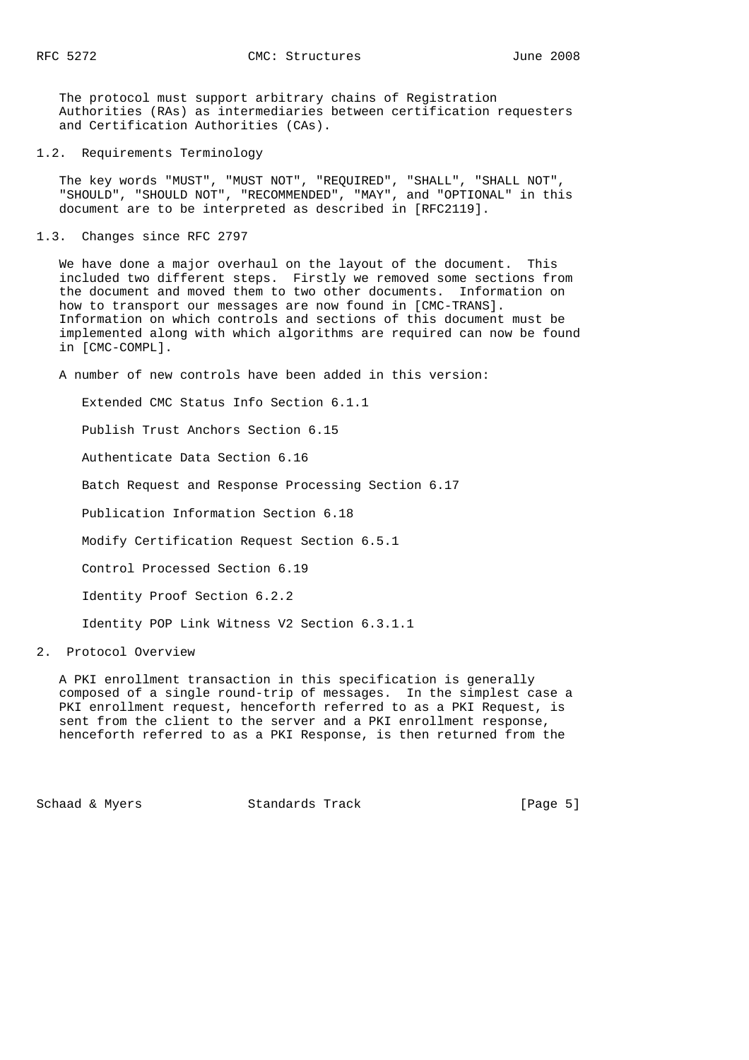The protocol must support arbitrary chains of Registration Authorities (RAs) as intermediaries between certification requesters and Certification Authorities (CAs).

## 1.2. Requirements Terminology

The key words "MUST", "MUST NOT", "REQUIRED", "SHALL", "SHALL NOT", "SHOULD", "SHOULD NOT", "RECOMMENDED", "MAY", and "OPTIONAL" in this document are to be interpreted as described in [RFC2119].

## 1.3. Changes since RFC 2797

We have done a major overhaul on the layout of the document. This included two different steps. Firstly we removed some sections from the document and moved them to two other documents. Information on how to transport our messages are now found in [CMC-TRANS]. Information on which controls and sections of this document must be implemented along with which algorithms are required can now be found in [CMC-COMPL].

A number of new controls have been added in this version:

Extended CMC Status Info Section 6.1.1

Publish Trust Anchors Section 6.15

Authenticate Data Section 6.16

Batch Request and Response Processing Section 6.17

Publication Information Section 6.18

Modify Certification Request Section 6.5.1

Control Processed Section 6.19

Identity Proof Section 6.2.2

Identity POP Link Witness V2 Section 6.3.1.1

# 2. Protocol Overview

A PKI enrollment transaction in this specification is generally composed of a single round-trip of messages. In the simplest case a PKI enrollment request, henceforth referred to as a PKI Request, is sent from the client to the server and a PKI enrollment response, henceforth referred to as a PKI Response, is then returned from the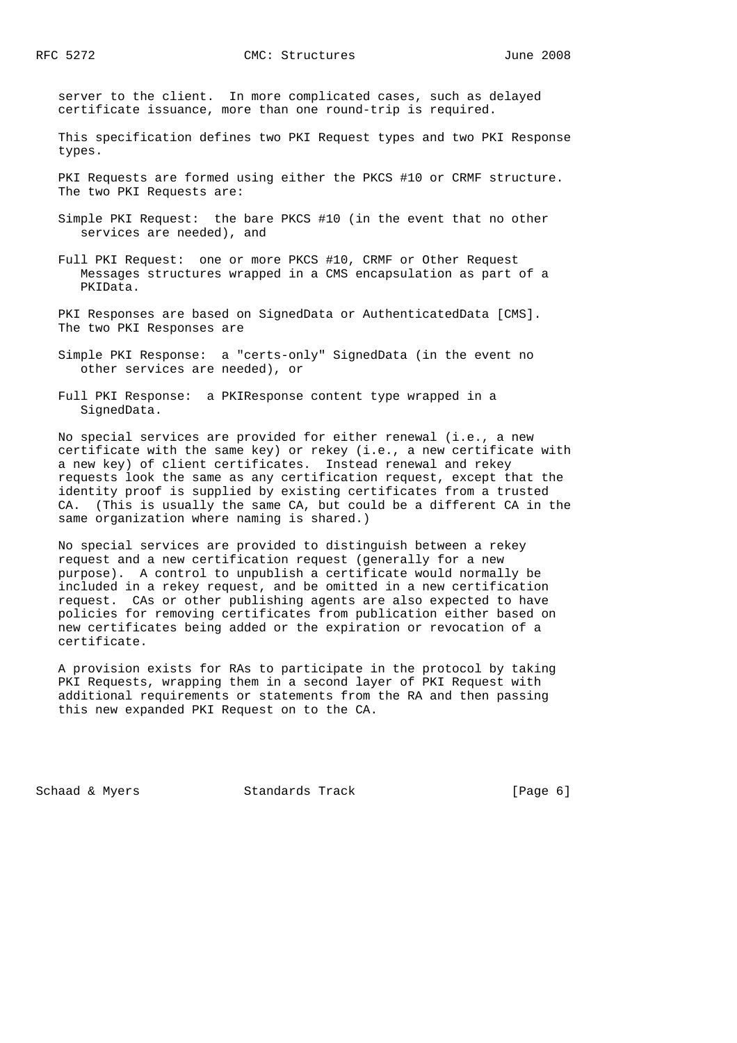server to the client. In more complicated cases, such as delayed certificate issuance, more than one round-trip is required.

This specification defines two PKI Request types and two PKI Response types.

PKI Requests are formed using either the PKCS #10 or CRMF structure. The two PKI Requests are:

Simple PKI Request: the bare PKCS #10 (in the event that no other services are needed), and

Full PKI Request: one or more PKCS #10, CRMF or Other Request Messages structures wrapped in a CMS encapsulation as part of a PKIData.

PKI Responses are based on SignedData or AuthenticatedData [CMS]. The two PKI Responses are

Simple PKI Response: a "certs-only" SignedData (in the event no other services are needed), or

Full PKI Response: a PKIResponse content type wrapped in a SignedData.

No special services are provided for either renewal (i.e., a new certificate with the same key) or rekey (i.e., a new certificate with a new key) of client certificates. Instead renewal and rekey requests look the same as any certification request, except that the identity proof is supplied by existing certificates from a trusted CA. (This is usually the same CA, but could be a different CA in the same organization where naming is shared.)

No special services are provided to distinguish between a rekey request and a new certification request (generally for a new purpose). A control to unpublish a certificate would normally be included in a rekey request, and be omitted in a new certification request. CAs or other publishing agents are also expected to have policies for removing certificates from publication either based on new certificates being added or the expiration or revocation of a certificate.

A provision exists for RAs to participate in the protocol by taking PKI Requests, wrapping them in a second layer of PKI Request with additional requirements or statements from the RA and then passing this new expanded PKI Request on to the CA.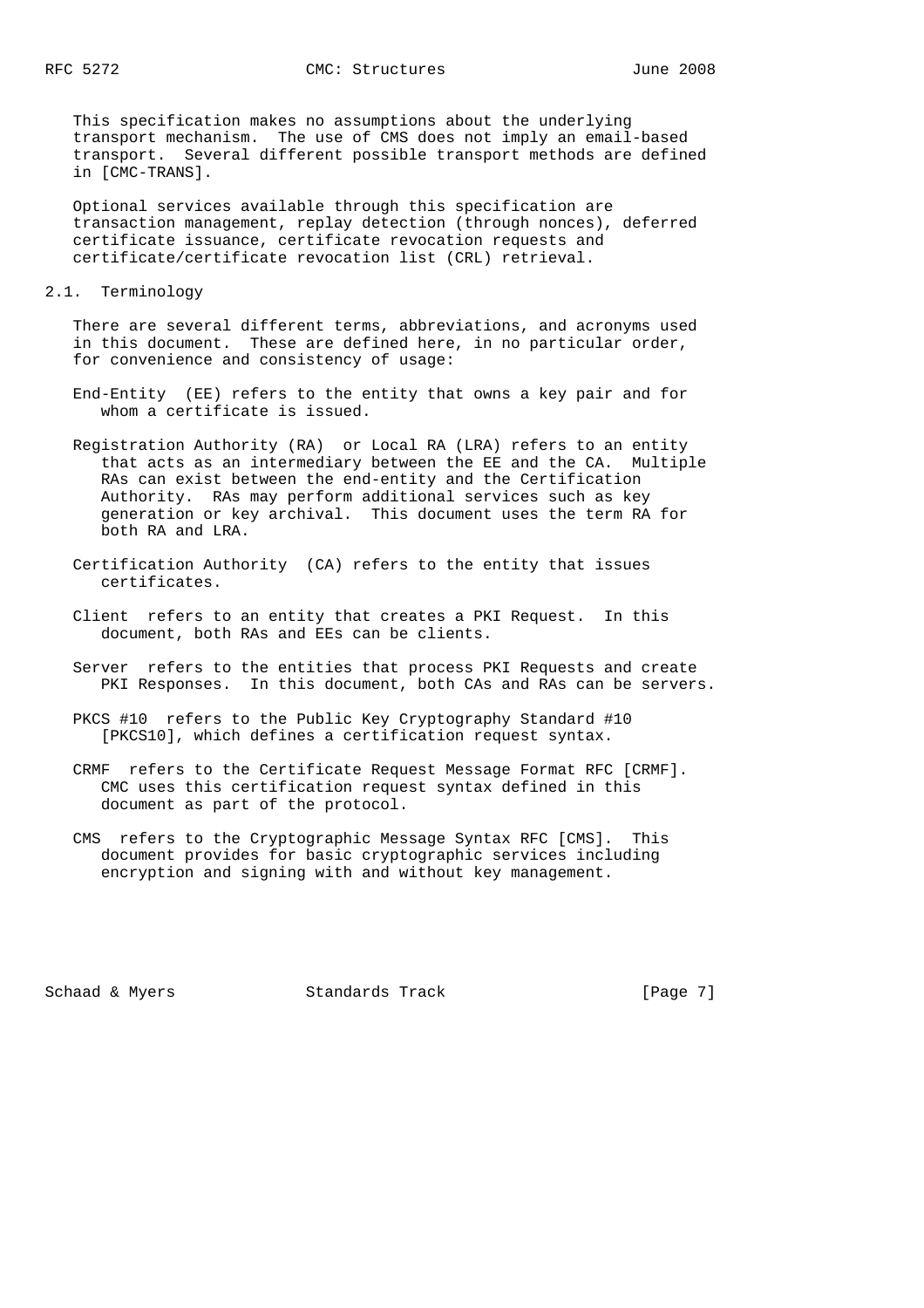This specification makes no assumptions about the underlying transport mechanism. The use of CMS does not imply an email-based transport. Several different possible transport methods are defined in [CMC-TRANS].

Optional services available through this specification are transaction management, replay detection (through nonces), deferred certificate issuance, certificate revocation requests and certificate/certificate revocation list (CRL) retrieval.

## 2.1. Terminology

There are several different terms, abbreviations, and acronyms used in this document. These are defined here, in no particular order, for convenience and consistency of usage:

End-Entity (EE) refers to the entity that owns a key pair and for whom a certificate is issued.

Registration Authority (RA) or Local RA (LRA) refers to an entity that acts as an intermediary between the EE and the CA. Multiple RAs can exist between the end-entity and the Certification Authority. RAs may perform additional services such as key generation or key archival. This document uses the term RA for both RA and LRA.

Certification Authority (CA) refers to the entity that issues certificates.

Client refers to an entity that creates a PKI Request. In this document, both RAs and EEs can be clients.

Server refers to the entities that process PKI Requests and create PKI Responses. In this document, both CAs and RAs can be servers.

PKCS #10 refers to the Public Key Cryptography Standard #10 [PKCS10], which defines a certification request syntax.

CRMF refers to the Certificate Request Message Format RFC [CRMF]. CMC uses this certification request syntax defined in this document as part of the protocol.

CMS refers to the Cryptographic Message Syntax RFC [CMS]. This document provides for basic cryptographic services including encryption and signing with and without key management.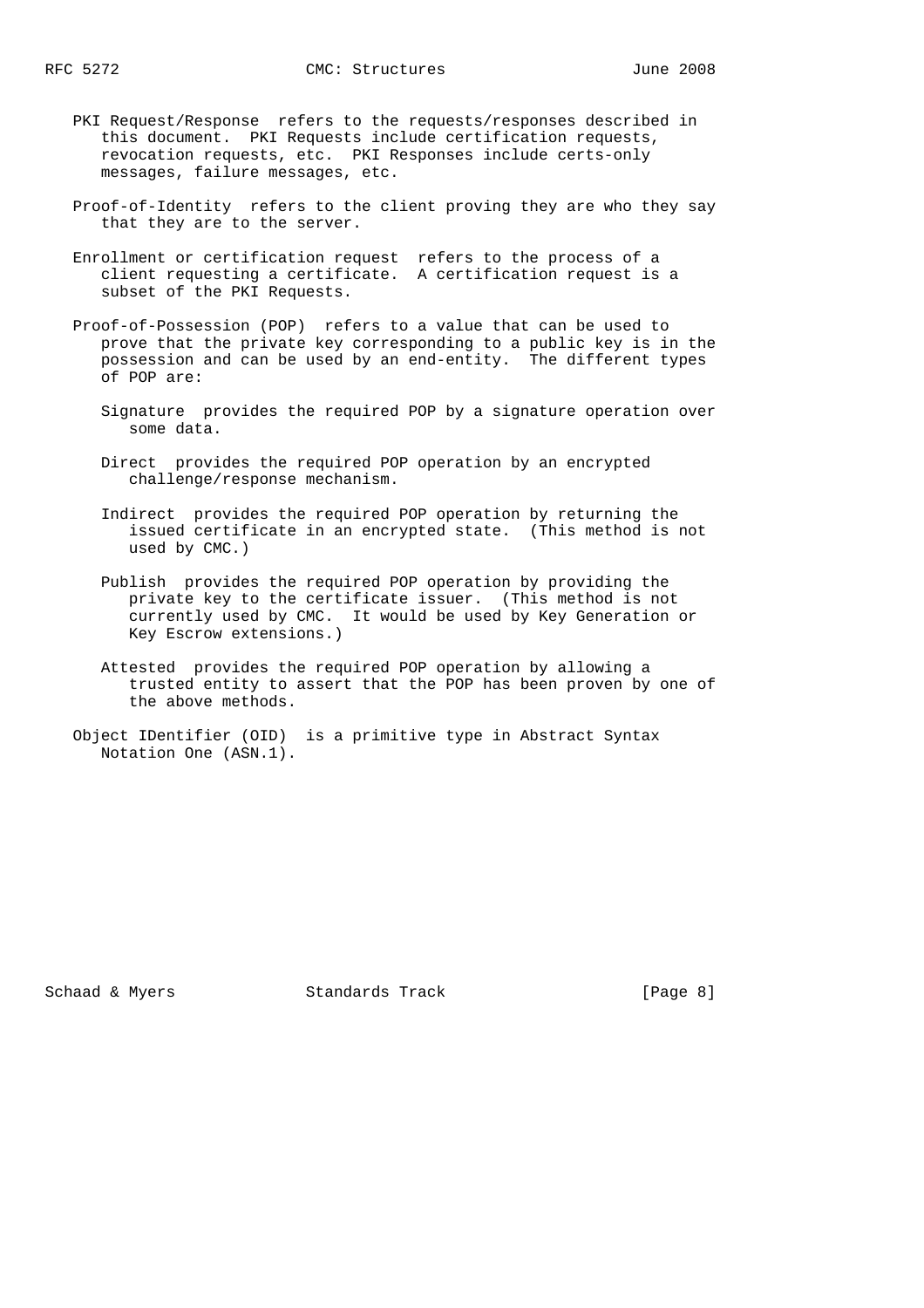PKI Request/Response refers to the requests/responses described in this document. PKI Requests include certification requests, revocation requests, etc. PKI Responses include certs-only messages, failure messages, etc.

Proof-of-Identity refers to the client proving they are who they say that they are to the server.

Enrollment or certification request refers to the process of a client requesting a certificate. A certification request is a subset of the PKI Requests.

Proof-of-Possession (POP) refers to a value that can be used to prove that the private key corresponding to a public key is in the possession and can be used by an end-entity. The different types of POP are:

- Signature provides the required POP by a signature operation over some data.

- Direct provides the required POP operation by an encrypted challenge/response mechanism.

- Indirect provides the required POP operation by returning the issued certificate in an encrypted state. (This method is not used by CMC.)

- Publish provides the required POP operation by providing the private key to the certificate issuer. (This method is not currently used by CMC. It would be used by Key Generation or Key Escrow extensions.)

- Attested provides the required POP operation by allowing a trusted entity to assert that the POP has been proven by one of the above methods.

Object IDentifier (OID) is a primitive type in Abstract Syntax Notation One (ASN.1).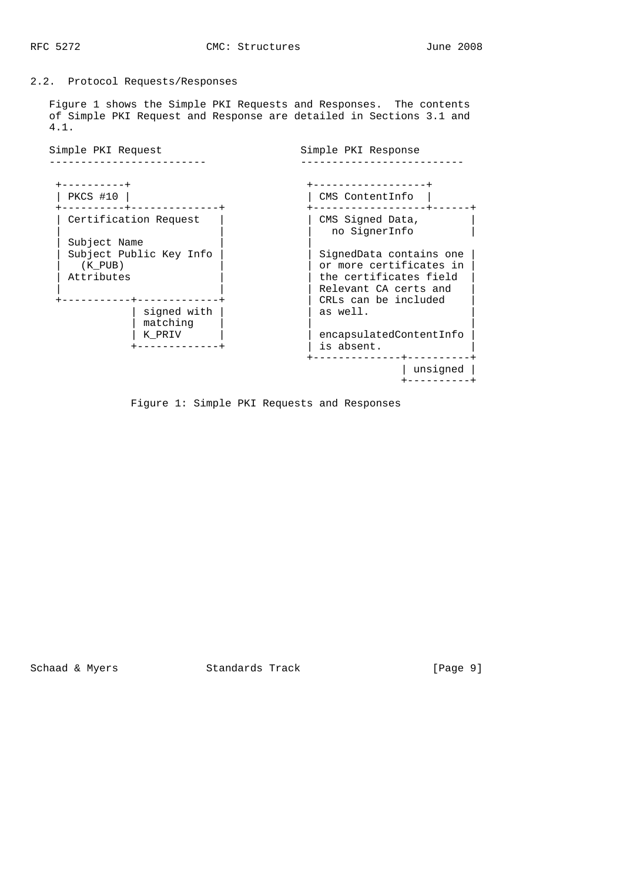## 2.2. Protocol Requests/Responses

Figure 1 shows the Simple PKI Requests and Responses. The contents of Simple PKI Request and Response are detailed in Sections 3.1 and 4.1.

```
Simple PKI Request                      Simple PKI Response
-------------------------               --------------------------

 +----------+                            +------------------+
 | PKCS #10 |                            | CMS ContentInfo  |
 +----------+--------------+             +------------------+------+
 | Certification Request   |             | CMS Signed Data,        |
 |                         |             |   no SignerInfo         |
 | Subject Name            |             |
 | Subject Public Key Info |             | SignedData contains one |
 |   (K_PUB)               |             | or more certificates in |
 | Attributes              |             | the certificates field  |
 |                         |             | Relevant CA certs and   |
 +-----------+-------------+             | CRLs can be included    |
             | signed with |             | as well.                |
             | matching    |             |                         |
             | K_PRIV      |             | encapsulatedContentInfo |
             +-------------+             | is absent.              |
                                         +--------------+----------+
                                                        | unsigned |
                                                        +----------+
```

Figure 1: Simple PKI Requests and Responses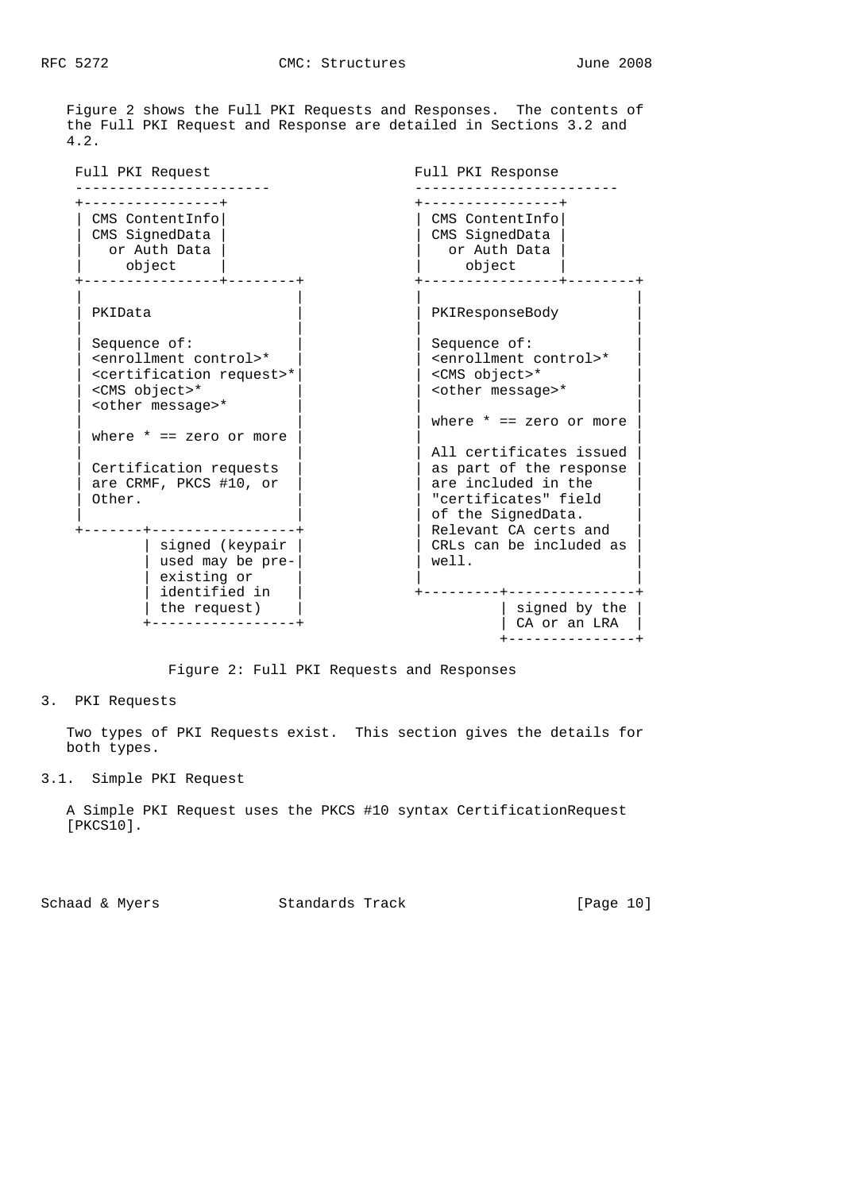Figure 2 shows the Full PKI Requests and Responses. The contents of the Full PKI Request and Response are detailed in Sections 3.2 and 4.2.

```
 Full PKI Request                           Full PKI Response
 -----------------------                    ------------------------
 +----------------+                         +----------------+
 | CMS ContentInfo|                         | CMS ContentInfo|
 | CMS SignedData |                         | CMS SignedData |
 |   or Auth Data |                         |   or Auth Data |
 |     object     |                         |     object     |
 +----------------+--------+                +----------------+--------+
 |                         |                |                         |
 | PKIData                 |                | PKIResponseBody         |
 |                         |                |                         |
 | Sequence of:            |                | Sequence of:            |
 | <enrollment control>*   |                | <enrollment control>*   |
 | <certification request>*|                | <CMS object>*           |
 | <CMS object>*           |                | <other message>*        |
 | <other message>*        |                |                         |
 |                         |                | where * == zero or more |
 | where * == zero or more |                |                         |
 |                         |                | All certificates issued |
 | Certification requests  |                | as part of the response |
 | are CRMF, PKCS #10, or  |                | are included in the     |
 | Other.                  |                | "certificates" field    |
 |                         |                | of the SignedData.      |
 +-------+-----------------+                | Relevant CA certs and   |
         | signed (keypair |                | CRLs can be included as |
         | used may be pre-|                | well.                   |
         | existing or     |                |                         |
         | identified in   |                +---------+---------------+
         | the request)    |                          | signed by the |
         +-----------------+                          | CA or an LRA  |
                                                      +---------------+
```

Figure 2: Full PKI Requests and Responses

## 3. PKI Requests

Two types of PKI Requests exist. This section gives the details for both types.

### 3.1. Simple PKI Request

A Simple PKI Request uses the PKCS #10 syntax CertificationRequest [PKCS10].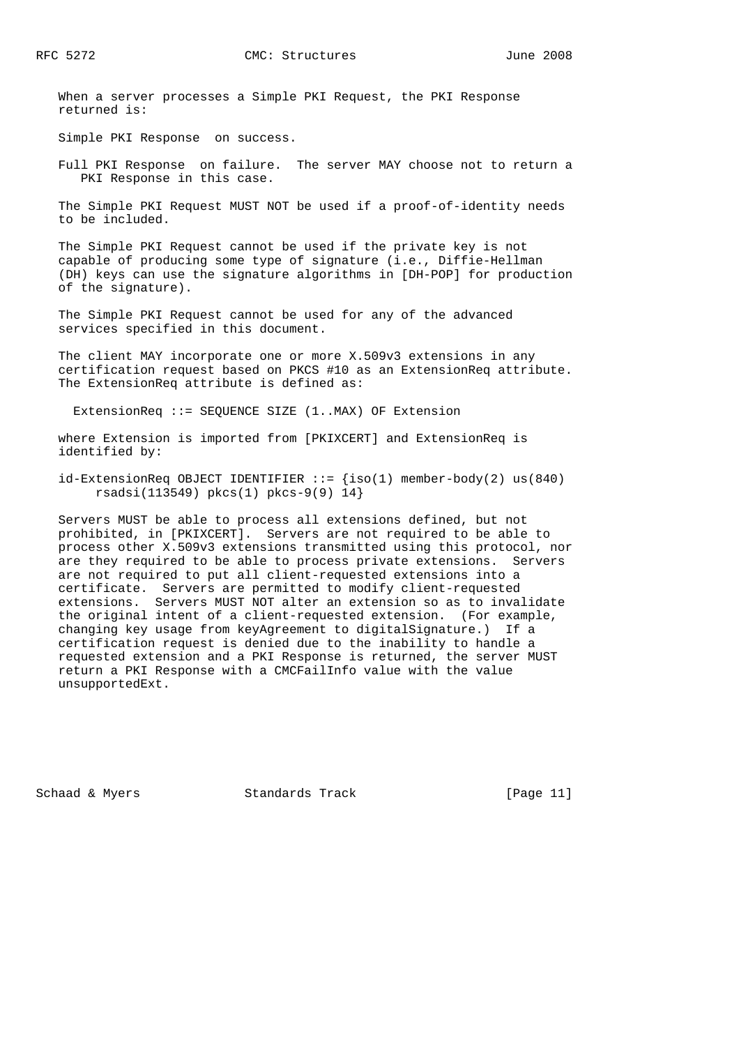When a server processes a Simple PKI Request, the PKI Response returned is:

Simple PKI Response on success.

Full PKI Response on failure. The server MAY choose not to return a PKI Response in this case.

The Simple PKI Request MUST NOT be used if a proof-of-identity needs to be included.

The Simple PKI Request cannot be used if the private key is not capable of producing some type of signature (i.e., Diffie-Hellman (DH) keys can use the signature algorithms in [DH-POP] for production of the signature).

The Simple PKI Request cannot be used for any of the advanced services specified in this document.

The client MAY incorporate one or more X.509v3 extensions in any certification request based on PKCS #10 as an ExtensionReq attribute. The ExtensionReq attribute is defined as:

```
ExtensionReq ::= SEQUENCE SIZE (1..MAX) OF Extension
```

where Extension is imported from [PKIXCERT] and ExtensionReq is identified by:

```
id-ExtensionReq OBJECT IDENTIFIER ::= {iso(1) member-body(2) us(840)
     rsadsi(113549) pkcs(1) pkcs-9(9) 14}
```

Servers MUST be able to process all extensions defined, but not prohibited, in [PKIXCERT]. Servers are not required to be able to process other X.509v3 extensions transmitted using this protocol, nor are they required to be able to process private extensions. Servers are not required to put all client-requested extensions into a certificate. Servers are permitted to modify client-requested extensions. Servers MUST NOT alter an extension so as to invalidate the original intent of a client-requested extension. (For example, changing key usage from keyAgreement to digitalSignature.) If a certification request is denied due to the inability to handle a requested extension and a PKI Response is returned, the server MUST return a PKI Response with a CMCFailInfo value with the value unsupportedExt.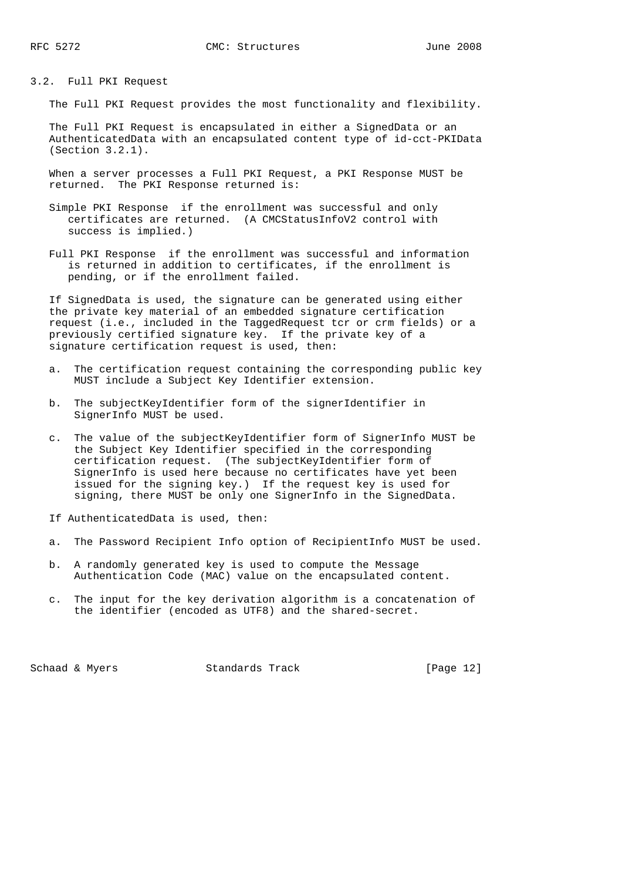### 3.2. Full PKI Request

The Full PKI Request provides the most functionality and flexibility.

The Full PKI Request is encapsulated in either a SignedData or an AuthenticatedData with an encapsulated content type of id-cct-PKIData (Section 3.2.1).

When a server processes a Full PKI Request, a PKI Response MUST be returned. The PKI Response returned is:

Simple PKI Response if the enrollment was successful and only certificates are returned. (A CMCStatusInfoV2 control with success is implied.)

Full PKI Response if the enrollment was successful and information is returned in addition to certificates, if the enrollment is pending, or if the enrollment failed.

If SignedData is used, the signature can be generated using either the private key material of an embedded signature certification request (i.e., included in the TaggedRequest tcr or crm fields) or a previously certified signature key. If the private key of a signature certification request is used, then:

a. The certification request containing the corresponding public key MUST include a Subject Key Identifier extension.

b. The subjectKeyIdentifier form of the signerIdentifier in SignerInfo MUST be used.

c. The value of the subjectKeyIdentifier form of SignerInfo MUST be the Subject Key Identifier specified in the corresponding certification request. (The subjectKeyIdentifier form of SignerInfo is used here because no certificates have yet been issued for the signing key.) If the request key is used for signing, there MUST be only one SignerInfo in the SignedData.

If AuthenticatedData is used, then:

a. The Password Recipient Info option of RecipientInfo MUST be used.

b. A randomly generated key is used to compute the Message Authentication Code (MAC) value on the encapsulated content.

c. The input for the key derivation algorithm is a concatenation of the identifier (encoded as UTF8) and the shared-secret.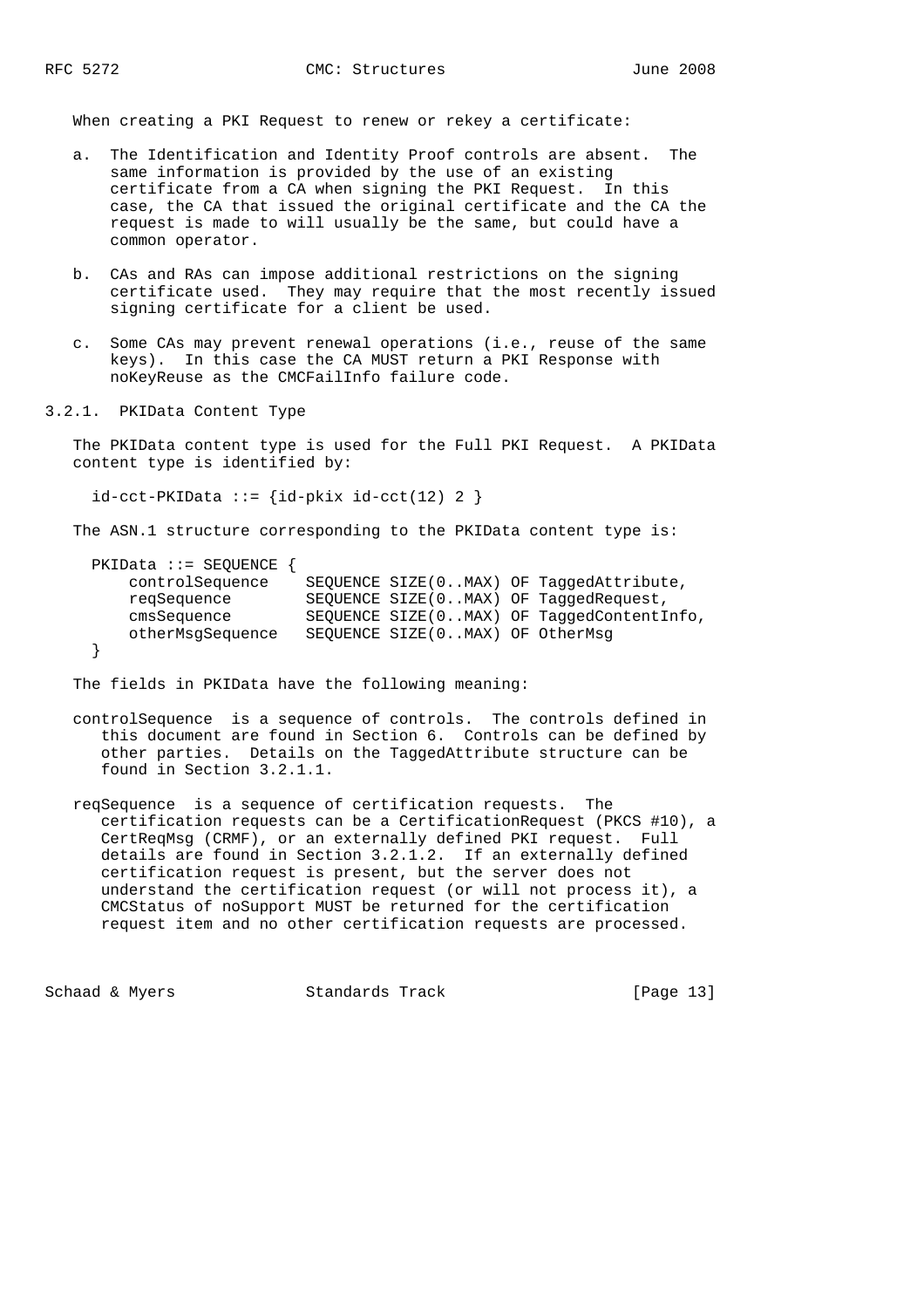When creating a PKI Request to renew or rekey a certificate:

a. The Identification and Identity Proof controls are absent. The same information is provided by the use of an existing certificate from a CA when signing the PKI Request. In this case, the CA that issued the original certificate and the CA the request is made to will usually be the same, but could have a common operator.

b. CAs and RAs can impose additional restrictions on the signing certificate used. They may require that the most recently issued signing certificate for a client be used.

c. Some CAs may prevent renewal operations (i.e., reuse of the same keys). In this case the CA MUST return a PKI Response with noKeyReuse as the CMCFailInfo failure code.

### 3.2.1. PKIData Content Type

The PKIData content type is used for the Full PKI Request. A PKIData content type is identified by:

```
id-cct-PKIData ::= {id-pkix id-cct(12) 2 }
```

The ASN.1 structure corresponding to the PKIData content type is:

```
PKIData ::= SEQUENCE {
    controlSequence    SEQUENCE SIZE(0..MAX) OF TaggedAttribute,
    reqSequence        SEQUENCE SIZE(0..MAX) OF TaggedRequest,
    cmsSequence        SEQUENCE SIZE(0..MAX) OF TaggedContentInfo,
    otherMsgSequence   SEQUENCE SIZE(0..MAX) OF OtherMsg
}
```

The fields in PKIData have the following meaning:

controlSequence is a sequence of controls. The controls defined in this document are found in Section 6. Controls can be defined by other parties. Details on the TaggedAttribute structure can be found in Section 3.2.1.1.

reqSequence is a sequence of certification requests. The certification requests can be a CertificationRequest (PKCS #10), a CertReqMsg (CRMF), or an externally defined PKI request. Full details are found in Section 3.2.1.2. If an externally defined certification request is present, but the server does not understand the certification request (or will not process it), a CMCStatus of noSupport MUST be returned for the certification request item and no other certification requests are processed.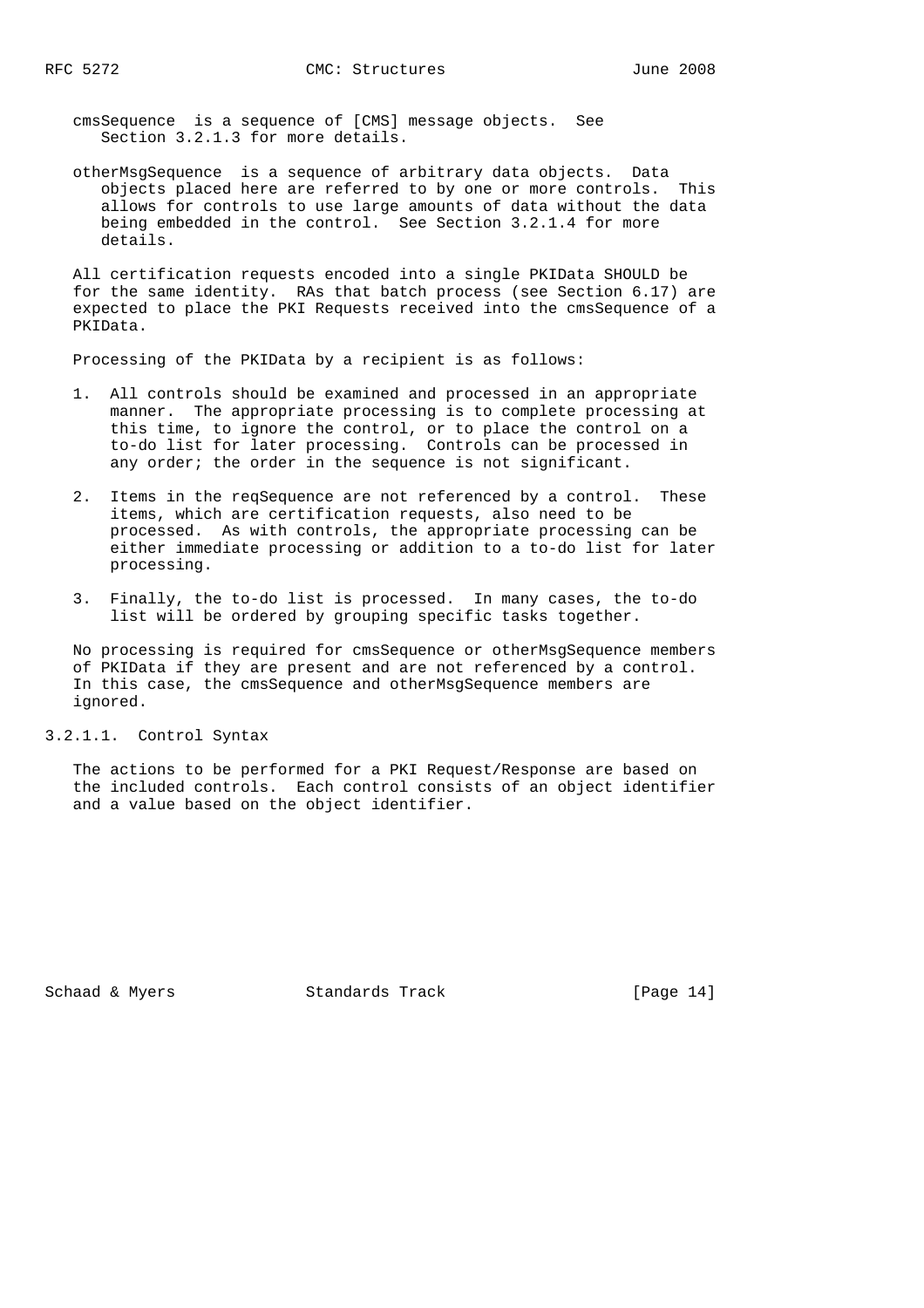cmsSequence is a sequence of [CMS] message objects. See Section 3.2.1.3 for more details.

otherMsgSequence is a sequence of arbitrary data objects. Data objects placed here are referred to by one or more controls. This allows for controls to use large amounts of data without the data being embedded in the control. See Section 3.2.1.4 for more details.

All certification requests encoded into a single PKIData SHOULD be for the same identity. RAs that batch process (see Section 6.17) are expected to place the PKI Requests received into the cmsSequence of a PKIData.

Processing of the PKIData by a recipient is as follows:

1. All controls should be examined and processed in an appropriate manner. The appropriate processing is to complete processing at this time, to ignore the control, or to place the control on a to-do list for later processing. Controls can be processed in any order; the order in the sequence is not significant.

2. Items in the reqSequence are not referenced by a control. These items, which are certification requests, also need to be processed. As with controls, the appropriate processing can be either immediate processing or addition to a to-do list for later processing.

3. Finally, the to-do list is processed. In many cases, the to-do list will be ordered by grouping specific tasks together.

No processing is required for cmsSequence or otherMsgSequence members of PKIData if they are present and are not referenced by a control. In this case, the cmsSequence and otherMsgSequence members are ignored.

#### 3.2.1.1. Control Syntax

The actions to be performed for a PKI Request/Response are based on the included controls. Each control consists of an object identifier and a value based on the object identifier.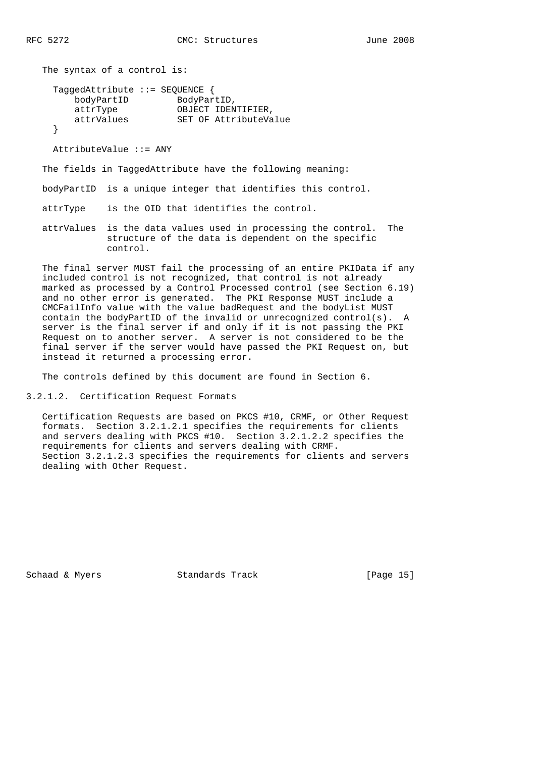The syntax of a control is:

```
TaggedAttribute ::= SEQUENCE {
    bodyPartID         BodyPartID,
    attrType           OBJECT IDENTIFIER,
    attrValues         SET OF AttributeValue
}

AttributeValue ::= ANY
```

The fields in TaggedAttribute have the following meaning:

bodyPartID  is a unique integer that identifies this control.

attrType    is the OID that identifies the control.

attrValues  is the data values used in processing the control.  The structure of the data is dependent on the specific control.

The final server MUST fail the processing of an entire PKIData if any included control is not recognized, that control is not already marked as processed by a Control Processed control (see Section 6.19) and no other error is generated.  The PKI Response MUST include a CMCFailInfo value with the value badRequest and the bodyList MUST contain the bodyPartID of the invalid or unrecognized control(s).  A server is the final server if and only if it is not passing the PKI Request on to another server.  A server is not considered to be the final server if the server would have passed the PKI Request on, but instead it returned a processing error.

The controls defined by this document are found in Section 6.

### 3.2.1.2. Certification Request Formats

Certification Requests are based on PKCS #10, CRMF, or Other Request formats.  Section 3.2.1.2.1 specifies the requirements for clients and servers dealing with PKCS #10.  Section 3.2.1.2.2 specifies the requirements for clients and servers dealing with CRMF. Section 3.2.1.2.3 specifies the requirements for clients and servers dealing with Other Request.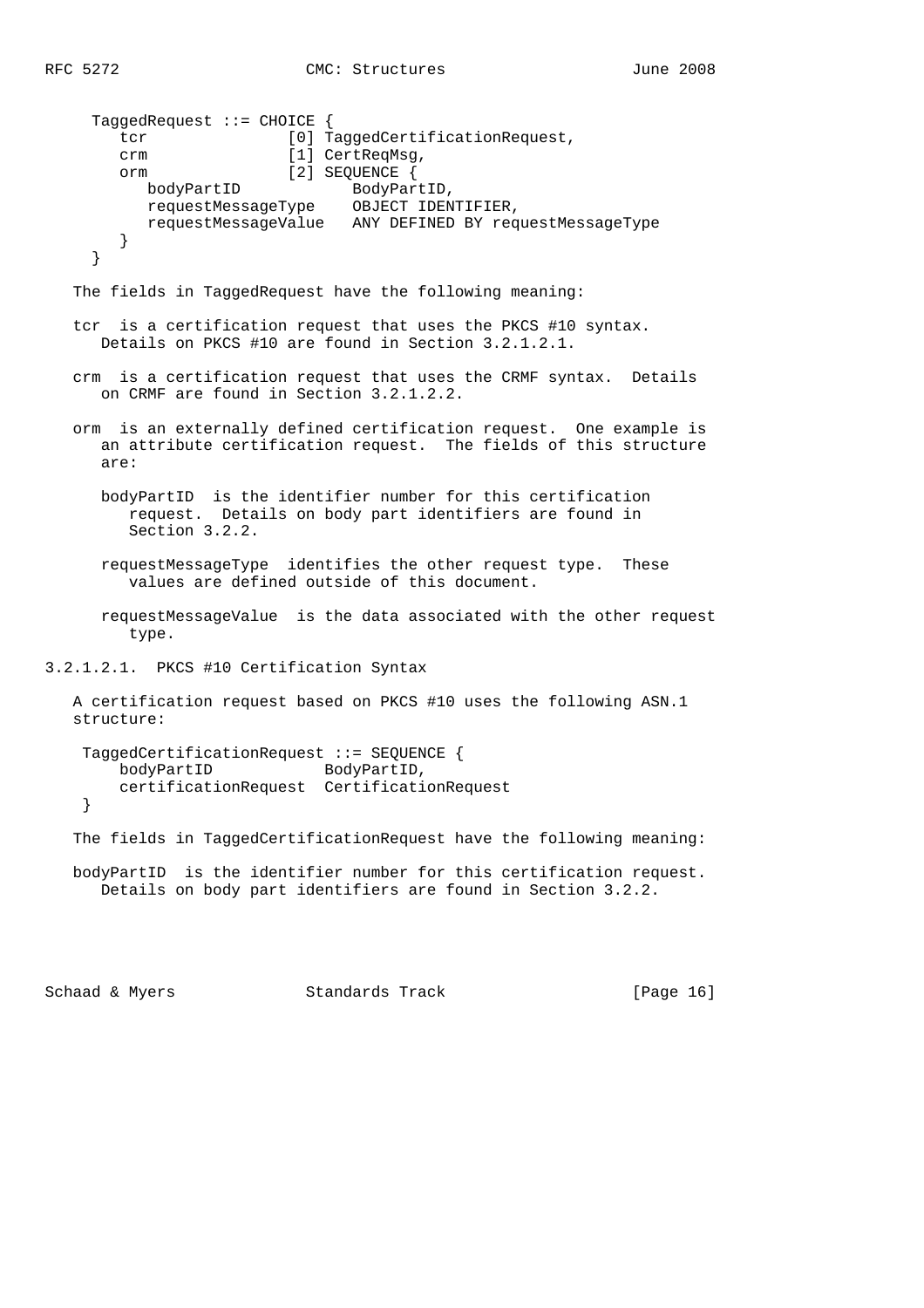```
TaggedRequest ::= CHOICE {
   tcr               [0] TaggedCertificationRequest,
   crm               [1] CertReqMsg,
   orm               [2] SEQUENCE {
      bodyPartID            BodyPartID,
      requestMessageType    OBJECT IDENTIFIER,
      requestMessageValue   ANY DEFINED BY requestMessageType
   }
}
```

The fields in TaggedRequest have the following meaning:

tcr is a certification request that uses the PKCS #10 syntax. Details on PKCS #10 are found in Section 3.2.1.2.1.

crm is a certification request that uses the CRMF syntax. Details on CRMF are found in Section 3.2.1.2.2.

orm is an externally defined certification request. One example is an attribute certification request. The fields of this structure are:

- bodyPartID is the identifier number for this certification request. Details on body part identifiers are found in Section 3.2.2.

- requestMessageType identifies the other request type. These values are defined outside of this document.

- requestMessageValue is the data associated with the other request type.

### 3.2.1.2.1. PKCS #10 Certification Syntax

A certification request based on PKCS #10 uses the following ASN.1 structure:

```
TaggedCertificationRequest ::= SEQUENCE {
    bodyPartID            BodyPartID,
    certificationRequest  CertificationRequest
}
```

The fields in TaggedCertificationRequest have the following meaning:

bodyPartID is the identifier number for this certification request. Details on body part identifiers are found in Section 3.2.2.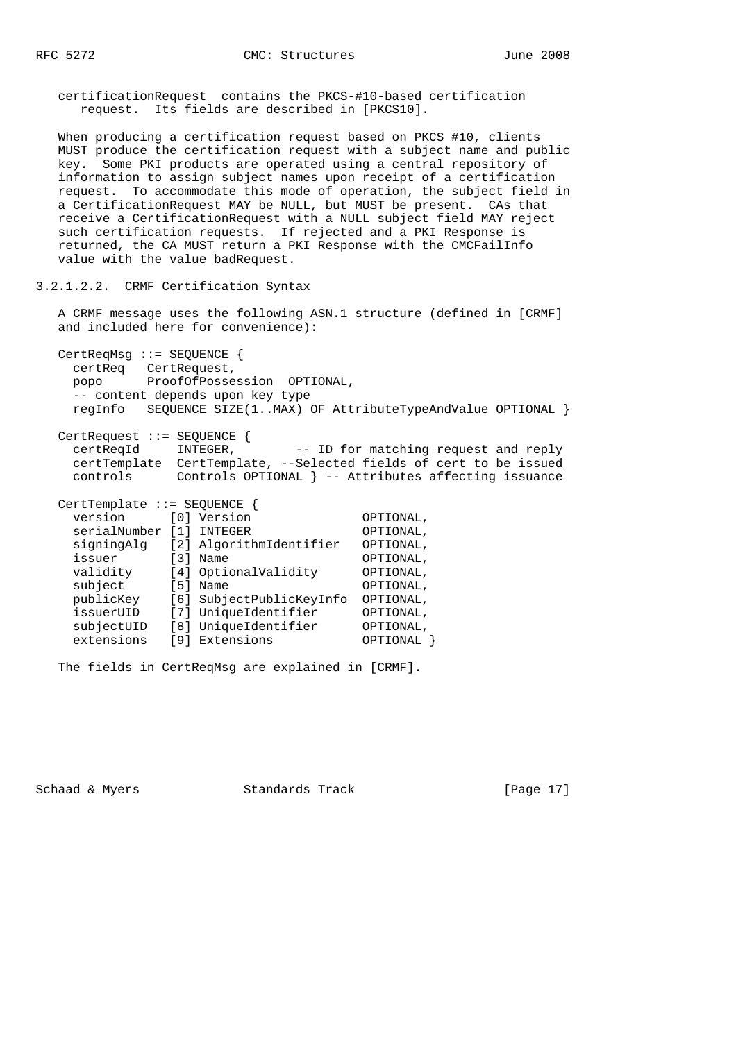certificationRequest  contains the PKCS-#10-based certification request.  Its fields are described in [PKCS10].

When producing a certification request based on PKCS #10, clients MUST produce the certification request with a subject name and public key.  Some PKI products are operated using a central repository of information to assign subject names upon receipt of a certification request.  To accommodate this mode of operation, the subject field in a CertificationRequest MAY be NULL, but MUST be present.  CAs that receive a CertificationRequest with a NULL subject field MAY reject such certification requests.  If rejected and a PKI Response is returned, the CA MUST return a PKI Response with the CMCFailInfo value with the value badRequest.

#### 3.2.1.2.2.  CRMF Certification Syntax

A CRMF message uses the following ASN.1 structure (defined in [CRMF] and included here for convenience):

```
CertReqMsg ::= SEQUENCE {
  certReq   CertRequest,
  popo       ProofOfPossession  OPTIONAL,
  -- content depends upon key type
  regInfo   SEQUENCE SIZE(1..MAX) OF AttributeTypeAndValue OPTIONAL }

CertRequest ::= SEQUENCE {
  certReqId     INTEGER,        -- ID for matching request and reply
  certTemplate  CertTemplate, --Selected fields of cert to be issued
  controls      Controls OPTIONAL } -- Attributes affecting issuance

CertTemplate ::= SEQUENCE {
  version      [0] Version               OPTIONAL,
  serialNumber [1] INTEGER               OPTIONAL,
  signingAlg   [2] AlgorithmIdentifier   OPTIONAL,
  issuer       [3] Name                  OPTIONAL,
  validity     [4] OptionalValidity      OPTIONAL,
  subject      [5] Name                  OPTIONAL,
  publicKey    [6] SubjectPublicKeyInfo  OPTIONAL,
  issuerUID    [7] UniqueIdentifier      OPTIONAL,
  subjectUID   [8] UniqueIdentifier      OPTIONAL,
  extensions   [9] Extensions            OPTIONAL }
```

The fields in CertReqMsg are explained in [CRMF].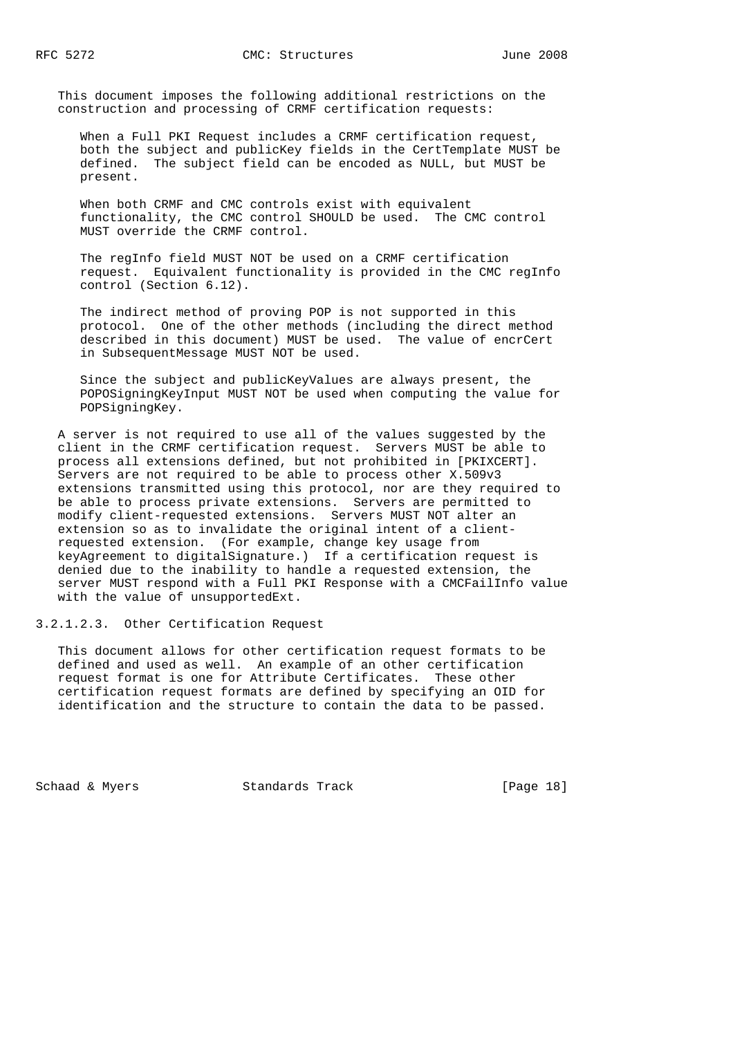This document imposes the following additional restrictions on the construction and processing of CRMF certification requests:

> When a Full PKI Request includes a CRMF certification request, both the subject and publicKey fields in the CertTemplate MUST be defined. The subject field can be encoded as NULL, but MUST be present.
>
> When both CRMF and CMC controls exist with equivalent functionality, the CMC control SHOULD be used. The CMC control MUST override the CRMF control.
>
> The regInfo field MUST NOT be used on a CRMF certification request. Equivalent functionality is provided in the CMC regInfo control (Section 6.12).
>
> The indirect method of proving POP is not supported in this protocol. One of the other methods (including the direct method described in this document) MUST be used. The value of encrCert in SubsequentMessage MUST NOT be used.
>
> Since the subject and publicKeyValues are always present, the POPOSigningKeyInput MUST NOT be used when computing the value for POPSigningKey.

A server is not required to use all of the values suggested by the client in the CRMF certification request. Servers MUST be able to process all extensions defined, but not prohibited in [PKIXCERT]. Servers are not required to be able to process other X.509v3 extensions transmitted using this protocol, nor are they required to be able to process private extensions. Servers are permitted to modify client-requested extensions. Servers MUST NOT alter an extension so as to invalidate the original intent of a client-requested extension. (For example, change key usage from keyAgreement to digitalSignature.) If a certification request is denied due to the inability to handle a requested extension, the server MUST respond with a Full PKI Response with a CMCFailInfo value with the value of unsupportedExt.

#### 3.2.1.2.3. Other Certification Request

This document allows for other certification request formats to be defined and used as well. An example of an other certification request format is one for Attribute Certificates. These other certification request formats are defined by specifying an OID for identification and the structure to contain the data to be passed.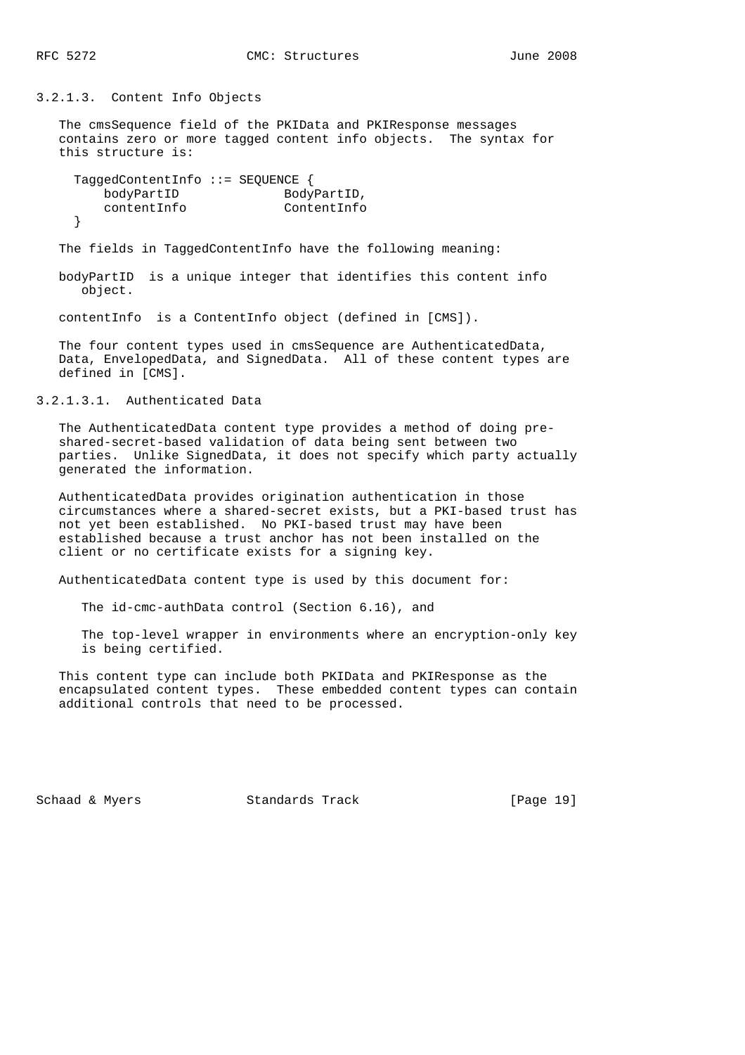### 3.2.1.3. Content Info Objects

The cmsSequence field of the PKIData and PKIResponse messages contains zero or more tagged content info objects. The syntax for this structure is:

```
TaggedContentInfo ::= SEQUENCE {
    bodyPartID              BodyPartID,
    contentInfo             ContentInfo
}
```

The fields in TaggedContentInfo have the following meaning:

bodyPartID is a unique integer that identifies this content info object.

contentInfo is a ContentInfo object (defined in [CMS]).

The four content types used in cmsSequence are AuthenticatedData, Data, EnvelopedData, and SignedData. All of these content types are defined in [CMS].

#### 3.2.1.3.1. Authenticated Data

The AuthenticatedData content type provides a method of doing pre-shared-secret-based validation of data being sent between two parties. Unlike SignedData, it does not specify which party actually generated the information.

AuthenticatedData provides origination authentication in those circumstances where a shared-secret exists, but a PKI-based trust has not yet been established. No PKI-based trust may have been established because a trust anchor has not been installed on the client or no certificate exists for a signing key.

AuthenticatedData content type is used by this document for:

The id-cmc-authData control (Section 6.16), and

The top-level wrapper in environments where an encryption-only key is being certified.

This content type can include both PKIData and PKIResponse as the encapsulated content types. These embedded content types can contain additional controls that need to be processed.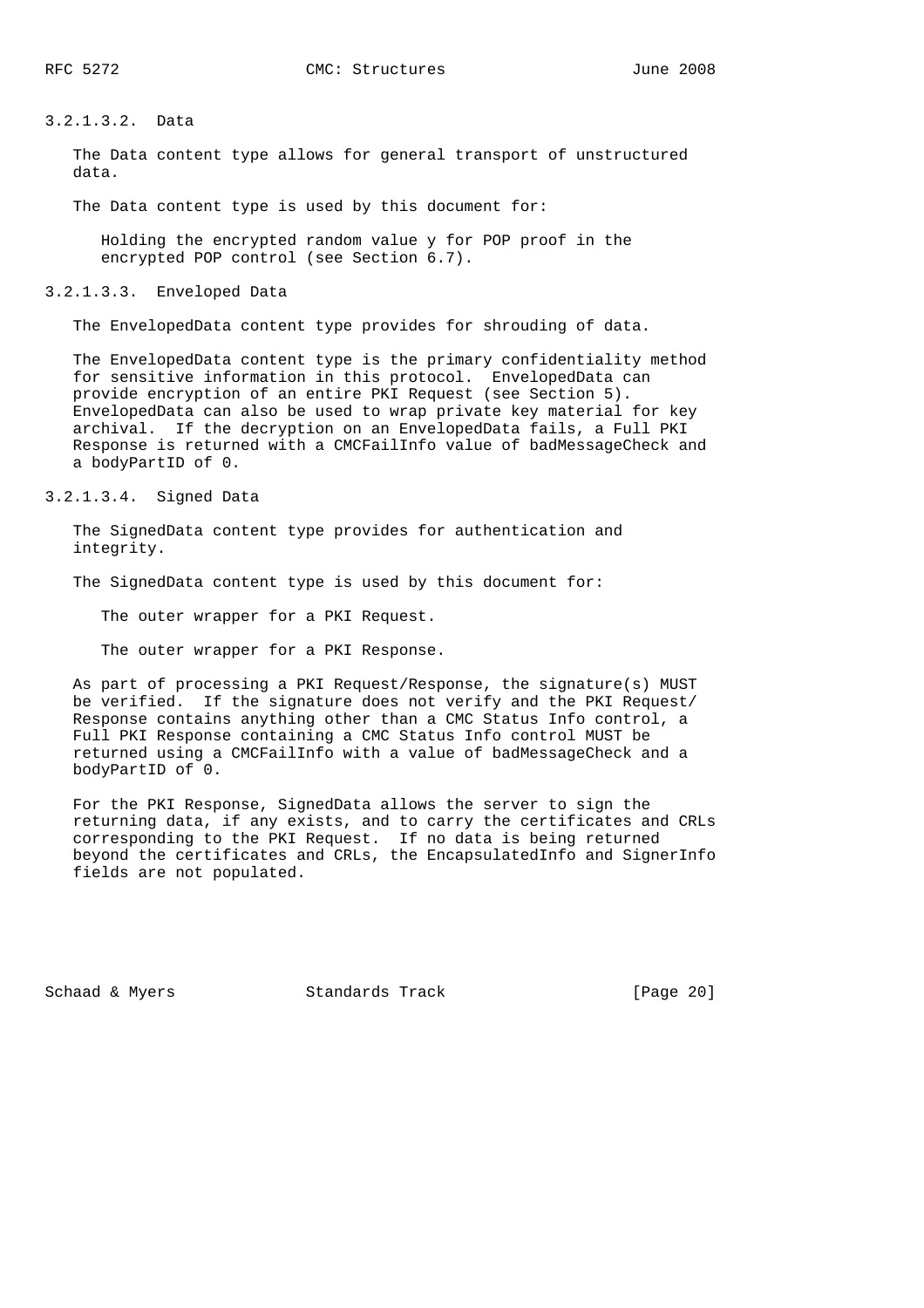#### 3.2.1.3.2. Data

The Data content type allows for general transport of unstructured data.

The Data content type is used by this document for:

> Holding the encrypted random value y for POP proof in the encrypted POP control (see Section 6.7).

#### 3.2.1.3.3. Enveloped Data

The EnvelopedData content type provides for shrouding of data.

The EnvelopedData content type is the primary confidentiality method for sensitive information in this protocol. EnvelopedData can provide encryption of an entire PKI Request (see Section 5). EnvelopedData can also be used to wrap private key material for key archival. If the decryption on an EnvelopedData fails, a Full PKI Response is returned with a CMCFailInfo value of badMessageCheck and a bodyPartID of 0.

#### 3.2.1.3.4. Signed Data

The SignedData content type provides for authentication and integrity.

The SignedData content type is used by this document for:

> The outer wrapper for a PKI Request.
>
> The outer wrapper for a PKI Response.

As part of processing a PKI Request/Response, the signature(s) MUST be verified. If the signature does not verify and the PKI Request/ Response contains anything other than a CMC Status Info control, a Full PKI Response containing a CMC Status Info control MUST be returned using a CMCFailInfo with a value of badMessageCheck and a bodyPartID of 0.

For the PKI Response, SignedData allows the server to sign the returning data, if any exists, and to carry the certificates and CRLs corresponding to the PKI Request. If no data is being returned beyond the certificates and CRLs, the EncapsulatedInfo and SignerInfo fields are not populated.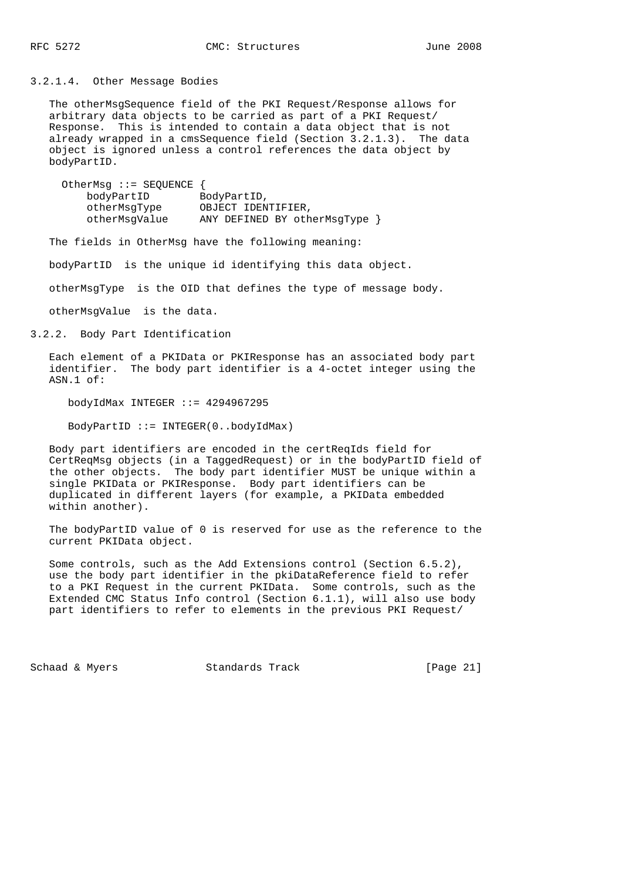### 3.2.1.4. Other Message Bodies

The otherMsgSequence field of the PKI Request/Response allows for arbitrary data objects to be carried as part of a PKI Request/ Response. This is intended to contain a data object that is not already wrapped in a cmsSequence field (Section 3.2.1.3). The data object is ignored unless a control references the data object by bodyPartID.

```
OtherMsg ::= SEQUENCE {
    bodyPartID        BodyPartID,
    otherMsgType      OBJECT IDENTIFIER,
    otherMsgValue     ANY DEFINED BY otherMsgType }
```

The fields in OtherMsg have the following meaning:

bodyPartID  is the unique id identifying this data object.

otherMsgType  is the OID that defines the type of message body.

otherMsgValue  is the data.

### 3.2.2. Body Part Identification

Each element of a PKIData or PKIResponse has an associated body part identifier. The body part identifier is a 4-octet integer using the ASN.1 of:

```
bodyIdMax INTEGER ::= 4294967295

BodyPartID ::= INTEGER(0..bodyIdMax)
```

Body part identifiers are encoded in the certReqIds field for CertReqMsg objects (in a TaggedRequest) or in the bodyPartID field of the other objects. The body part identifier MUST be unique within a single PKIData or PKIResponse. Body part identifiers can be duplicated in different layers (for example, a PKIData embedded within another).

The bodyPartID value of 0 is reserved for use as the reference to the current PKIData object.

Some controls, such as the Add Extensions control (Section 6.5.2), use the body part identifier in the pkiDataReference field to refer to a PKI Request in the current PKIData. Some controls, such as the Extended CMC Status Info control (Section 6.1.1), will also use body part identifiers to refer to elements in the previous PKI Request/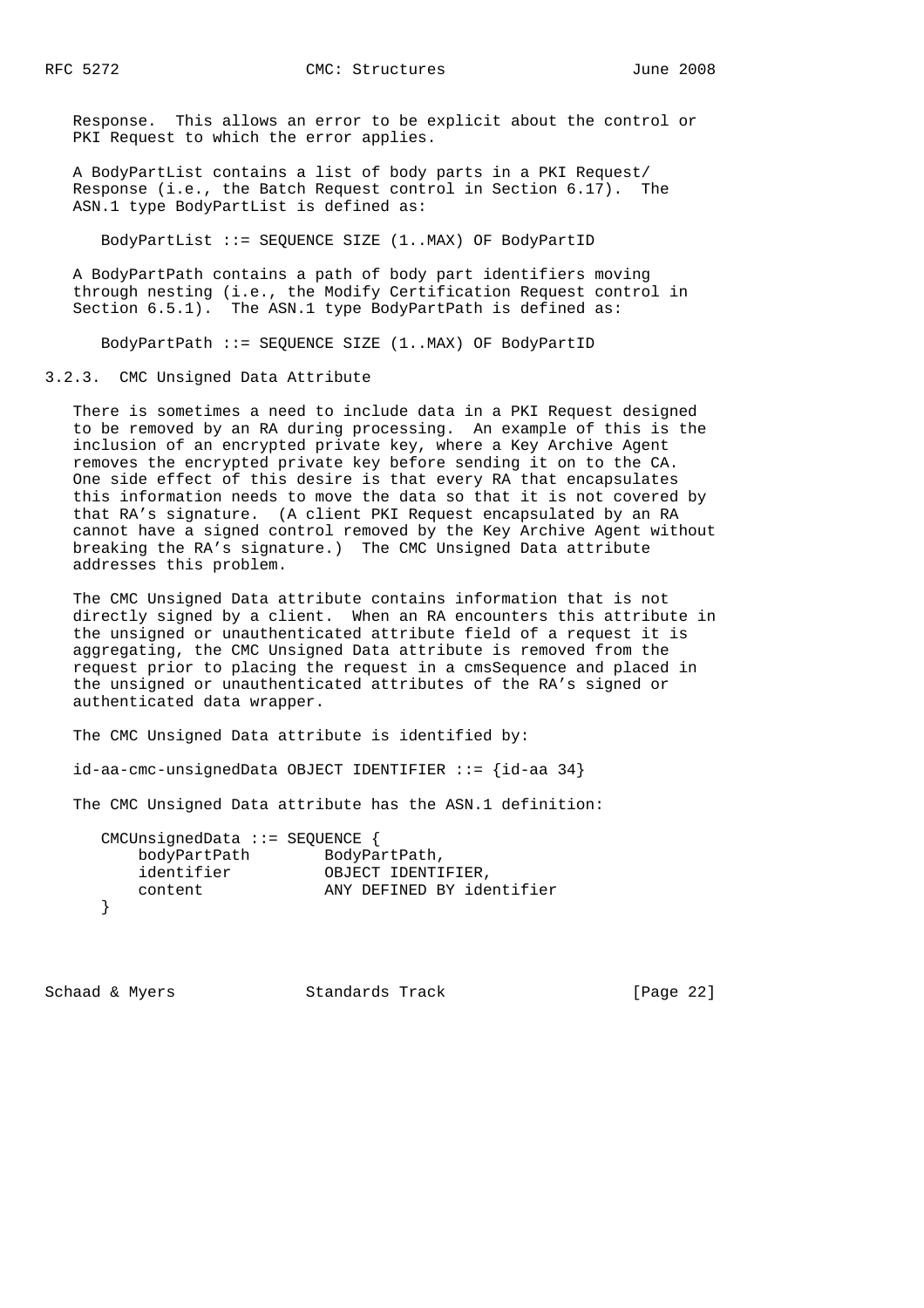Response. This allows an error to be explicit about the control or PKI Request to which the error applies.

A BodyPartList contains a list of body parts in a PKI Request/ Response (i.e., the Batch Request control in Section 6.17). The ASN.1 type BodyPartList is defined as:

```
BodyPartList ::= SEQUENCE SIZE (1..MAX) OF BodyPartID
```

A BodyPartPath contains a path of body part identifiers moving through nesting (i.e., the Modify Certification Request control in Section 6.5.1). The ASN.1 type BodyPartPath is defined as:

```
BodyPartPath ::= SEQUENCE SIZE (1..MAX) OF BodyPartID
```

### 3.2.3. CMC Unsigned Data Attribute

There is sometimes a need to include data in a PKI Request designed to be removed by an RA during processing. An example of this is the inclusion of an encrypted private key, where a Key Archive Agent removes the encrypted private key before sending it on to the CA. One side effect of this desire is that every RA that encapsulates this information needs to move the data so that it is not covered by that RA's signature. (A client PKI Request encapsulated by an RA cannot have a signed control removed by the Key Archive Agent without breaking the RA's signature.) The CMC Unsigned Data attribute addresses this problem.

The CMC Unsigned Data attribute contains information that is not directly signed by a client. When an RA encounters this attribute in the unsigned or unauthenticated attribute field of a request it is aggregating, the CMC Unsigned Data attribute is removed from the request prior to placing the request in a cmsSequence and placed in the unsigned or unauthenticated attributes of the RA's signed or authenticated data wrapper.

The CMC Unsigned Data attribute is identified by:

```
id-aa-cmc-unsignedData OBJECT IDENTIFIER ::= {id-aa 34}
```

The CMC Unsigned Data attribute has the ASN.1 definition:

```
CMCUnsignedData ::= SEQUENCE {
    bodyPartPath        BodyPartPath,
    identifier          OBJECT IDENTIFIER,
    content             ANY DEFINED BY identifier
}
```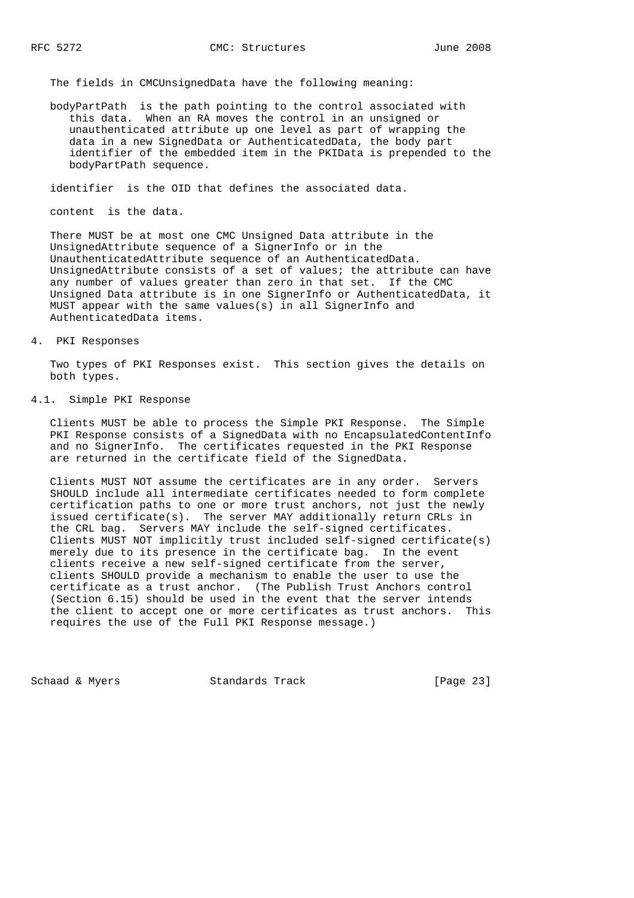The fields in CMCUnsignedData have the following meaning:

bodyPartPath is the path pointing to the control associated with this data. When an RA moves the control in an unsigned or unauthenticated attribute up one level as part of wrapping the data in a new SignedData or AuthenticatedData, the body part identifier of the embedded item in the PKIData is prepended to the bodyPartPath sequence.

identifier is the OID that defines the associated data.

content is the data.

There MUST be at most one CMC Unsigned Data attribute in the UnsignedAttribute sequence of a SignerInfo or in the UnauthenticatedAttribute sequence of an AuthenticatedData. UnsignedAttribute consists of a set of values; the attribute can have any number of values greater than zero in that set. If the CMC Unsigned Data attribute is in one SignerInfo or AuthenticatedData, it MUST appear with the same values(s) in all SignerInfo and AuthenticatedData items.

# 4. PKI Responses

Two types of PKI Responses exist. This section gives the details on both types.

## 4.1. Simple PKI Response

Clients MUST be able to process the Simple PKI Response. The Simple PKI Response consists of a SignedData with no EncapsulatedContentInfo and no SignerInfo. The certificates requested in the PKI Response are returned in the certificate field of the SignedData.

Clients MUST NOT assume the certificates are in any order. Servers SHOULD include all intermediate certificates needed to form complete certification paths to one or more trust anchors, not just the newly issued certificate(s). The server MAY additionally return CRLs in the CRL bag. Servers MAY include the self-signed certificates. Clients MUST NOT implicitly trust included self-signed certificate(s) merely due to its presence in the certificate bag. In the event clients receive a new self-signed certificate from the server, clients SHOULD provide a mechanism to enable the user to use the certificate as a trust anchor. (The Publish Trust Anchors control (Section 6.15) should be used in the event that the server intends the client to accept one or more certificates as trust anchors. This requires the use of the Full PKI Response message.)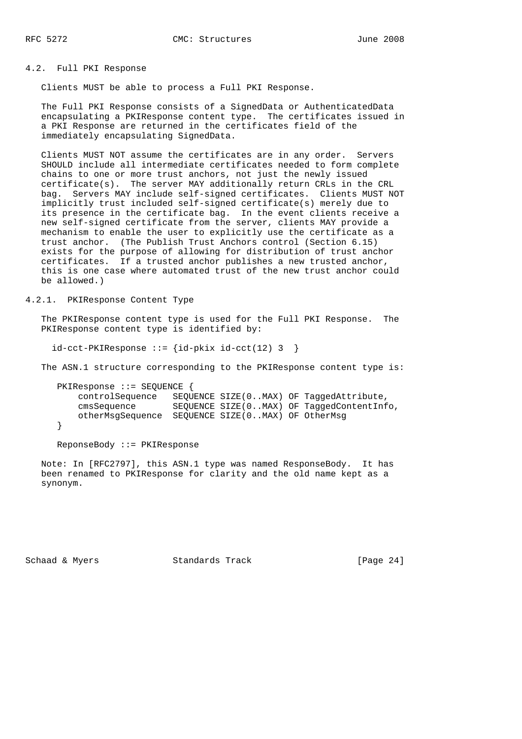### 4.2. Full PKI Response

Clients MUST be able to process a Full PKI Response.

The Full PKI Response consists of a SignedData or AuthenticatedData encapsulating a PKIResponse content type. The certificates issued in a PKI Response are returned in the certificates field of the immediately encapsulating SignedData.

Clients MUST NOT assume the certificates are in any order. Servers SHOULD include all intermediate certificates needed to form complete chains to one or more trust anchors, not just the newly issued certificate(s). The server MAY additionally return CRLs in the CRL bag. Servers MAY include self-signed certificates. Clients MUST NOT implicitly trust included self-signed certificate(s) merely due to its presence in the certificate bag. In the event clients receive a new self-signed certificate from the server, clients MAY provide a mechanism to enable the user to explicitly use the certificate as a trust anchor. (The Publish Trust Anchors control (Section 6.15) exists for the purpose of allowing for distribution of trust anchor certificates. If a trusted anchor publishes a new trusted anchor, this is one case where automated trust of the new trust anchor could be allowed.)

#### 4.2.1. PKIResponse Content Type

The PKIResponse content type is used for the Full PKI Response. The PKIResponse content type is identified by:

```
  id-cct-PKIResponse ::= {id-pkix id-cct(12) 3  }
```

The ASN.1 structure corresponding to the PKIResponse content type is:

```
   PKIResponse ::= SEQUENCE {
       controlSequence   SEQUENCE SIZE(0..MAX) OF TaggedAttribute,
       cmsSequence       SEQUENCE SIZE(0..MAX) OF TaggedContentInfo,
       otherMsgSequence  SEQUENCE SIZE(0..MAX) OF OtherMsg
   }

   ReponseBody ::= PKIResponse
```

Note: In [RFC2797], this ASN.1 type was named ResponseBody. It has been renamed to PKIResponse for clarity and the old name kept as a synonym.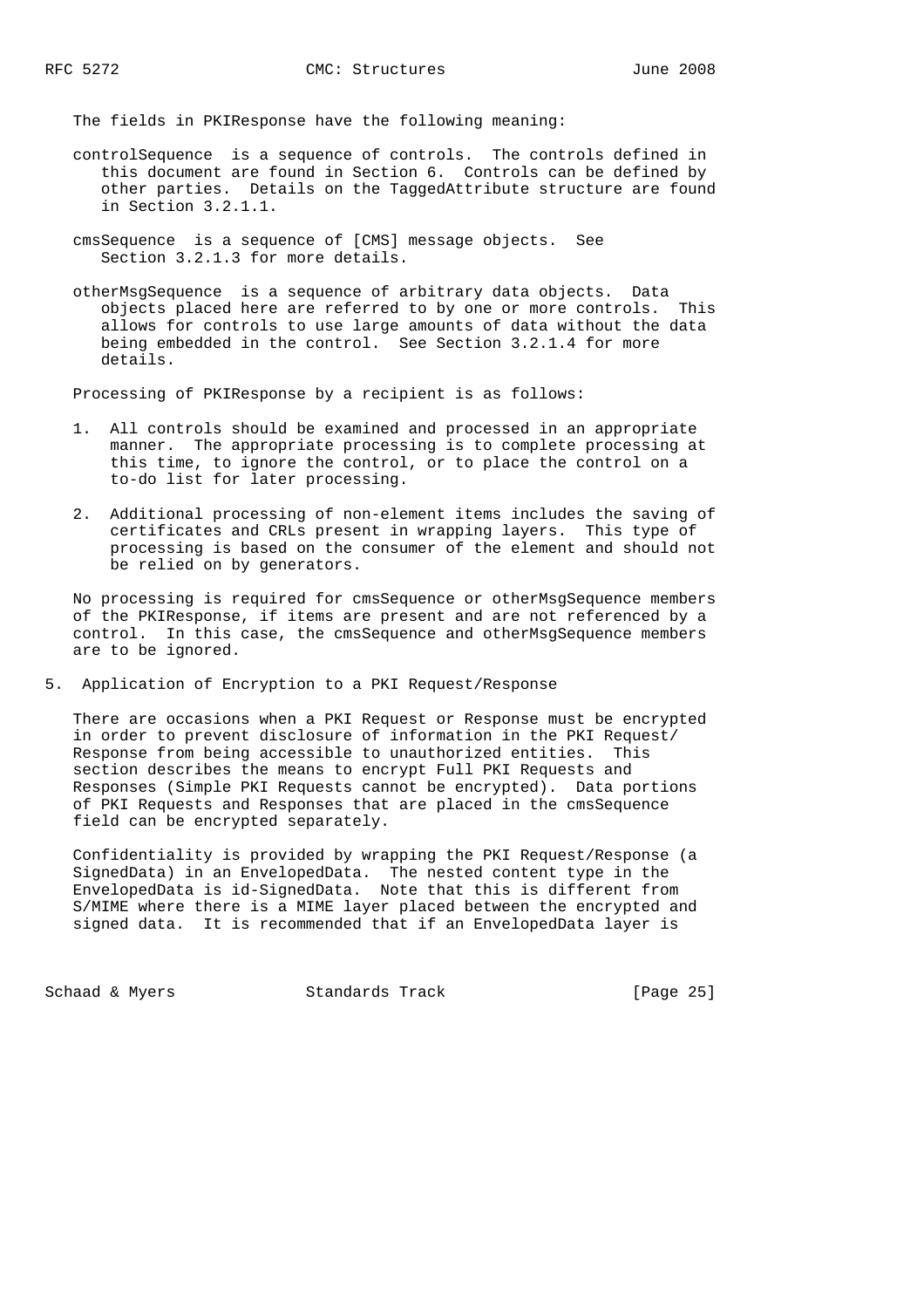The fields in PKIResponse have the following meaning:

controlSequence is a sequence of controls. The controls defined in this document are found in Section 6. Controls can be defined by other parties. Details on the TaggedAttribute structure are found in Section 3.2.1.1.

cmsSequence is a sequence of [CMS] message objects. See Section 3.2.1.3 for more details.

otherMsgSequence is a sequence of arbitrary data objects. Data objects placed here are referred to by one or more controls. This allows for controls to use large amounts of data without the data being embedded in the control. See Section 3.2.1.4 for more details.

Processing of PKIResponse by a recipient is as follows:

1. All controls should be examined and processed in an appropriate manner. The appropriate processing is to complete processing at this time, to ignore the control, or to place the control on a to-do list for later processing.

2. Additional processing of non-element items includes the saving of certificates and CRLs present in wrapping layers. This type of processing is based on the consumer of the element and should not be relied on by generators.

No processing is required for cmsSequence or otherMsgSequence members of the PKIResponse, if items are present and are not referenced by a control. In this case, the cmsSequence and otherMsgSequence members are to be ignored.

## 5. Application of Encryption to a PKI Request/Response

There are occasions when a PKI Request or Response must be encrypted in order to prevent disclosure of information in the PKI Request/Response from being accessible to unauthorized entities. This section describes the means to encrypt Full PKI Requests and Responses (Simple PKI Requests cannot be encrypted). Data portions of PKI Requests and Responses that are placed in the cmsSequence field can be encrypted separately.

Confidentiality is provided by wrapping the PKI Request/Response (a SignedData) in an EnvelopedData. The nested content type in the EnvelopedData is id-SignedData. Note that this is different from S/MIME where there is a MIME layer placed between the encrypted and signed data. It is recommended that if an EnvelopedData layer is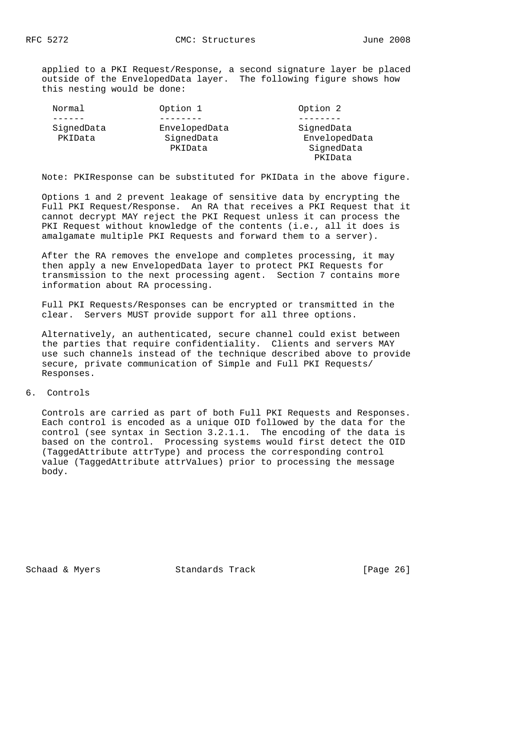applied to a PKI Request/Response, a second signature layer be placed outside of the EnvelopedData layer. The following figure shows how this nesting would be done:

```
  Normal             Option 1                  Option 2
  ------             --------                  --------
  SignedData         EnvelopedData             SignedData
   PKIData            SignedData                EnvelopedData
                       PKIData                   SignedData
                                                  PKIData
```

Note: PKIResponse can be substituted for PKIData in the above figure.

Options 1 and 2 prevent leakage of sensitive data by encrypting the Full PKI Request/Response. An RA that receives a PKI Request that it cannot decrypt MAY reject the PKI Request unless it can process the PKI Request without knowledge of the contents (i.e., all it does is amalgamate multiple PKI Requests and forward them to a server).

After the RA removes the envelope and completes processing, it may then apply a new EnvelopedData layer to protect PKI Requests for transmission to the next processing agent. Section 7 contains more information about RA processing.

Full PKI Requests/Responses can be encrypted or transmitted in the clear. Servers MUST provide support for all three options.

Alternatively, an authenticated, secure channel could exist between the parties that require confidentiality. Clients and servers MAY use such channels instead of the technique described above to provide secure, private communication of Simple and Full PKI Requests/ Responses.

## 6. Controls

Controls are carried as part of both Full PKI Requests and Responses. Each control is encoded as a unique OID followed by the data for the control (see syntax in Section 3.2.1.1. The encoding of the data is based on the control. Processing systems would first detect the OID (TaggedAttribute attrType) and process the corresponding control value (TaggedAttribute attrValues) prior to processing the message body.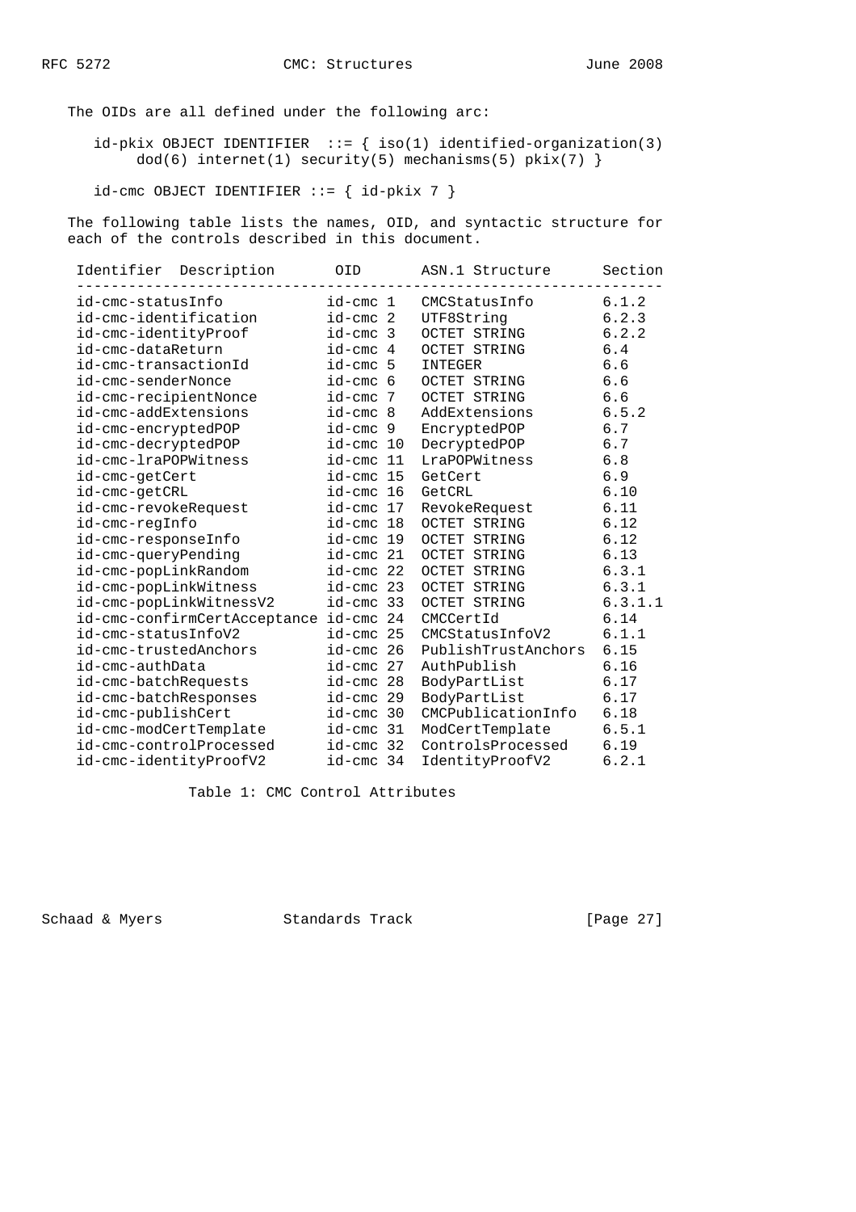The OIDs are all defined under the following arc:

```
id-pkix OBJECT IDENTIFIER  ::= { iso(1) identified-organization(3)
     dod(6) internet(1) security(5) mechanisms(5) pkix(7) }

id-cmc OBJECT IDENTIFIER ::= { id-pkix 7 }
```

The following table lists the names, OID, and syntactic structure for each of the controls described in this document.

| Identifier Description | OID | ASN.1 Structure | Section |
|---|---|---|---|
| id-cmc-statusInfo | id-cmc 1 | CMCStatusInfo | 6.1.2 |
| id-cmc-identification | id-cmc 2 | UTF8String | 6.2.3 |
| id-cmc-identityProof | id-cmc 3 | OCTET STRING | 6.2.2 |
| id-cmc-dataReturn | id-cmc 4 | OCTET STRING | 6.4 |
| id-cmc-transactionId | id-cmc 5 | INTEGER | 6.6 |
| id-cmc-senderNonce | id-cmc 6 | OCTET STRING | 6.6 |
| id-cmc-recipientNonce | id-cmc 7 | OCTET STRING | 6.6 |
| id-cmc-addExtensions | id-cmc 8 | AddExtensions | 6.5.2 |
| id-cmc-encryptedPOP | id-cmc 9 | EncryptedPOP | 6.7 |
| id-cmc-decryptedPOP | id-cmc 10 | DecryptedPOP | 6.7 |
| id-cmc-lraPOPWitness | id-cmc 11 | LraPOPWitness | 6.8 |
| id-cmc-getCert | id-cmc 15 | GetCert | 6.9 |
| id-cmc-getCRL | id-cmc 16 | GetCRL | 6.10 |
| id-cmc-revokeRequest | id-cmc 17 | RevokeRequest | 6.11 |
| id-cmc-regInfo | id-cmc 18 | OCTET STRING | 6.12 |
| id-cmc-responseInfo | id-cmc 19 | OCTET STRING | 6.12 |
| id-cmc-queryPending | id-cmc 21 | OCTET STRING | 6.13 |
| id-cmc-popLinkRandom | id-cmc 22 | OCTET STRING | 6.3.1 |
| id-cmc-popLinkWitness | id-cmc 23 | OCTET STRING | 6.3.1 |
| id-cmc-popLinkWitnessV2 | id-cmc 33 | OCTET STRING | 6.3.1.1 |
| id-cmc-confirmCertAcceptance | id-cmc 24 | CMCCertId | 6.14 |
| id-cmc-statusInfoV2 | id-cmc 25 | CMCStatusInfoV2 | 6.1.1 |
| id-cmc-trustedAnchors | id-cmc 26 | PublishTrustAnchors | 6.15 |
| id-cmc-authData | id-cmc 27 | AuthPublish | 6.16 |
| id-cmc-batchRequests | id-cmc 28 | BodyPartList | 6.17 |
| id-cmc-batchResponses | id-cmc 29 | BodyPartList | 6.17 |
| id-cmc-publishCert | id-cmc 30 | CMCPublicationInfo | 6.18 |
| id-cmc-modCertTemplate | id-cmc 31 | ModCertTemplate | 6.5.1 |
| id-cmc-controlProcessed | id-cmc 32 | ControlsProcessed | 6.19 |
| id-cmc-identityProofV2 | id-cmc 34 | IdentityProofV2 | 6.2.1 |

Table 1: CMC Control Attributes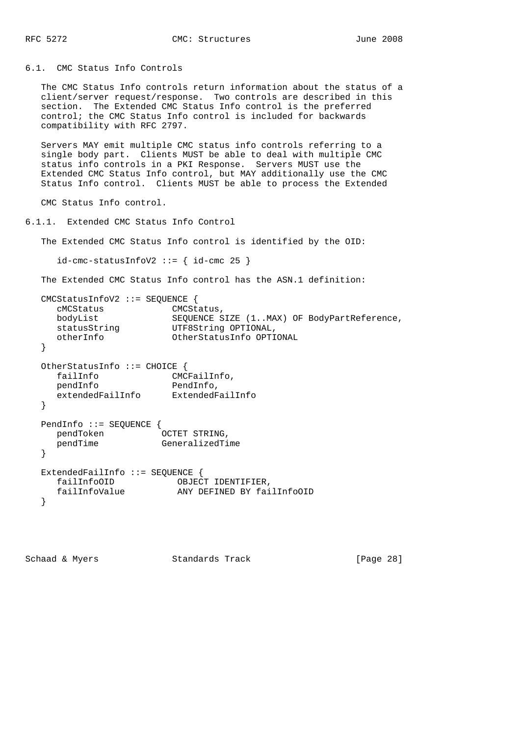### 6.1. CMC Status Info Controls

The CMC Status Info controls return information about the status of a client/server request/response. Two controls are described in this section. The Extended CMC Status Info control is the preferred control; the CMC Status Info control is included for backwards compatibility with RFC 2797.

Servers MAY emit multiple CMC status info controls referring to a single body part. Clients MUST be able to deal with multiple CMC status info controls in a PKI Response. Servers MUST use the Extended CMC Status Info control, but MAY additionally use the CMC Status Info control. Clients MUST be able to process the Extended

CMC Status Info control.

#### 6.1.1. Extended CMC Status Info Control

The Extended CMC Status Info control is identified by the OID:

```
   id-cmc-statusInfoV2 ::= { id-cmc 25 }
```

The Extended CMC Status Info control has the ASN.1 definition:

```
CMCStatusInfoV2 ::= SEQUENCE {
   cMCStatus             CMCStatus,
   bodyList              SEQUENCE SIZE (1..MAX) OF BodyPartReference,
   statusString          UTF8String OPTIONAL,
   otherInfo             OtherStatusInfo OPTIONAL
}

OtherStatusInfo ::= CHOICE {
   failInfo              CMCFailInfo,
   pendInfo              PendInfo,
   extendedFailInfo      ExtendedFailInfo
}

PendInfo ::= SEQUENCE {
   pendToken            OCTET STRING,
   pendTime             GeneralizedTime
}

ExtendedFailInfo ::= SEQUENCE {
   failInfoOID            OBJECT IDENTIFIER,
   failInfoValue          ANY DEFINED BY failInfoOID
}
```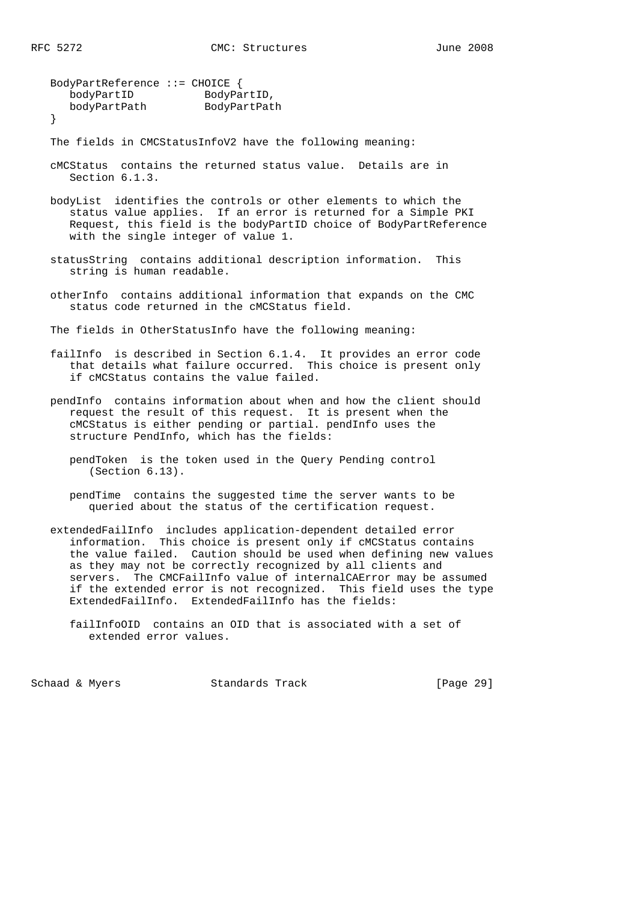```
BodyPartReference ::= CHOICE {
   bodyPartID           BodyPartID,
   bodyPartPath         BodyPartPath
}
```

The fields in CMCStatusInfoV2 have the following meaning:

cMCStatus contains the returned status value. Details are in Section 6.1.3.

bodyList identifies the controls or other elements to which the status value applies. If an error is returned for a Simple PKI Request, this field is the bodyPartID choice of BodyPartReference with the single integer of value 1.

statusString contains additional description information. This string is human readable.

otherInfo contains additional information that expands on the CMC status code returned in the cMCStatus field.

The fields in OtherStatusInfo have the following meaning:

failInfo is described in Section 6.1.4. It provides an error code that details what failure occurred. This choice is present only if cMCStatus contains the value failed.

pendInfo contains information about when and how the client should request the result of this request. It is present when the cMCStatus is either pending or partial. pendInfo uses the structure PendInfo, which has the fields:

- pendToken is the token used in the Query Pending control (Section 6.13).

- pendTime contains the suggested time the server wants to be queried about the status of the certification request.

extendedFailInfo includes application-dependent detailed error information. This choice is present only if cMCStatus contains the value failed. Caution should be used when defining new values as they may not be correctly recognized by all clients and servers. The CMCFailInfo value of internalCAError may be assumed if the extended error is not recognized. This field uses the type ExtendedFailInfo. ExtendedFailInfo has the fields:

- failInfoOID contains an OID that is associated with a set of extended error values.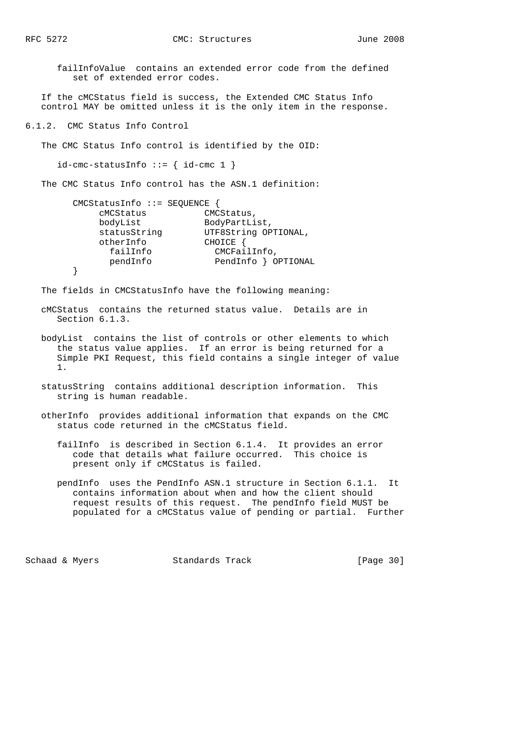failInfoValue contains an extended error code from the defined set of extended error codes.

If the cMCStatus field is success, the Extended CMC Status Info control MAY be omitted unless it is the only item in the response.

### 6.1.2. CMC Status Info Control

The CMC Status Info control is identified by the OID:

```
id-cmc-statusInfo ::= { id-cmc 1 }
```

The CMC Status Info control has the ASN.1 definition:

```
CMCStatusInfo ::= SEQUENCE {
     cMCStatus           CMCStatus,
     bodyList            BodyPartList,
     statusString        UTF8String OPTIONAL,
     otherInfo           CHOICE {
       failInfo            CMCFailInfo,
       pendInfo            PendInfo } OPTIONAL
}
```

The fields in CMCStatusInfo have the following meaning:

cMCStatus contains the returned status value. Details are in Section 6.1.3.

bodyList contains the list of controls or other elements to which the status value applies. If an error is being returned for a Simple PKI Request, this field contains a single integer of value 1.

statusString contains additional description information. This string is human readable.

otherInfo provides additional information that expands on the CMC status code returned in the cMCStatus field.

failInfo is described in Section 6.1.4. It provides an error code that details what failure occurred. This choice is present only if cMCStatus is failed.

pendInfo uses the PendInfo ASN.1 structure in Section 6.1.1. It contains information about when and how the client should request results of this request. The pendInfo field MUST be populated for a cMCStatus value of pending or partial. Further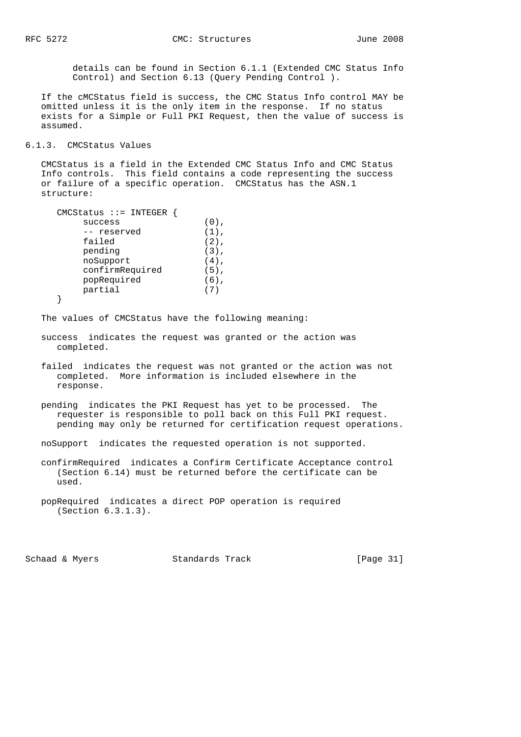details can be found in Section 6.1.1 (Extended CMC Status Info Control) and Section 6.13 (Query Pending Control ).

If the cMCStatus field is success, the CMC Status Info control MAY be omitted unless it is the only item in the response. If no status exists for a Simple or Full PKI Request, then the value of success is assumed.

### 6.1.3. CMCStatus Values

CMCStatus is a field in the Extended CMC Status Info and CMC Status Info controls. This field contains a code representing the success or failure of a specific operation. CMCStatus has the ASN.1 structure:

```
CMCStatus ::= INTEGER {
     success                (0),
     -- reserved            (1),
     failed                 (2),
     pending                (3),
     noSupport              (4),
     confirmRequired        (5),
     popRequired            (6),
     partial                (7)
}
```

The values of CMCStatus have the following meaning:

success indicates the request was granted or the action was completed.

failed indicates the request was not granted or the action was not completed. More information is included elsewhere in the response.

pending indicates the PKI Request has yet to be processed. The requester is responsible to poll back on this Full PKI request. pending may only be returned for certification request operations.

noSupport indicates the requested operation is not supported.

confirmRequired indicates a Confirm Certificate Acceptance control (Section 6.14) must be returned before the certificate can be used.

popRequired indicates a direct POP operation is required (Section 6.3.1.3).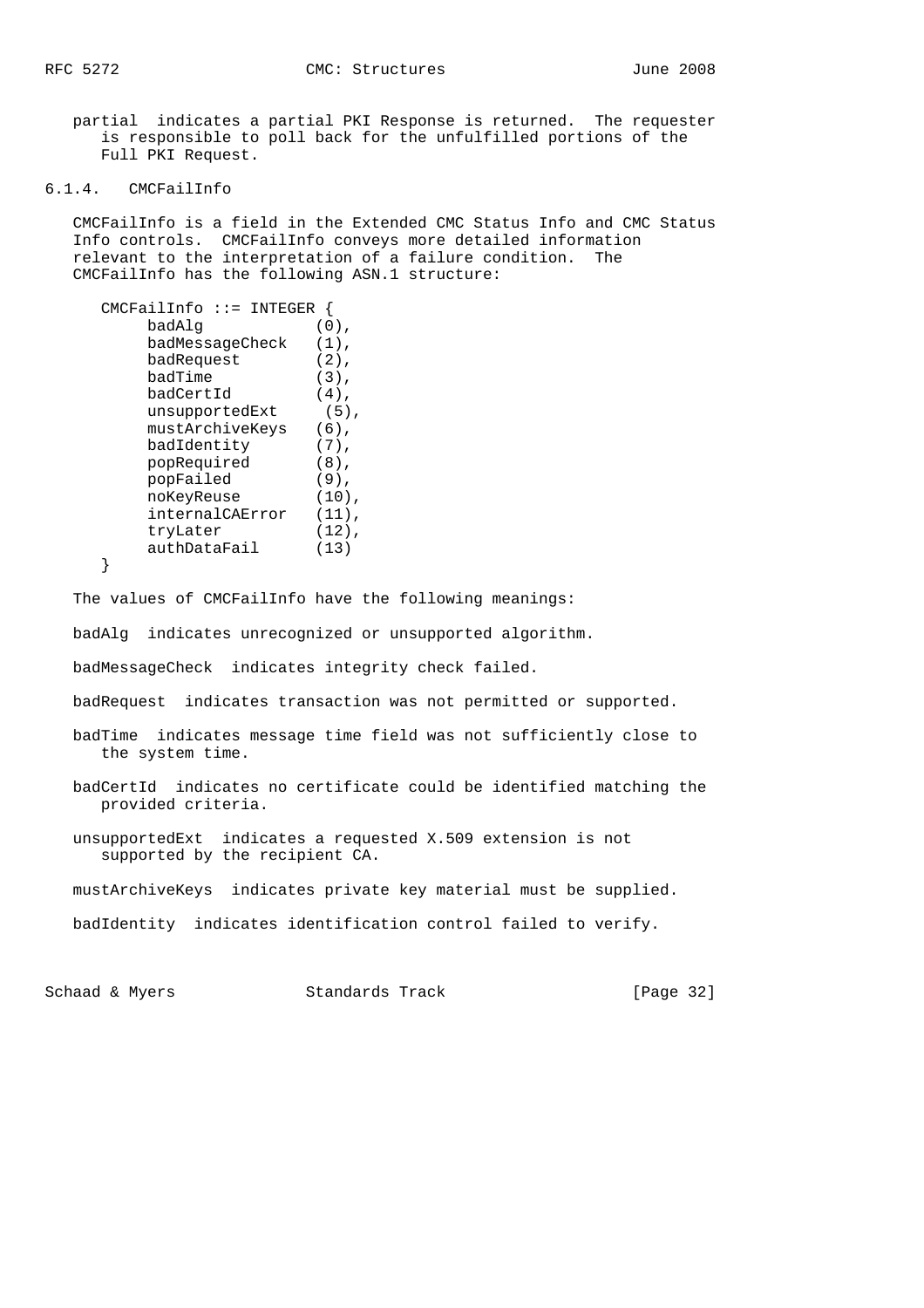partial indicates a partial PKI Response is returned. The requester is responsible to poll back for the unfulfilled portions of the Full PKI Request.

### 6.1.4. CMCFailInfo

CMCFailInfo is a field in the Extended CMC Status Info and CMC Status Info controls. CMCFailInfo conveys more detailed information relevant to the interpretation of a failure condition. The CMCFailInfo has the following ASN.1 structure:

```
CMCFailInfo ::= INTEGER {
     badAlg            (0),
     badMessageCheck   (1),
     badRequest        (2),
     badTime           (3),
     badCertId         (4),
     unsupportedExt     (5),
     mustArchiveKeys   (6),
     badIdentity       (7),
     popRequired       (8),
     popFailed         (9),
     noKeyReuse        (10),
     internalCAError   (11),
     tryLater          (12),
     authDataFail      (13)
}
```

The values of CMCFailInfo have the following meanings:

badAlg indicates unrecognized or unsupported algorithm.

badMessageCheck indicates integrity check failed.

badRequest indicates transaction was not permitted or supported.

badTime indicates message time field was not sufficiently close to the system time.

badCertId indicates no certificate could be identified matching the provided criteria.

unsupportedExt indicates a requested X.509 extension is not supported by the recipient CA.

mustArchiveKeys indicates private key material must be supplied.

badIdentity indicates identification control failed to verify.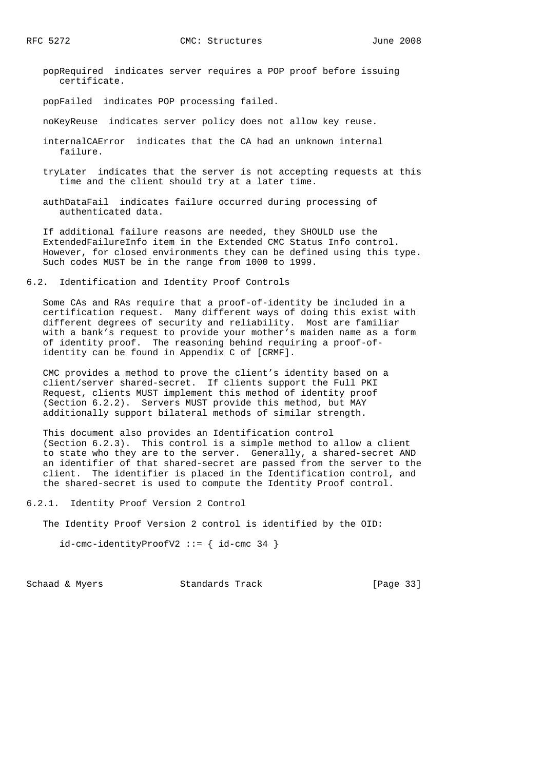popRequired  indicates server requires a POP proof before issuing certificate.

popFailed  indicates POP processing failed.

noKeyReuse  indicates server policy does not allow key reuse.

internalCAError  indicates that the CA had an unknown internal failure.

tryLater  indicates that the server is not accepting requests at this time and the client should try at a later time.

authDataFail  indicates failure occurred during processing of authenticated data.

If additional failure reasons are needed, they SHOULD use the ExtendedFailureInfo item in the Extended CMC Status Info control. However, for closed environments they can be defined using this type. Such codes MUST be in the range from 1000 to 1999.

## 6.2. Identification and Identity Proof Controls

Some CAs and RAs require that a proof-of-identity be included in a certification request. Many different ways of doing this exist with different degrees of security and reliability. Most are familiar with a bank's request to provide your mother's maiden name as a form of identity proof. The reasoning behind requiring a proof-of-identity can be found in Appendix C of [CRMF].

CMC provides a method to prove the client's identity based on a client/server shared-secret. If clients support the Full PKI Request, clients MUST implement this method of identity proof (Section 6.2.2). Servers MUST provide this method, but MAY additionally support bilateral methods of similar strength.

This document also provides an Identification control (Section 6.2.3). This control is a simple method to allow a client to state who they are to the server. Generally, a shared-secret AND an identifier of that shared-secret are passed from the server to the client. The identifier is placed in the Identification control, and the shared-secret is used to compute the Identity Proof control.

### 6.2.1. Identity Proof Version 2 Control

The Identity Proof Version 2 control is identified by the OID:

```
id-cmc-identityProofV2 ::= { id-cmc 34 }
```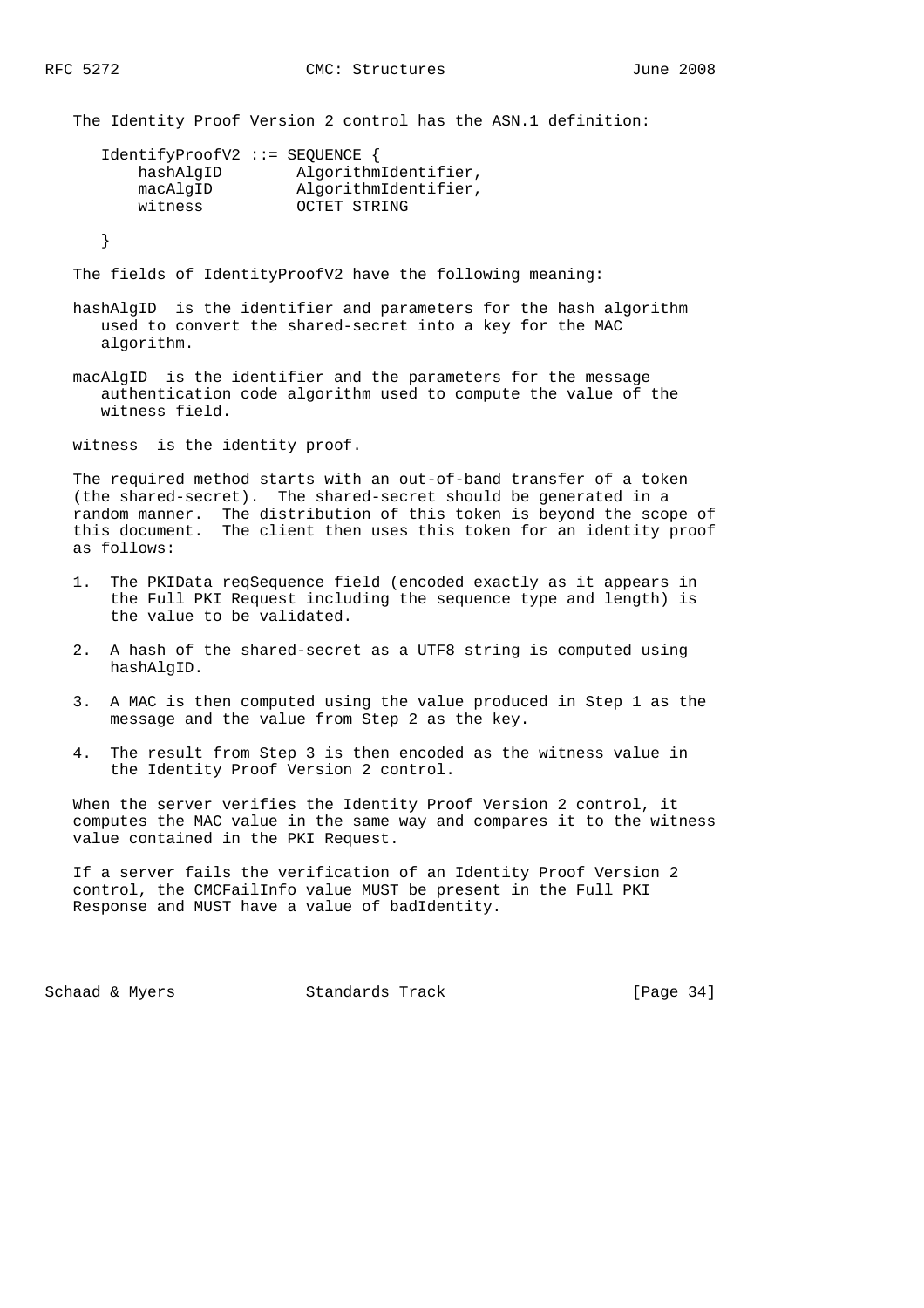The Identity Proof Version 2 control has the ASN.1 definition:

```
IdentifyProofV2 ::= SEQUENCE {
    hashAlgID        AlgorithmIdentifier,
    macAlgID         AlgorithmIdentifier,
    witness          OCTET STRING

}
```

The fields of IdentityProofV2 have the following meaning:

hashAlgID is the identifier and parameters for the hash algorithm used to convert the shared-secret into a key for the MAC algorithm.

macAlgID is the identifier and the parameters for the message authentication code algorithm used to compute the value of the witness field.

witness is the identity proof.

The required method starts with an out-of-band transfer of a token (the shared-secret). The shared-secret should be generated in a random manner. The distribution of this token is beyond the scope of this document. The client then uses this token for an identity proof as follows:

1. The PKIData reqSequence field (encoded exactly as it appears in the Full PKI Request including the sequence type and length) is the value to be validated.

2. A hash of the shared-secret as a UTF8 string is computed using hashAlgID.

3. A MAC is then computed using the value produced in Step 1 as the message and the value from Step 2 as the key.

4. The result from Step 3 is then encoded as the witness value in the Identity Proof Version 2 control.

When the server verifies the Identity Proof Version 2 control, it computes the MAC value in the same way and compares it to the witness value contained in the PKI Request.

If a server fails the verification of an Identity Proof Version 2 control, the CMCFailInfo value MUST be present in the Full PKI Response and MUST have a value of badIdentity.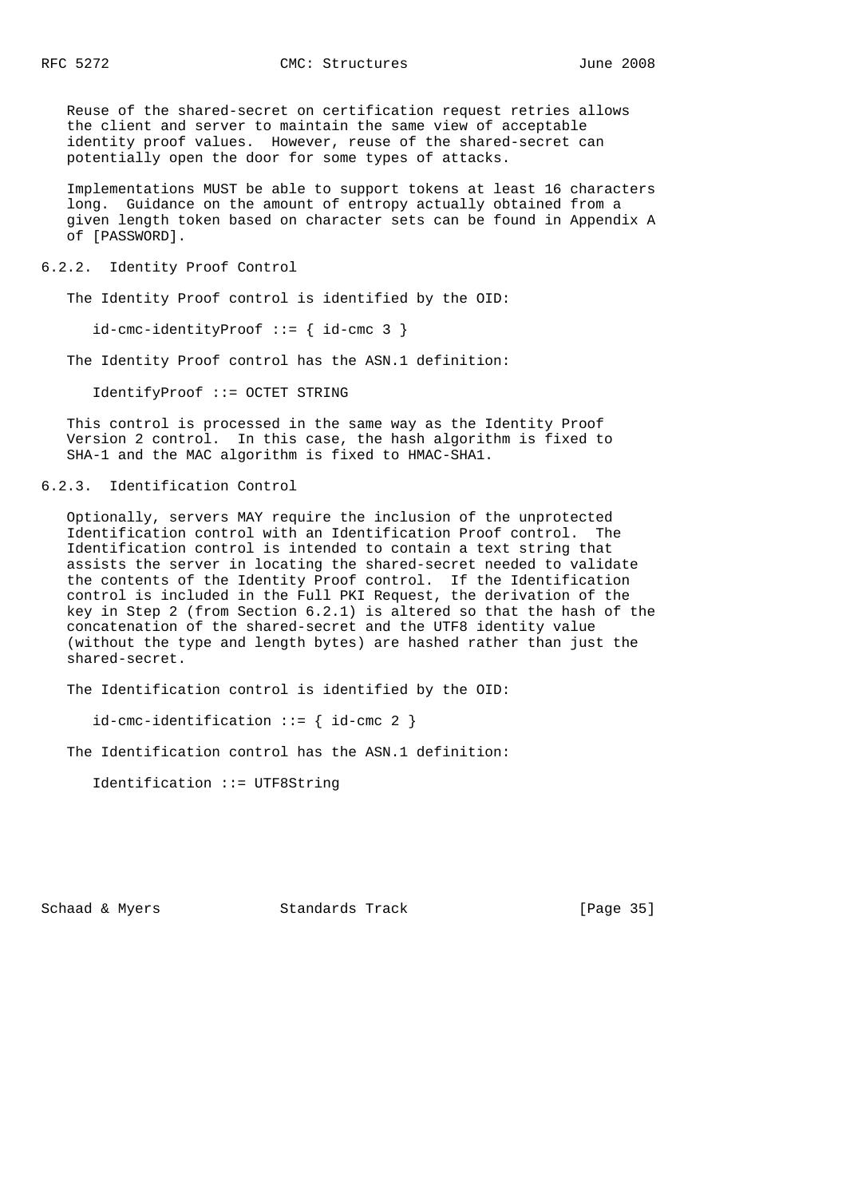Reuse of the shared-secret on certification request retries allows the client and server to maintain the same view of acceptable identity proof values. However, reuse of the shared-secret can potentially open the door for some types of attacks.

Implementations MUST be able to support tokens at least 16 characters long. Guidance on the amount of entropy actually obtained from a given length token based on character sets can be found in Appendix A of [PASSWORD].

### 6.2.2. Identity Proof Control

The Identity Proof control is identified by the OID:

```
id-cmc-identityProof ::= { id-cmc 3 }
```

The Identity Proof control has the ASN.1 definition:

```
IdentifyProof ::= OCTET STRING
```

This control is processed in the same way as the Identity Proof Version 2 control. In this case, the hash algorithm is fixed to SHA-1 and the MAC algorithm is fixed to HMAC-SHA1.

### 6.2.3. Identification Control

Optionally, servers MAY require the inclusion of the unprotected Identification control with an Identification Proof control. The Identification control is intended to contain a text string that assists the server in locating the shared-secret needed to validate the contents of the Identity Proof control. If the Identification control is included in the Full PKI Request, the derivation of the key in Step 2 (from Section 6.2.1) is altered so that the hash of the concatenation of the shared-secret and the UTF8 identity value (without the type and length bytes) are hashed rather than just the shared-secret.

The Identification control is identified by the OID:

```
id-cmc-identification ::= { id-cmc 2 }
```

The Identification control has the ASN.1 definition:

```
Identification ::= UTF8String
```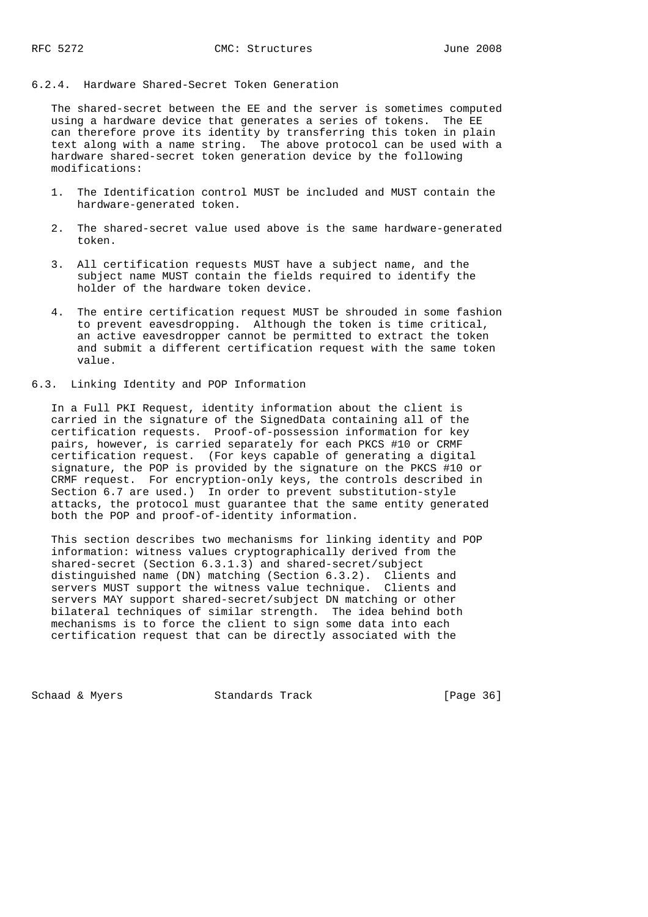### 6.2.4. Hardware Shared-Secret Token Generation

The shared-secret between the EE and the server is sometimes computed using a hardware device that generates a series of tokens. The EE can therefore prove its identity by transferring this token in plain text along with a name string. The above protocol can be used with a hardware shared-secret token generation device by the following modifications:

1. The Identification control MUST be included and MUST contain the hardware-generated token.

2. The shared-secret value used above is the same hardware-generated token.

3. All certification requests MUST have a subject name, and the subject name MUST contain the fields required to identify the holder of the hardware token device.

4. The entire certification request MUST be shrouded in some fashion to prevent eavesdropping. Although the token is time critical, an active eavesdropper cannot be permitted to extract the token and submit a different certification request with the same token value.

## 6.3. Linking Identity and POP Information

In a Full PKI Request, identity information about the client is carried in the signature of the SignedData containing all of the certification requests. Proof-of-possession information for key pairs, however, is carried separately for each PKCS #10 or CRMF certification request. (For keys capable of generating a digital signature, the POP is provided by the signature on the PKCS #10 or CRMF request. For encryption-only keys, the controls described in Section 6.7 are used.) In order to prevent substitution-style attacks, the protocol must guarantee that the same entity generated both the POP and proof-of-identity information.

This section describes two mechanisms for linking identity and POP information: witness values cryptographically derived from the shared-secret (Section 6.3.1.3) and shared-secret/subject distinguished name (DN) matching (Section 6.3.2). Clients and servers MUST support the witness value technique. Clients and servers MAY support shared-secret/subject DN matching or other bilateral techniques of similar strength. The idea behind both mechanisms is to force the client to sign some data into each certification request that can be directly associated with the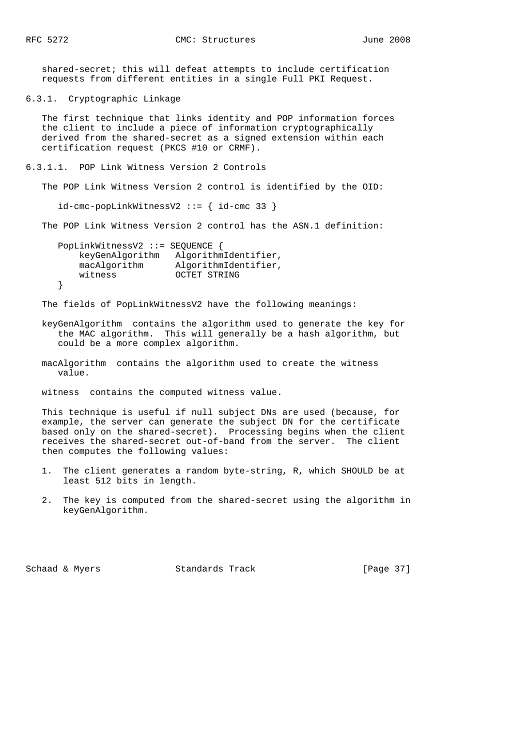shared-secret; this will defeat attempts to include certification requests from different entities in a single Full PKI Request.

### 6.3.1. Cryptographic Linkage

The first technique that links identity and POP information forces the client to include a piece of information cryptographically derived from the shared-secret as a signed extension within each certification request (PKCS #10 or CRMF).

#### 6.3.1.1. POP Link Witness Version 2 Controls

The POP Link Witness Version 2 control is identified by the OID:

```
id-cmc-popLinkWitnessV2 ::= { id-cmc 33 }
```

The POP Link Witness Version 2 control has the ASN.1 definition:

```
PopLinkWitnessV2 ::= SEQUENCE {
    keyGenAlgorithm   AlgorithmIdentifier,
    macAlgorithm      AlgorithmIdentifier,
    witness           OCTET STRING
}
```

The fields of PopLinkWitnessV2 have the following meanings:

keyGenAlgorithm contains the algorithm used to generate the key for the MAC algorithm. This will generally be a hash algorithm, but could be a more complex algorithm.

macAlgorithm contains the algorithm used to create the witness value.

witness contains the computed witness value.

This technique is useful if null subject DNs are used (because, for example, the server can generate the subject DN for the certificate based only on the shared-secret). Processing begins when the client receives the shared-secret out-of-band from the server. The client then computes the following values:

1. The client generates a random byte-string, R, which SHOULD be at least 512 bits in length.

2. The key is computed from the shared-secret using the algorithm in keyGenAlgorithm.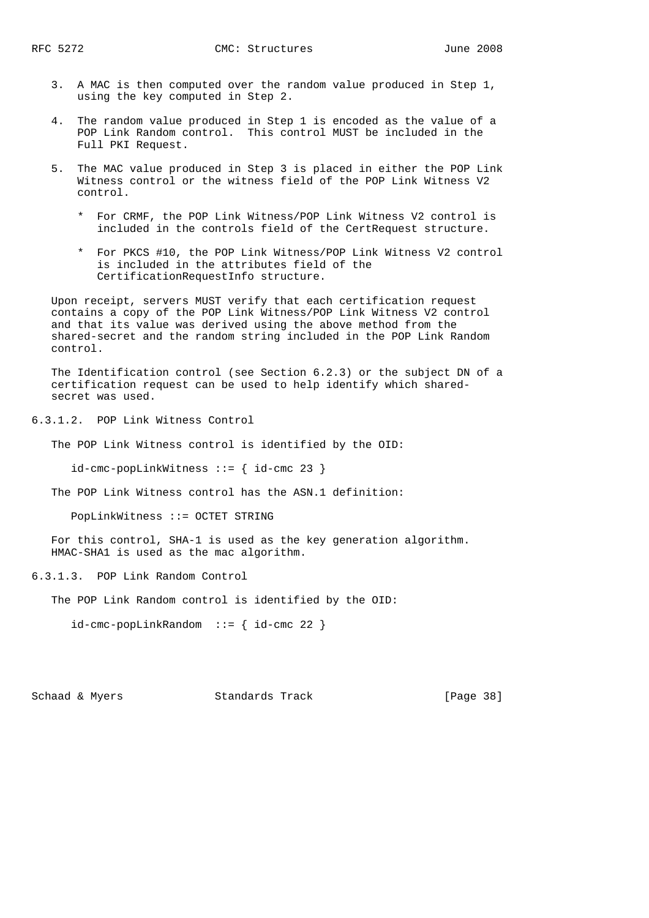3. A MAC is then computed over the random value produced in Step 1, using the key computed in Step 2.

4. The random value produced in Step 1 is encoded as the value of a POP Link Random control. This control MUST be included in the Full PKI Request.

5. The MAC value produced in Step 3 is placed in either the POP Link Witness control or the witness field of the POP Link Witness V2 control.

   * For CRMF, the POP Link Witness/POP Link Witness V2 control is included in the controls field of the CertRequest structure.

   * For PKCS #10, the POP Link Witness/POP Link Witness V2 control is included in the attributes field of the CertificationRequestInfo structure.

Upon receipt, servers MUST verify that each certification request contains a copy of the POP Link Witness/POP Link Witness V2 control and that its value was derived using the above method from the shared-secret and the random string included in the POP Link Random control.

The Identification control (see Section 6.2.3) or the subject DN of a certification request can be used to help identify which shared-secret was used.

#### 6.3.1.2. POP Link Witness Control

The POP Link Witness control is identified by the OID:

```
id-cmc-popLinkWitness ::= { id-cmc 23 }
```

The POP Link Witness control has the ASN.1 definition:

```
PopLinkWitness ::= OCTET STRING
```

For this control, SHA-1 is used as the key generation algorithm. HMAC-SHA1 is used as the mac algorithm.

#### 6.3.1.3. POP Link Random Control

The POP Link Random control is identified by the OID:

```
id-cmc-popLinkRandom  ::= { id-cmc 22 }
```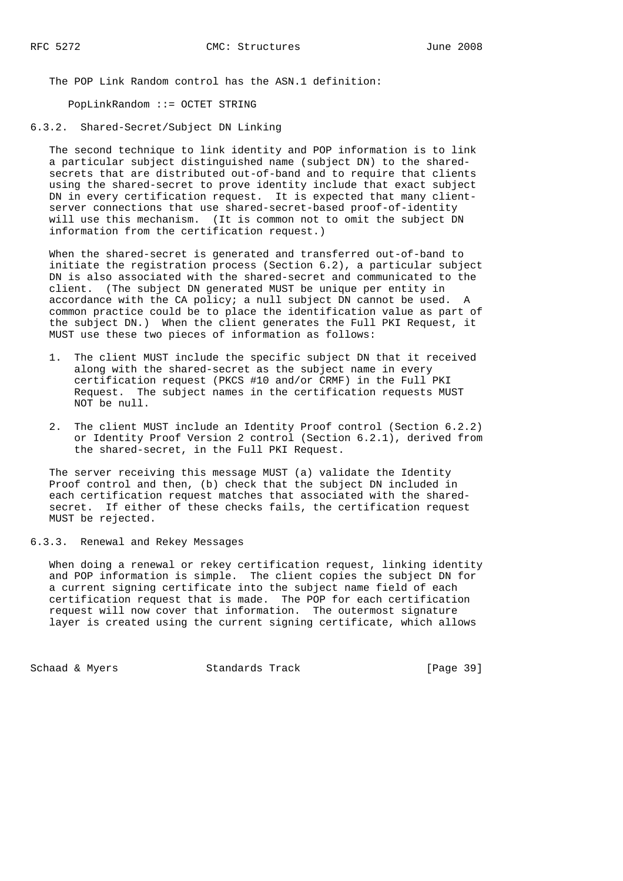The POP Link Random control has the ASN.1 definition:

```
PopLinkRandom ::= OCTET STRING
```

### 6.3.2. Shared-Secret/Subject DN Linking

The second technique to link identity and POP information is to link a particular subject distinguished name (subject DN) to the shared-secrets that are distributed out-of-band and to require that clients using the shared-secret to prove identity include that exact subject DN in every certification request. It is expected that many client-server connections that use shared-secret-based proof-of-identity will use this mechanism. (It is common not to omit the subject DN information from the certification request.)

When the shared-secret is generated and transferred out-of-band to initiate the registration process (Section 6.2), a particular subject DN is also associated with the shared-secret and communicated to the client. (The subject DN generated MUST be unique per entity in accordance with the CA policy; a null subject DN cannot be used. A common practice could be to place the identification value as part of the subject DN.) When the client generates the Full PKI Request, it MUST use these two pieces of information as follows:

1. The client MUST include the specific subject DN that it received along with the shared-secret as the subject name in every certification request (PKCS #10 and/or CRMF) in the Full PKI Request. The subject names in the certification requests MUST NOT be null.

2. The client MUST include an Identity Proof control (Section 6.2.2) or Identity Proof Version 2 control (Section 6.2.1), derived from the shared-secret, in the Full PKI Request.

The server receiving this message MUST (a) validate the Identity Proof control and then, (b) check that the subject DN included in each certification request matches that associated with the shared-secret. If either of these checks fails, the certification request MUST be rejected.

### 6.3.3. Renewal and Rekey Messages

When doing a renewal or rekey certification request, linking identity and POP information is simple. The client copies the subject DN for a current signing certificate into the subject name field of each certification request that is made. The POP for each certification request will now cover that information. The outermost signature layer is created using the current signing certificate, which allows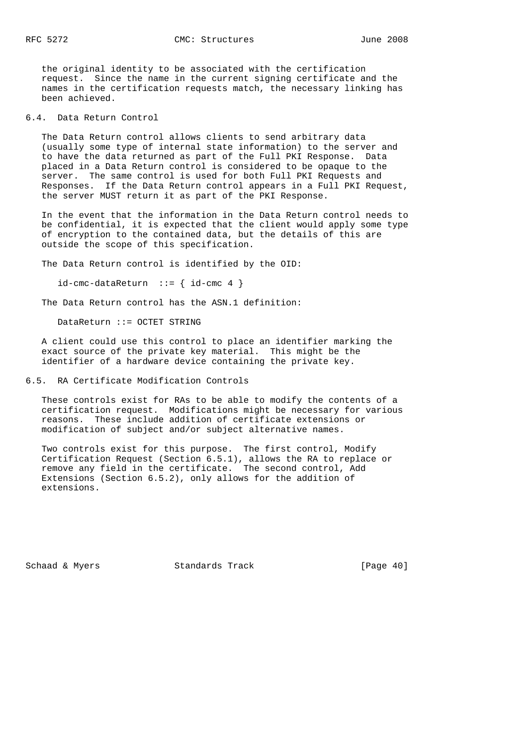the original identity to be associated with the certification request. Since the name in the current signing certificate and the names in the certification requests match, the necessary linking has been achieved.

## 6.4. Data Return Control

The Data Return control allows clients to send arbitrary data (usually some type of internal state information) to the server and to have the data returned as part of the Full PKI Response. Data placed in a Data Return control is considered to be opaque to the server. The same control is used for both Full PKI Requests and Responses. If the Data Return control appears in a Full PKI Request, the server MUST return it as part of the PKI Response.

In the event that the information in the Data Return control needs to be confidential, it is expected that the client would apply some type of encryption to the contained data, but the details of this are outside the scope of this specification.

The Data Return control is identified by the OID:

```
id-cmc-dataReturn  ::= { id-cmc 4 }
```

The Data Return control has the ASN.1 definition:

```
DataReturn ::= OCTET STRING
```

A client could use this control to place an identifier marking the exact source of the private key material. This might be the identifier of a hardware device containing the private key.

## 6.5. RA Certificate Modification Controls

These controls exist for RAs to be able to modify the contents of a certification request. Modifications might be necessary for various reasons. These include addition of certificate extensions or modification of subject and/or subject alternative names.

Two controls exist for this purpose. The first control, Modify Certification Request (Section 6.5.1), allows the RA to replace or remove any field in the certificate. The second control, Add Extensions (Section 6.5.2), only allows for the addition of extensions.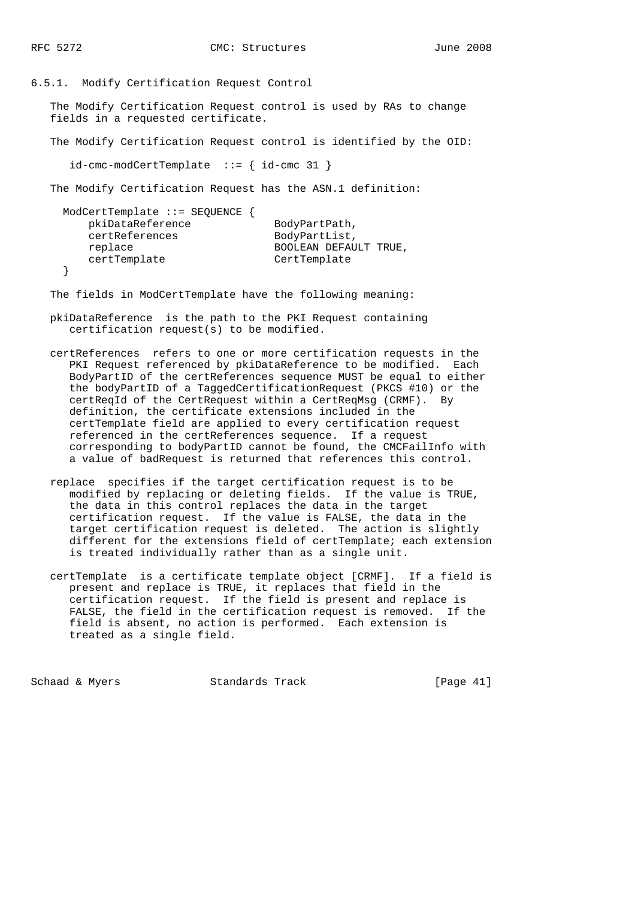### 6.5.1. Modify Certification Request Control

The Modify Certification Request control is used by RAs to change fields in a requested certificate.

The Modify Certification Request control is identified by the OID:

```
id-cmc-modCertTemplate  ::= { id-cmc 31 }
```

The Modify Certification Request has the ASN.1 definition:

```
ModCertTemplate ::= SEQUENCE {
    pkiDataReference             BodyPartPath,
    certReferences               BodyPartList,
    replace                      BOOLEAN DEFAULT TRUE,
    certTemplate                 CertTemplate
 }
```

The fields in ModCertTemplate have the following meaning:

pkiDataReference is the path to the PKI Request containing certification request(s) to be modified.

certReferences refers to one or more certification requests in the PKI Request referenced by pkiDataReference to be modified. Each BodyPartID of the certReferences sequence MUST be equal to either the bodyPartID of a TaggedCertificationRequest (PKCS #10) or the certReqId of the CertRequest within a CertReqMsg (CRMF). By definition, the certificate extensions included in the certTemplate field are applied to every certification request referenced in the certReferences sequence. If a request corresponding to bodyPartID cannot be found, the CMCFailInfo with a value of badRequest is returned that references this control.

replace specifies if the target certification request is to be modified by replacing or deleting fields. If the value is TRUE, the data in this control replaces the data in the target certification request. If the value is FALSE, the data in the target certification request is deleted. The action is slightly different for the extensions field of certTemplate; each extension is treated individually rather than as a single unit.

certTemplate is a certificate template object [CRMF]. If a field is present and replace is TRUE, it replaces that field in the certification request. If the field is present and replace is FALSE, the field in the certification request is removed. If the field is absent, no action is performed. Each extension is treated as a single field.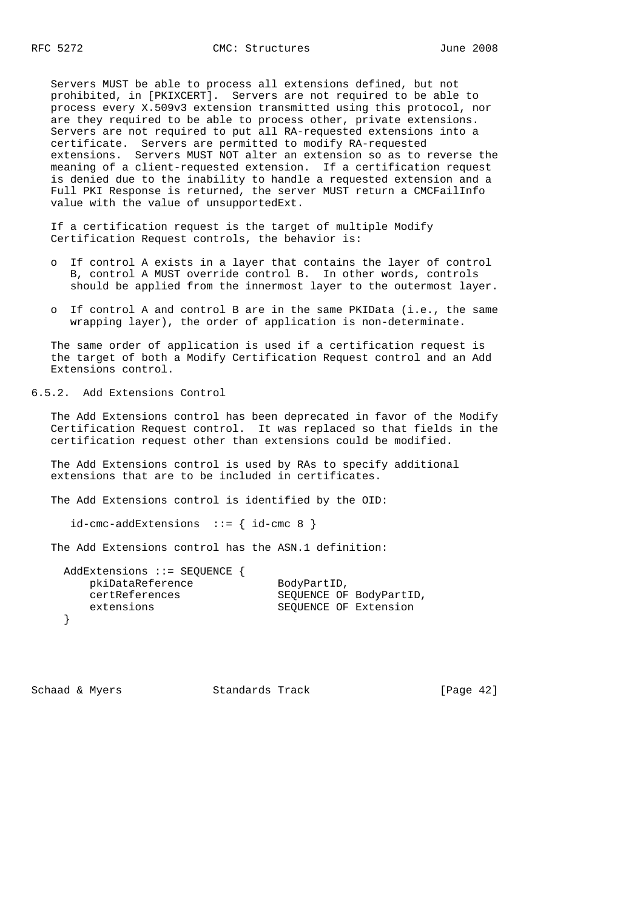Servers MUST be able to process all extensions defined, but not prohibited, in [PKIXCERT]. Servers are not required to be able to process every X.509v3 extension transmitted using this protocol, nor are they required to be able to process other, private extensions. Servers are not required to put all RA-requested extensions into a certificate. Servers are permitted to modify RA-requested extensions. Servers MUST NOT alter an extension so as to reverse the meaning of a client-requested extension. If a certification request is denied due to the inability to handle a requested extension and a Full PKI Response is returned, the server MUST return a CMCFailInfo value with the value of unsupportedExt.

If a certification request is the target of multiple Modify Certification Request controls, the behavior is:

- o If control A exists in a layer that contains the layer of control B, control A MUST override control B. In other words, controls should be applied from the innermost layer to the outermost layer.
- o If control A and control B are in the same PKIData (i.e., the same wrapping layer), the order of application is non-determinate.

The same order of application is used if a certification request is the target of both a Modify Certification Request control and an Add Extensions control.

### 6.5.2. Add Extensions Control

The Add Extensions control has been deprecated in favor of the Modify Certification Request control. It was replaced so that fields in the certification request other than extensions could be modified.

The Add Extensions control is used by RAs to specify additional extensions that are to be included in certificates.

The Add Extensions control is identified by the OID:

```
id-cmc-addExtensions  ::= { id-cmc 8 }
```

The Add Extensions control has the ASN.1 definition:

```
AddExtensions ::= SEQUENCE {
    pkiDataReference             BodyPartID,
    certReferences               SEQUENCE OF BodyPartID,
    extensions                   SEQUENCE OF Extension
}
```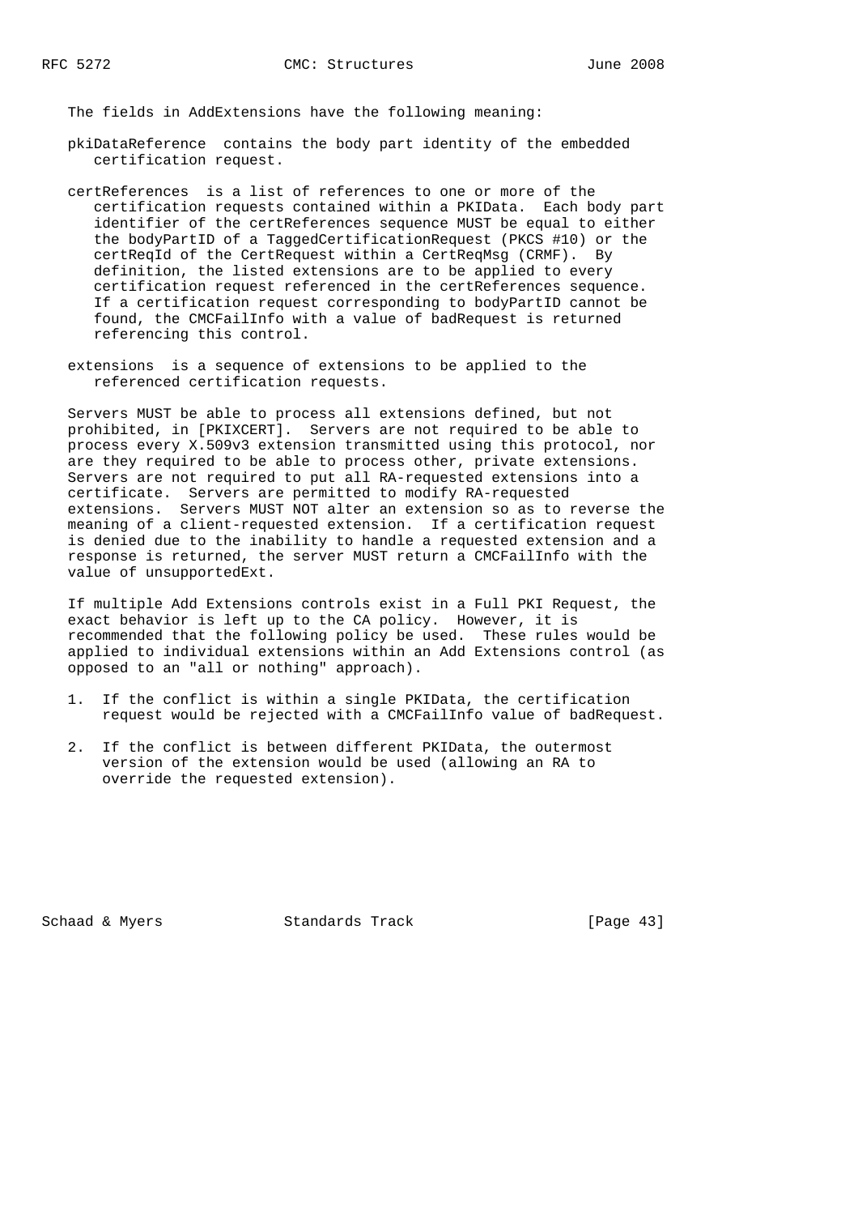The fields in AddExtensions have the following meaning:

pkiDataReference contains the body part identity of the embedded certification request.

certReferences is a list of references to one or more of the certification requests contained within a PKIData. Each body part identifier of the certReferences sequence MUST be equal to either the bodyPartID of a TaggedCertificationRequest (PKCS #10) or the certReqId of the CertRequest within a CertReqMsg (CRMF). By definition, the listed extensions are to be applied to every certification request referenced in the certReferences sequence. If a certification request corresponding to bodyPartID cannot be found, the CMCFailInfo with a value of badRequest is returned referencing this control.

extensions is a sequence of extensions to be applied to the referenced certification requests.

Servers MUST be able to process all extensions defined, but not prohibited, in [PKIXCERT]. Servers are not required to be able to process every X.509v3 extension transmitted using this protocol, nor are they required to be able to process other, private extensions. Servers are not required to put all RA-requested extensions into a certificate. Servers are permitted to modify RA-requested extensions. Servers MUST NOT alter an extension so as to reverse the meaning of a client-requested extension. If a certification request is denied due to the inability to handle a requested extension and a response is returned, the server MUST return a CMCFailInfo with the value of unsupportedExt.

If multiple Add Extensions controls exist in a Full PKI Request, the exact behavior is left up to the CA policy. However, it is recommended that the following policy be used. These rules would be applied to individual extensions within an Add Extensions control (as opposed to an "all or nothing" approach).

1. If the conflict is within a single PKIData, the certification request would be rejected with a CMCFailInfo value of badRequest.
2. If the conflict is between different PKIData, the outermost version of the extension would be used (allowing an RA to override the requested extension).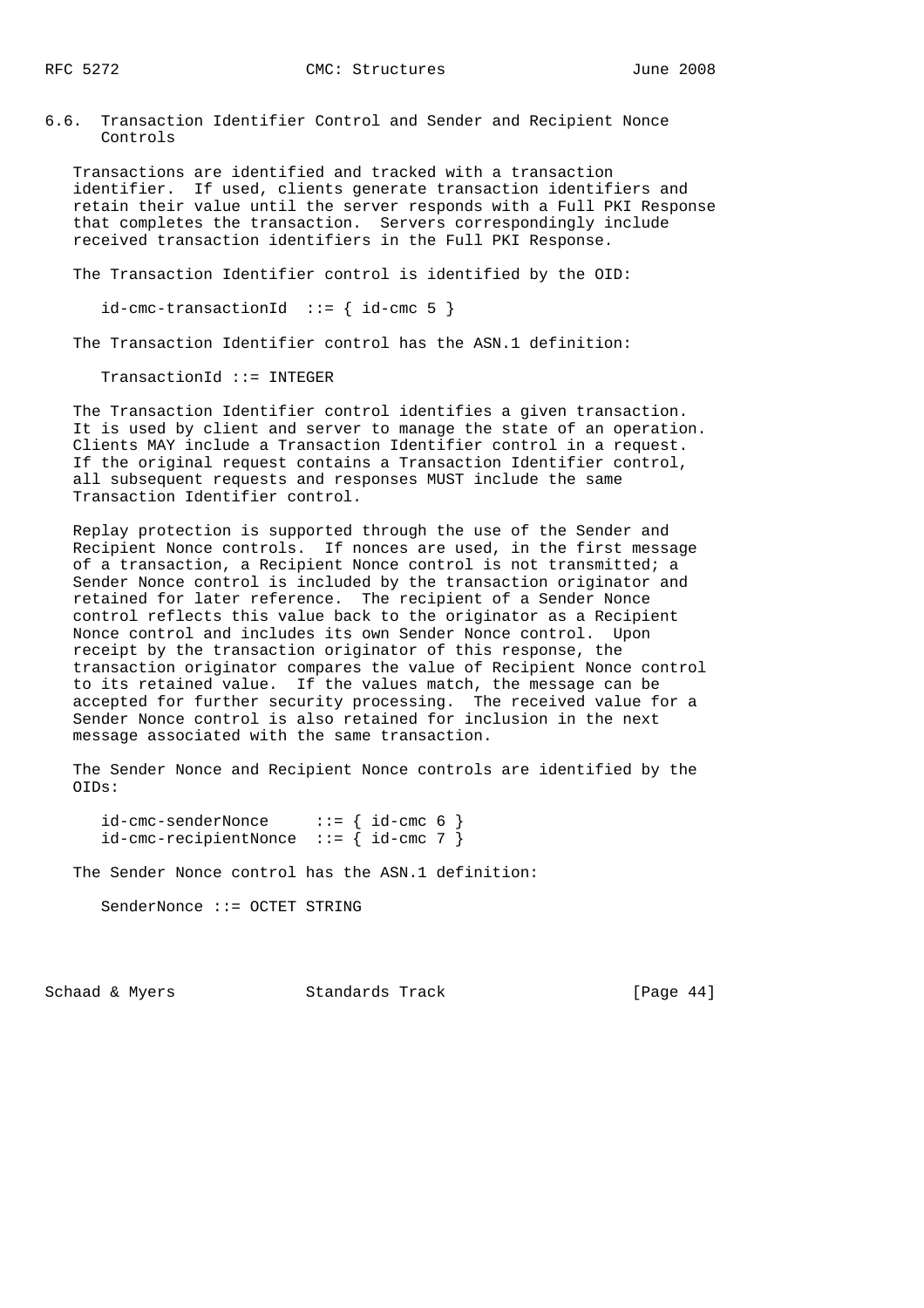### 6.6. Transaction Identifier Control and Sender and Recipient Nonce Controls

Transactions are identified and tracked with a transaction identifier. If used, clients generate transaction identifiers and retain their value until the server responds with a Full PKI Response that completes the transaction. Servers correspondingly include received transaction identifiers in the Full PKI Response.

The Transaction Identifier control is identified by the OID:

```
id-cmc-transactionId  ::= { id-cmc 5 }
```

The Transaction Identifier control has the ASN.1 definition:

```
TransactionId ::= INTEGER
```

The Transaction Identifier control identifies a given transaction. It is used by client and server to manage the state of an operation. Clients MAY include a Transaction Identifier control in a request. If the original request contains a Transaction Identifier control, all subsequent requests and responses MUST include the same Transaction Identifier control.

Replay protection is supported through the use of the Sender and Recipient Nonce controls. If nonces are used, in the first message of a transaction, a Recipient Nonce control is not transmitted; a Sender Nonce control is included by the transaction originator and retained for later reference. The recipient of a Sender Nonce control reflects this value back to the originator as a Recipient Nonce control and includes its own Sender Nonce control. Upon receipt by the transaction originator of this response, the transaction originator compares the value of Recipient Nonce control to its retained value. If the values match, the message can be accepted for further security processing. The received value for a Sender Nonce control is also retained for inclusion in the next message associated with the same transaction.

The Sender Nonce and Recipient Nonce controls are identified by the OIDs:

```
id-cmc-senderNonce     ::= { id-cmc 6 }
id-cmc-recipientNonce  ::= { id-cmc 7 }
```

The Sender Nonce control has the ASN.1 definition:

```
SenderNonce ::= OCTET STRING
```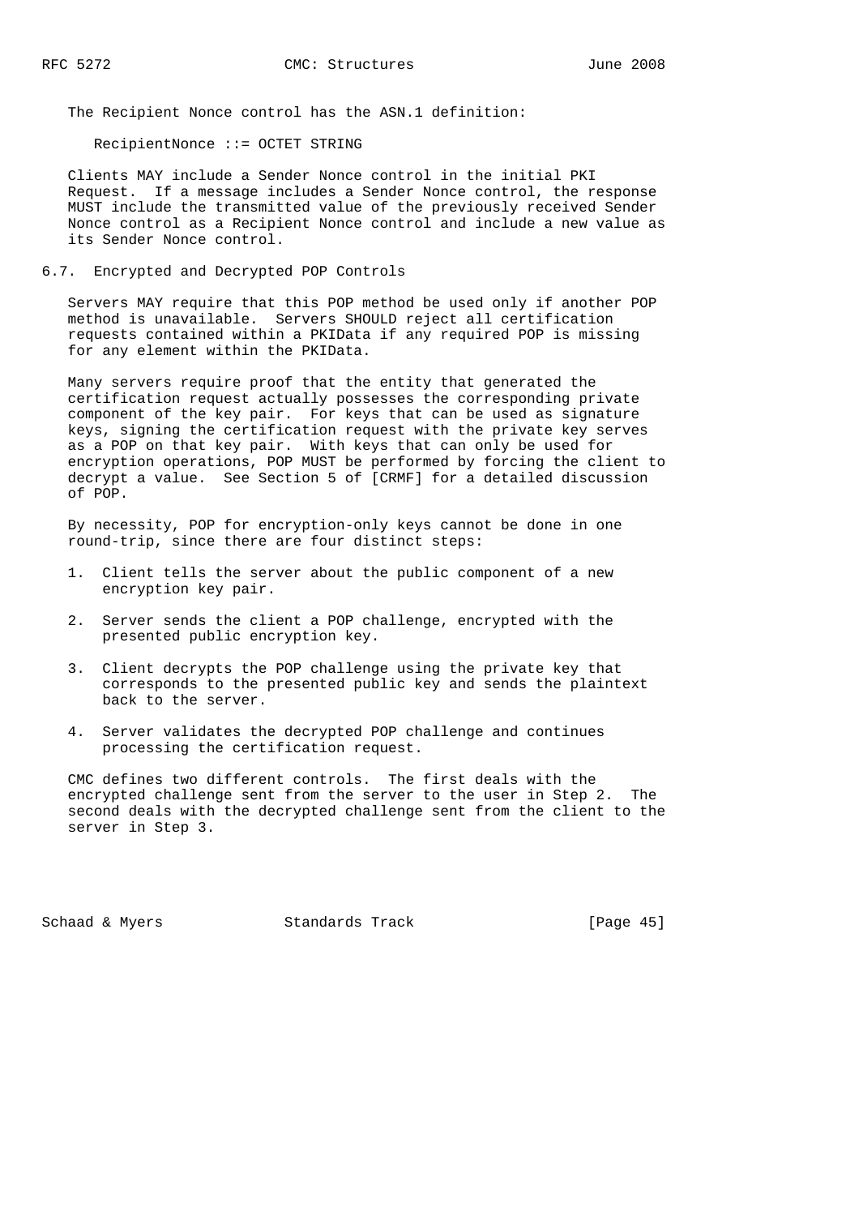The Recipient Nonce control has the ASN.1 definition:

```
RecipientNonce ::= OCTET STRING
```

Clients MAY include a Sender Nonce control in the initial PKI Request. If a message includes a Sender Nonce control, the response MUST include the transmitted value of the previously received Sender Nonce control as a Recipient Nonce control and include a new value as its Sender Nonce control.

## 6.7. Encrypted and Decrypted POP Controls

Servers MAY require that this POP method be used only if another POP method is unavailable. Servers SHOULD reject all certification requests contained within a PKIData if any required POP is missing for any element within the PKIData.

Many servers require proof that the entity that generated the certification request actually possesses the corresponding private component of the key pair. For keys that can be used as signature keys, signing the certification request with the private key serves as a POP on that key pair. With keys that can only be used for encryption operations, POP MUST be performed by forcing the client to decrypt a value. See Section 5 of [CRMF] for a detailed discussion of POP.

By necessity, POP for encryption-only keys cannot be done in one round-trip, since there are four distinct steps:

1. Client tells the server about the public component of a new encryption key pair.

2. Server sends the client a POP challenge, encrypted with the presented public encryption key.

3. Client decrypts the POP challenge using the private key that corresponds to the presented public key and sends the plaintext back to the server.

4. Server validates the decrypted POP challenge and continues processing the certification request.

CMC defines two different controls. The first deals with the encrypted challenge sent from the server to the user in Step 2. The second deals with the decrypted challenge sent from the client to the server in Step 3.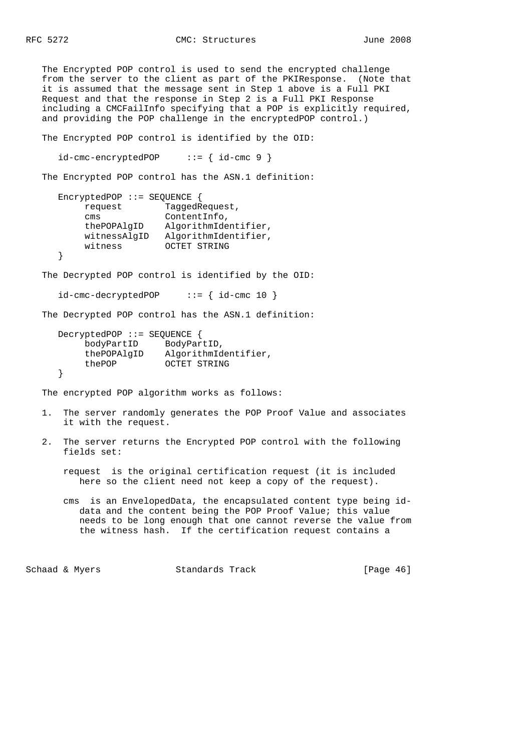The Encrypted POP control is used to send the encrypted challenge from the server to the client as part of the PKIResponse. (Note that it is assumed that the message sent in Step 1 above is a Full PKI Request and that the response in Step 2 is a Full PKI Response including a CMCFailInfo specifying that a POP is explicitly required, and providing the POP challenge in the encryptedPOP control.)

The Encrypted POP control is identified by the OID:

```
id-cmc-encryptedPOP     ::= { id-cmc 9 }
```

The Encrypted POP control has the ASN.1 definition:

```
EncryptedPOP ::= SEQUENCE {
     request        TaggedRequest,
     cms            ContentInfo,
     thePOPAlgID    AlgorithmIdentifier,
     witnessAlgID   AlgorithmIdentifier,
     witness        OCTET STRING
}
```

The Decrypted POP control is identified by the OID:

```
id-cmc-decryptedPOP     ::= { id-cmc 10 }
```

The Decrypted POP control has the ASN.1 definition:

```
DecryptedPOP ::= SEQUENCE {
     bodyPartID     BodyPartID,
     thePOPAlgID    AlgorithmIdentifier,
     thePOP         OCTET STRING
}
```

The encrypted POP algorithm works as follows:

1. The server randomly generates the POP Proof Value and associates it with the request.

2. The server returns the Encrypted POP control with the following fields set:

   request is the original certification request (it is included here so the client need not keep a copy of the request).

   cms is an EnvelopedData, the encapsulated content type being id-data and the content being the POP Proof Value; this value needs to be long enough that one cannot reverse the value from the witness hash. If the certification request contains a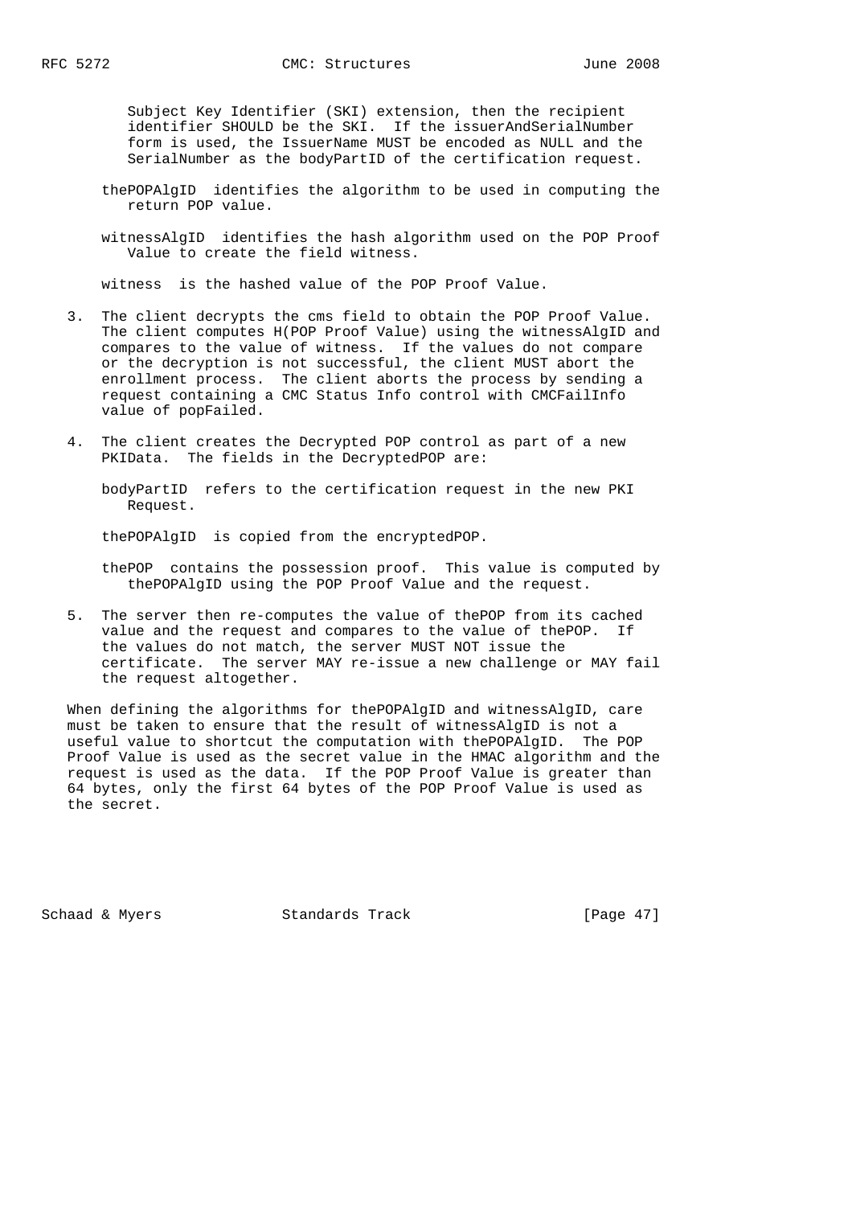Subject Key Identifier (SKI) extension, then the recipient identifier SHOULD be the SKI. If the issuerAndSerialNumber form is used, the IssuerName MUST be encoded as NULL and the SerialNumber as the bodyPartID of the certification request.

thePOPAlgID identifies the algorithm to be used in computing the return POP value.

witnessAlgID identifies the hash algorithm used on the POP Proof Value to create the field witness.

witness is the hashed value of the POP Proof Value.

3. The client decrypts the cms field to obtain the POP Proof Value. The client computes H(POP Proof Value) using the witnessAlgID and compares to the value of witness. If the values do not compare or the decryption is not successful, the client MUST abort the enrollment process. The client aborts the process by sending a request containing a CMC Status Info control with CMCFailInfo value of popFailed.

4. The client creates the Decrypted POP control as part of a new PKIData. The fields in the DecryptedPOP are:

   bodyPartID refers to the certification request in the new PKI Request.

   thePOPAlgID is copied from the encryptedPOP.

   thePOP contains the possession proof. This value is computed by thePOPAlgID using the POP Proof Value and the request.

5. The server then re-computes the value of thePOP from its cached value and the request and compares to the value of thePOP. If the values do not match, the server MUST NOT issue the certificate. The server MAY re-issue a new challenge or MAY fail the request altogether.

When defining the algorithms for thePOPAlgID and witnessAlgID, care must be taken to ensure that the result of witnessAlgID is not a useful value to shortcut the computation with thePOPAlgID. The POP Proof Value is used as the secret value in the HMAC algorithm and the request is used as the data. If the POP Proof Value is greater than 64 bytes, only the first 64 bytes of the POP Proof Value is used as the secret.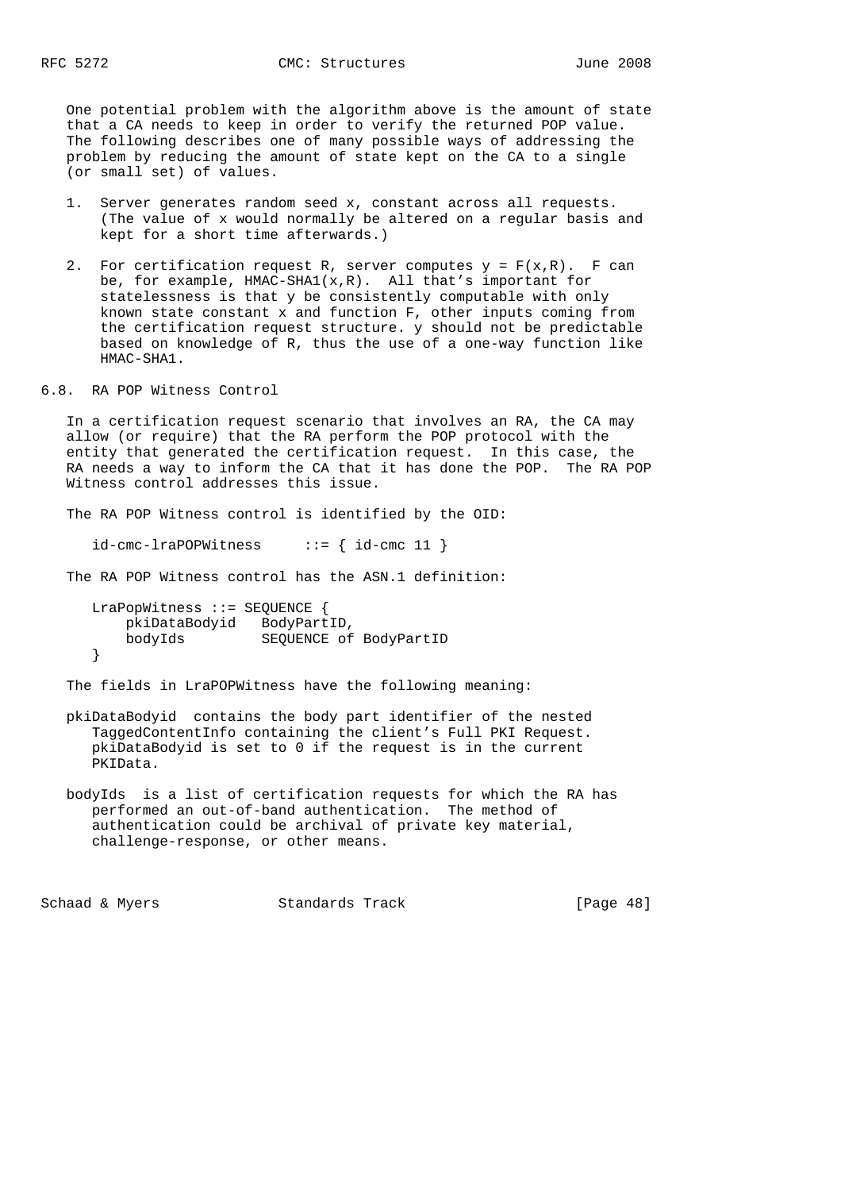One potential problem with the algorithm above is the amount of state that a CA needs to keep in order to verify the returned POP value. The following describes one of many possible ways of addressing the problem by reducing the amount of state kept on the CA to a single (or small set) of values.

1. Server generates random seed x, constant across all requests. (The value of x would normally be altered on a regular basis and kept for a short time afterwards.)

2. For certification request R, server computes $y = F(x,R)$. F can be, for example, HMAC-SHA1(x,R). All that's important for statelessness is that y be consistently computable with only known state constant x and function F, other inputs coming from the certification request structure. y should not be predictable based on knowledge of R, thus the use of a one-way function like HMAC-SHA1.

## 6.8. RA POP Witness Control

In a certification request scenario that involves an RA, the CA may allow (or require) that the RA perform the POP protocol with the entity that generated the certification request. In this case, the RA needs a way to inform the CA that it has done the POP. The RA POP Witness control addresses this issue.

The RA POP Witness control is identified by the OID:

```
id-cmc-lraPOPWitness     ::= { id-cmc 11 }
```

The RA POP Witness control has the ASN.1 definition:

```
LraPopWitness ::= SEQUENCE {
    pkiDataBodyid   BodyPartID,
    bodyIds         SEQUENCE of BodyPartID
}
```

The fields in LraPOPWitness have the following meaning:

pkiDataBodyid contains the body part identifier of the nested TaggedContentInfo containing the client's Full PKI Request. pkiDataBodyid is set to 0 if the request is in the current PKIData.

bodyIds is a list of certification requests for which the RA has performed an out-of-band authentication. The method of authentication could be archival of private key material, challenge-response, or other means.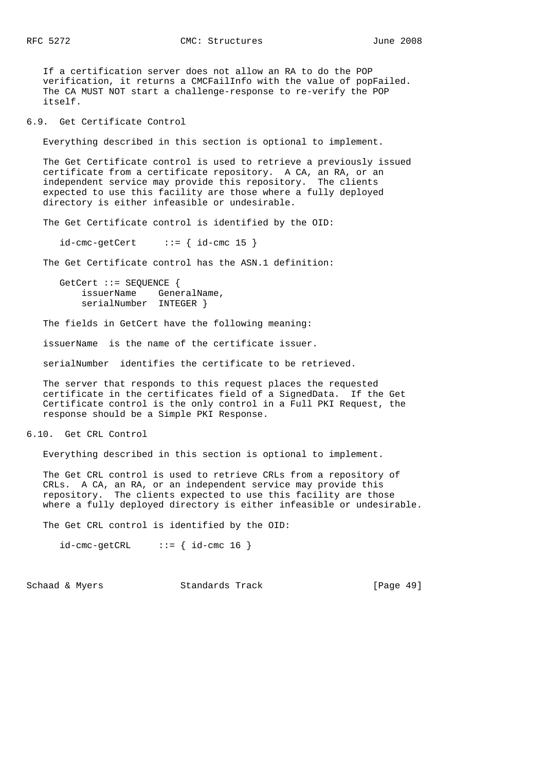If a certification server does not allow an RA to do the POP verification, it returns a CMCFailInfo with the value of popFailed. The CA MUST NOT start a challenge-response to re-verify the POP itself.

## 6.9. Get Certificate Control

Everything described in this section is optional to implement.

The Get Certificate control is used to retrieve a previously issued certificate from a certificate repository. A CA, an RA, or an independent service may provide this repository. The clients expected to use this facility are those where a fully deployed directory is either infeasible or undesirable.

The Get Certificate control is identified by the OID:

```
id-cmc-getCert     ::= { id-cmc 15 }
```

The Get Certificate control has the ASN.1 definition:

```
GetCert ::= SEQUENCE {
    issuerName    GeneralName,
    serialNumber  INTEGER }
```

The fields in GetCert have the following meaning:

issuerName  is the name of the certificate issuer.

serialNumber  identifies the certificate to be retrieved.

The server that responds to this request places the requested certificate in the certificates field of a SignedData. If the Get Certificate control is the only control in a Full PKI Request, the response should be a Simple PKI Response.

## 6.10. Get CRL Control

Everything described in this section is optional to implement.

The Get CRL control is used to retrieve CRLs from a repository of CRLs. A CA, an RA, or an independent service may provide this repository. The clients expected to use this facility are those where a fully deployed directory is either infeasible or undesirable.

The Get CRL control is identified by the OID:

```
id-cmc-getCRL     ::= { id-cmc 16 }
```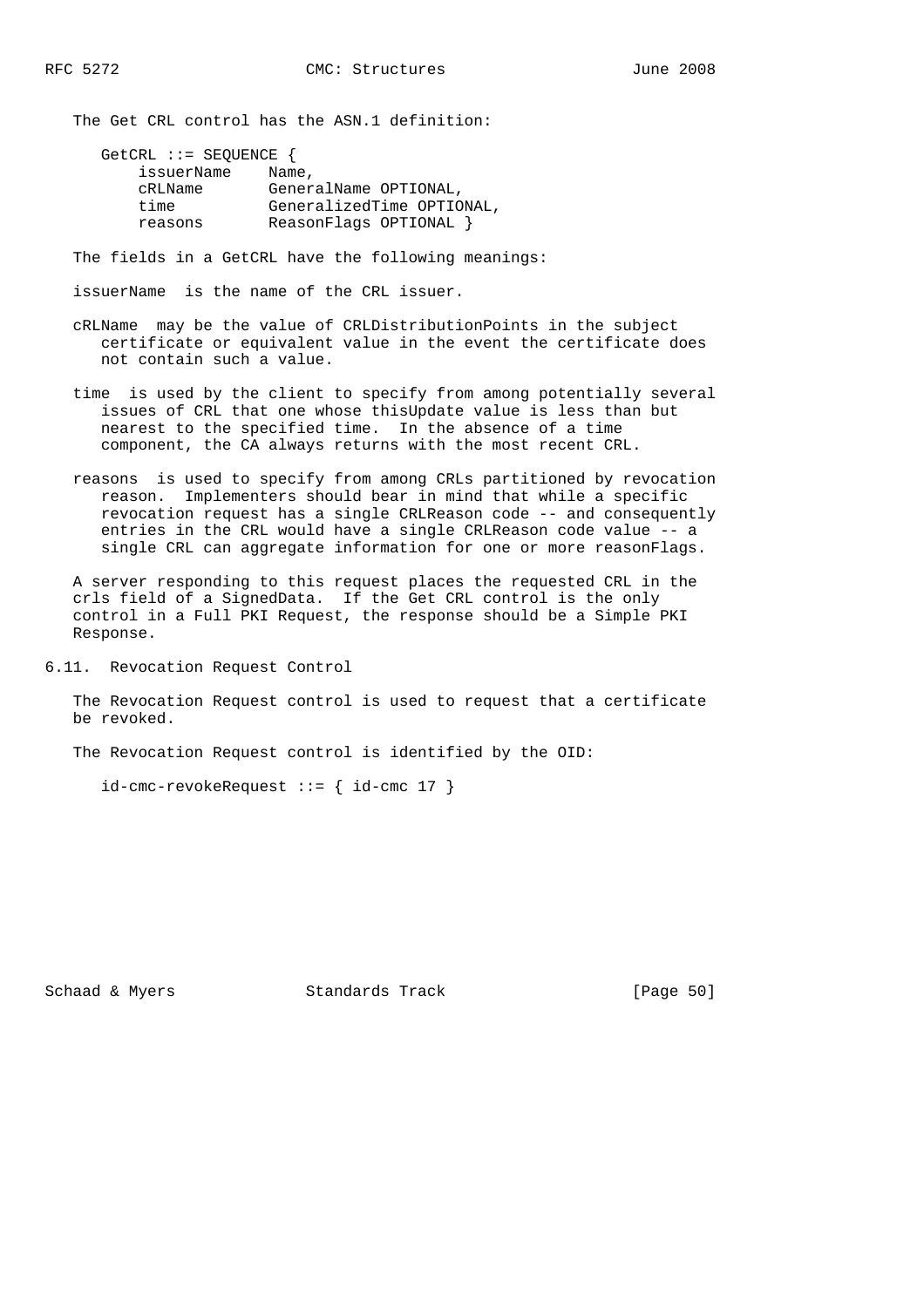The Get CRL control has the ASN.1 definition:

```
GetCRL ::= SEQUENCE {
    issuerName    Name,
    cRLName       GeneralName OPTIONAL,
    time          GeneralizedTime OPTIONAL,
    reasons       ReasonFlags OPTIONAL }
```

The fields in a GetCRL have the following meanings:

issuerName  is the name of the CRL issuer.

cRLName  may be the value of CRLDistributionPoints in the subject certificate or equivalent value in the event the certificate does not contain such a value.

time  is used by the client to specify from among potentially several issues of CRL that one whose thisUpdate value is less than but nearest to the specified time.  In the absence of a time component, the CA always returns with the most recent CRL.

reasons  is used to specify from among CRLs partitioned by revocation reason.  Implementers should bear in mind that while a specific revocation request has a single CRLReason code -- and consequently entries in the CRL would have a single CRLReason code value -- a single CRL can aggregate information for one or more reasonFlags.

A server responding to this request places the requested CRL in the crls field of a SignedData.  If the Get CRL control is the only control in a Full PKI Request, the response should be a Simple PKI Response.

## 6.11. Revocation Request Control

The Revocation Request control is used to request that a certificate be revoked.

The Revocation Request control is identified by the OID:

```
id-cmc-revokeRequest ::= { id-cmc 17 }
```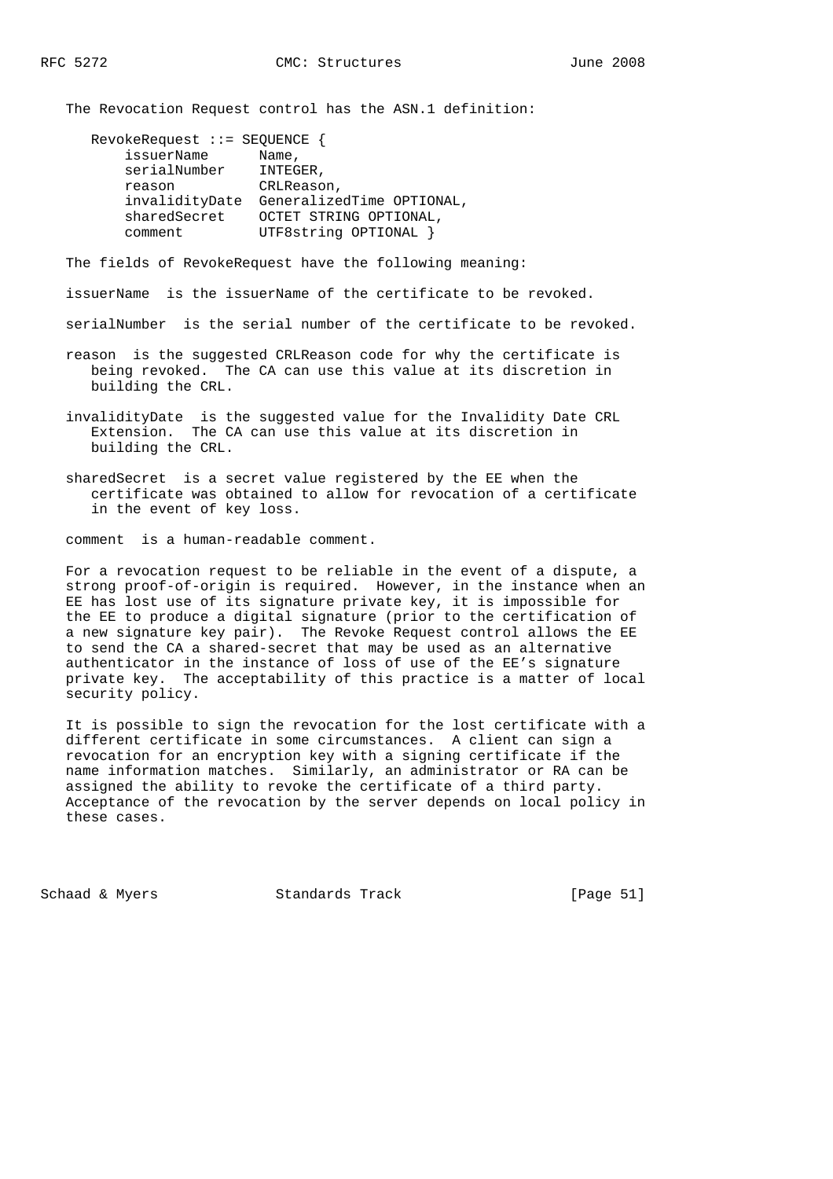The Revocation Request control has the ASN.1 definition:

```
RevokeRequest ::= SEQUENCE {
    issuerName      Name,
    serialNumber    INTEGER,
    reason          CRLReason,
    invalidityDate  GeneralizedTime OPTIONAL,
    sharedSecret    OCTET STRING OPTIONAL,
    comment         UTF8string OPTIONAL }
```

The fields of RevokeRequest have the following meaning:

issuerName is the issuerName of the certificate to be revoked.

serialNumber is the serial number of the certificate to be revoked.

reason is the suggested CRLReason code for why the certificate is being revoked. The CA can use this value at its discretion in building the CRL.

invalidityDate is the suggested value for the Invalidity Date CRL Extension. The CA can use this value at its discretion in building the CRL.

sharedSecret is a secret value registered by the EE when the certificate was obtained to allow for revocation of a certificate in the event of key loss.

comment is a human-readable comment.

For a revocation request to be reliable in the event of a dispute, a strong proof-of-origin is required. However, in the instance when an EE has lost use of its signature private key, it is impossible for the EE to produce a digital signature (prior to the certification of a new signature key pair). The Revoke Request control allows the EE to send the CA a shared-secret that may be used as an alternative authenticator in the instance of loss of use of the EE's signature private key. The acceptability of this practice is a matter of local security policy.

It is possible to sign the revocation for the lost certificate with a different certificate in some circumstances. A client can sign a revocation for an encryption key with a signing certificate if the name information matches. Similarly, an administrator or RA can be assigned the ability to revoke the certificate of a third party. Acceptance of the revocation by the server depends on local policy in these cases.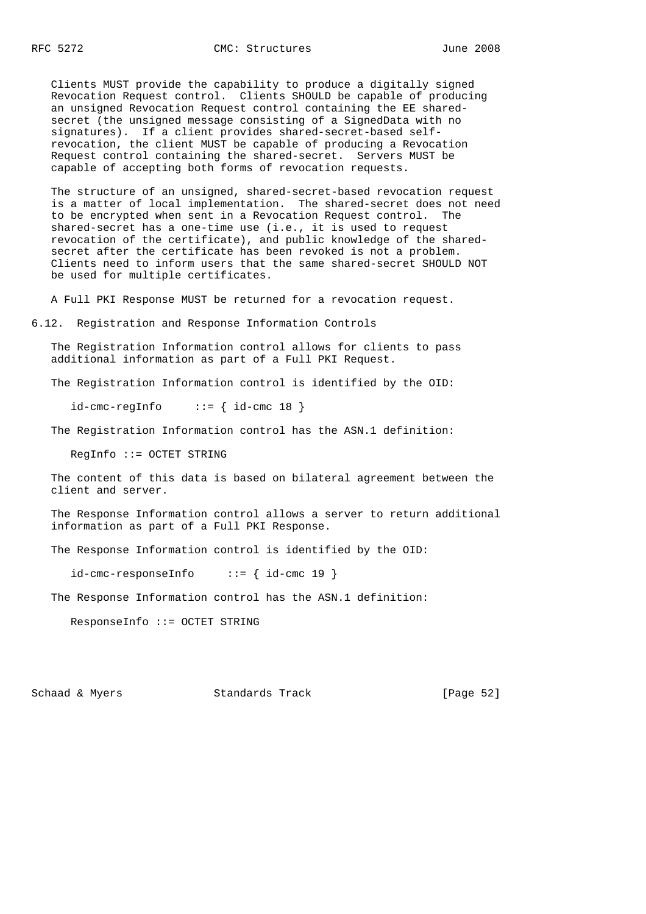Clients MUST provide the capability to produce a digitally signed Revocation Request control. Clients SHOULD be capable of producing an unsigned Revocation Request control containing the EE shared-secret (the unsigned message consisting of a SignedData with no signatures). If a client provides shared-secret-based self-revocation, the client MUST be capable of producing a Revocation Request control containing the shared-secret. Servers MUST be capable of accepting both forms of revocation requests.

The structure of an unsigned, shared-secret-based revocation request is a matter of local implementation. The shared-secret does not need to be encrypted when sent in a Revocation Request control. The shared-secret has a one-time use (i.e., it is used to request revocation of the certificate), and public knowledge of the shared-secret after the certificate has been revoked is not a problem. Clients need to inform users that the same shared-secret SHOULD NOT be used for multiple certificates.

A Full PKI Response MUST be returned for a revocation request.

## 6.12. Registration and Response Information Controls

The Registration Information control allows for clients to pass additional information as part of a Full PKI Request.

The Registration Information control is identified by the OID:

```
id-cmc-regInfo     ::= { id-cmc 18 }
```

The Registration Information control has the ASN.1 definition:

```
RegInfo ::= OCTET STRING
```

The content of this data is based on bilateral agreement between the client and server.

The Response Information control allows a server to return additional information as part of a Full PKI Response.

The Response Information control is identified by the OID:

```
id-cmc-responseInfo     ::= { id-cmc 19 }
```

The Response Information control has the ASN.1 definition:

```
ResponseInfo ::= OCTET STRING
```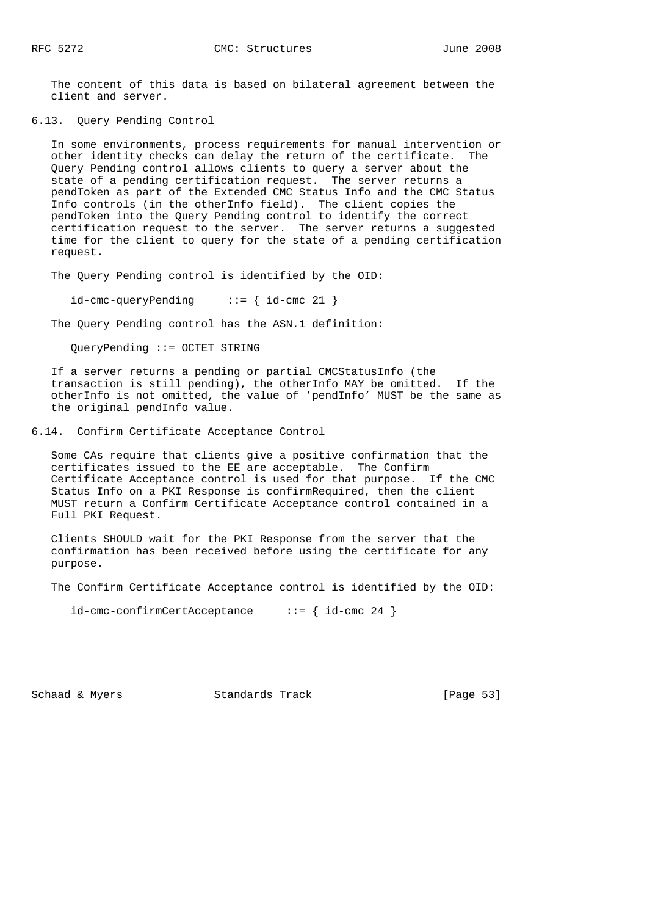The content of this data is based on bilateral agreement between the client and server.

### 6.13. Query Pending Control

In some environments, process requirements for manual intervention or other identity checks can delay the return of the certificate. The Query Pending control allows clients to query a server about the state of a pending certification request. The server returns a pendToken as part of the Extended CMC Status Info and the CMC Status Info controls (in the otherInfo field). The client copies the pendToken into the Query Pending control to identify the correct certification request to the server. The server returns a suggested time for the client to query for the state of a pending certification request.

The Query Pending control is identified by the OID:

```
id-cmc-queryPending     ::= { id-cmc 21 }
```

The Query Pending control has the ASN.1 definition:

```
QueryPending ::= OCTET STRING
```

If a server returns a pending or partial CMCStatusInfo (the transaction is still pending), the otherInfo MAY be omitted. If the otherInfo is not omitted, the value of 'pendInfo' MUST be the same as the original pendInfo value.

### 6.14. Confirm Certificate Acceptance Control

Some CAs require that clients give a positive confirmation that the certificates issued to the EE are acceptable. The Confirm Certificate Acceptance control is used for that purpose. If the CMC Status Info on a PKI Response is confirmRequired, then the client MUST return a Confirm Certificate Acceptance control contained in a Full PKI Request.

Clients SHOULD wait for the PKI Response from the server that the confirmation has been received before using the certificate for any purpose.

The Confirm Certificate Acceptance control is identified by the OID:

```
id-cmc-confirmCertAcceptance     ::= { id-cmc 24 }
```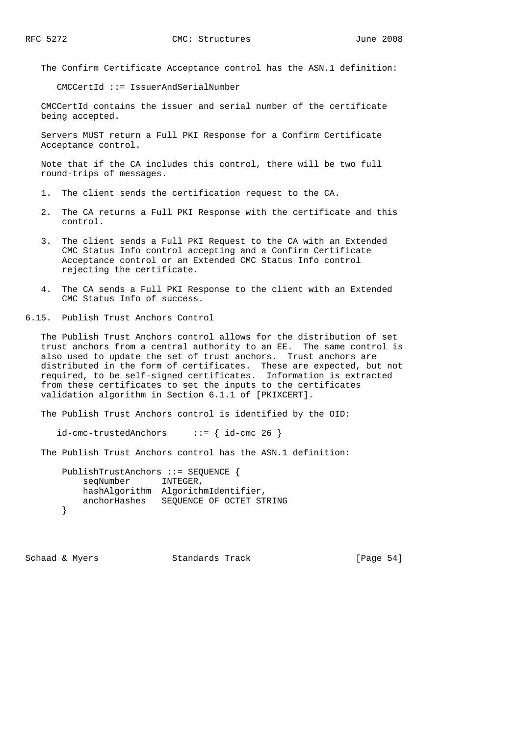The Confirm Certificate Acceptance control has the ASN.1 definition:

```
CMCCertId ::= IssuerAndSerialNumber
```

CMCCertId contains the issuer and serial number of the certificate being accepted.

Servers MUST return a Full PKI Response for a Confirm Certificate Acceptance control.

Note that if the CA includes this control, there will be two full round-trips of messages.

1. The client sends the certification request to the CA.

2. The CA returns a Full PKI Response with the certificate and this control.

3. The client sends a Full PKI Request to the CA with an Extended CMC Status Info control accepting and a Confirm Certificate Acceptance control or an Extended CMC Status Info control rejecting the certificate.

4. The CA sends a Full PKI Response to the client with an Extended CMC Status Info of success.

## 6.15. Publish Trust Anchors Control

The Publish Trust Anchors control allows for the distribution of set trust anchors from a central authority to an EE. The same control is also used to update the set of trust anchors. Trust anchors are distributed in the form of certificates. These are expected, but not required, to be self-signed certificates. Information is extracted from these certificates to set the inputs to the certificates validation algorithm in Section 6.1.1 of [PKIXCERT].

The Publish Trust Anchors control is identified by the OID:

```
id-cmc-trustedAnchors     ::= { id-cmc 26 }
```

The Publish Trust Anchors control has the ASN.1 definition:

```
PublishTrustAnchors ::= SEQUENCE {
    seqNumber      INTEGER,
    hashAlgorithm  AlgorithmIdentifier,
    anchorHashes   SEQUENCE OF OCTET STRING
}
```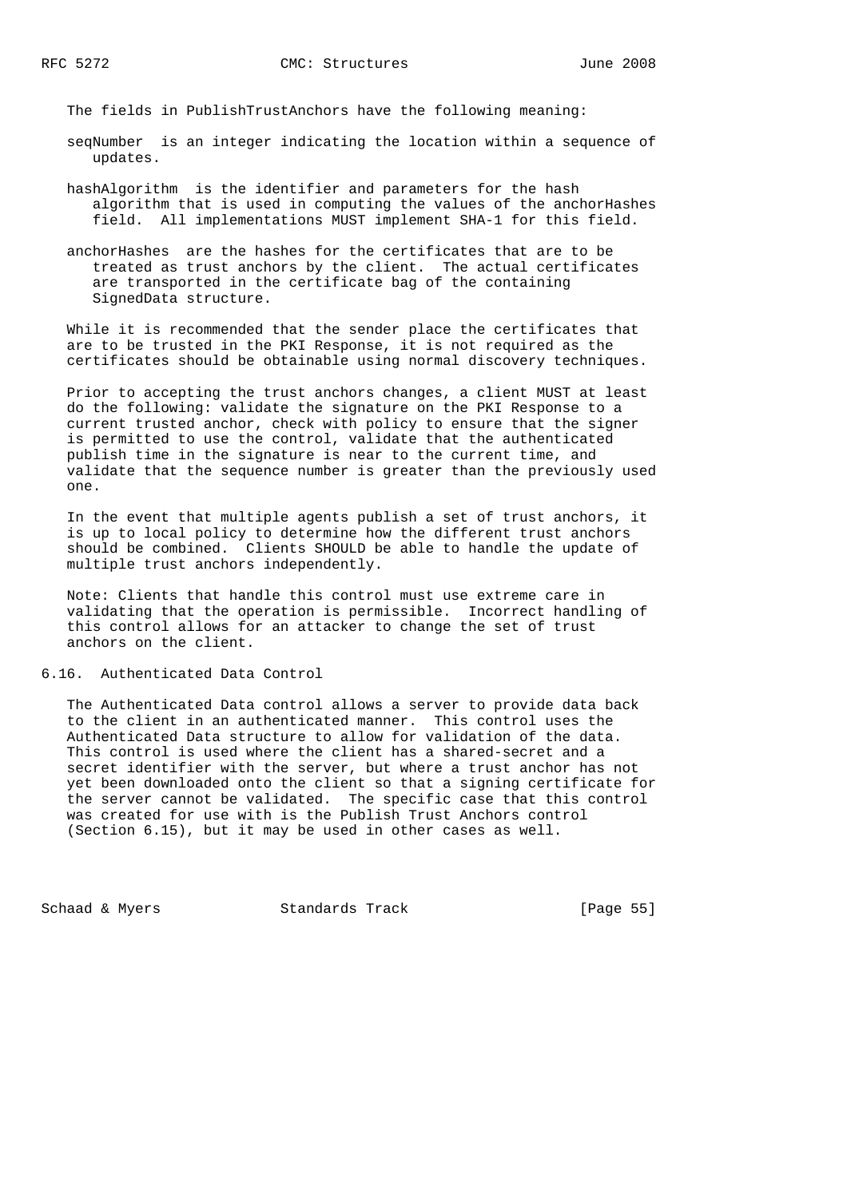The fields in PublishTrustAnchors have the following meaning:

seqNumber is an integer indicating the location within a sequence of updates.

hashAlgorithm is the identifier and parameters for the hash algorithm that is used in computing the values of the anchorHashes field. All implementations MUST implement SHA-1 for this field.

anchorHashes are the hashes for the certificates that are to be treated as trust anchors by the client. The actual certificates are transported in the certificate bag of the containing SignedData structure.

While it is recommended that the sender place the certificates that are to be trusted in the PKI Response, it is not required as the certificates should be obtainable using normal discovery techniques.

Prior to accepting the trust anchors changes, a client MUST at least do the following: validate the signature on the PKI Response to a current trusted anchor, check with policy to ensure that the signer is permitted to use the control, validate that the authenticated publish time in the signature is near to the current time, and validate that the sequence number is greater than the previously used one.

In the event that multiple agents publish a set of trust anchors, it is up to local policy to determine how the different trust anchors should be combined. Clients SHOULD be able to handle the update of multiple trust anchors independently.

Note: Clients that handle this control must use extreme care in validating that the operation is permissible. Incorrect handling of this control allows for an attacker to change the set of trust anchors on the client.

## 6.16. Authenticated Data Control

The Authenticated Data control allows a server to provide data back to the client in an authenticated manner. This control uses the Authenticated Data structure to allow for validation of the data. This control is used where the client has a shared-secret and a secret identifier with the server, but where a trust anchor has not yet been downloaded onto the client so that a signing certificate for the server cannot be validated. The specific case that this control was created for use with is the Publish Trust Anchors control (Section 6.15), but it may be used in other cases as well.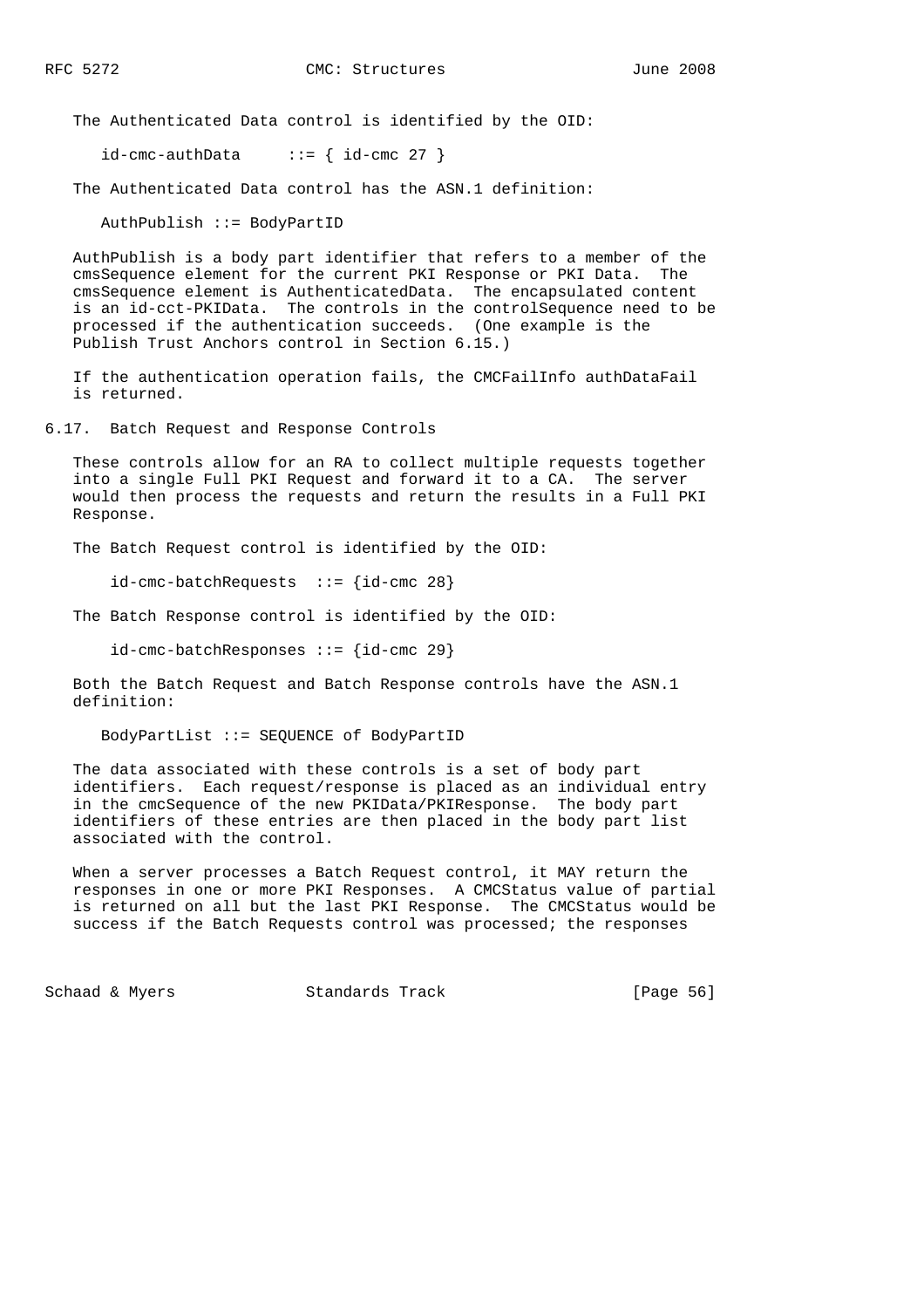The Authenticated Data control is identified by the OID:

```
id-cmc-authData     ::= { id-cmc 27 }
```

The Authenticated Data control has the ASN.1 definition:

```
AuthPublish ::= BodyPartID
```

AuthPublish is a body part identifier that refers to a member of the cmsSequence element for the current PKI Response or PKI Data. The cmsSequence element is AuthenticatedData. The encapsulated content is an id-cct-PKIData. The controls in the controlSequence need to be processed if the authentication succeeds. (One example is the Publish Trust Anchors control in Section 6.15.)

If the authentication operation fails, the CMCFailInfo authDataFail is returned.

## 6.17. Batch Request and Response Controls

These controls allow for an RA to collect multiple requests together into a single Full PKI Request and forward it to a CA. The server would then process the requests and return the results in a Full PKI Response.

The Batch Request control is identified by the OID:

```
id-cmc-batchRequests  ::= {id-cmc 28}
```

The Batch Response control is identified by the OID:

```
id-cmc-batchResponses ::= {id-cmc 29}
```

Both the Batch Request and Batch Response controls have the ASN.1 definition:

```
BodyPartList ::= SEQUENCE of BodyPartID
```

The data associated with these controls is a set of body part identifiers. Each request/response is placed as an individual entry in the cmcSequence of the new PKIData/PKIResponse. The body part identifiers of these entries are then placed in the body part list associated with the control.

When a server processes a Batch Request control, it MAY return the responses in one or more PKI Responses. A CMCStatus value of partial is returned on all but the last PKI Response. The CMCStatus would be success if the Batch Requests control was processed; the responses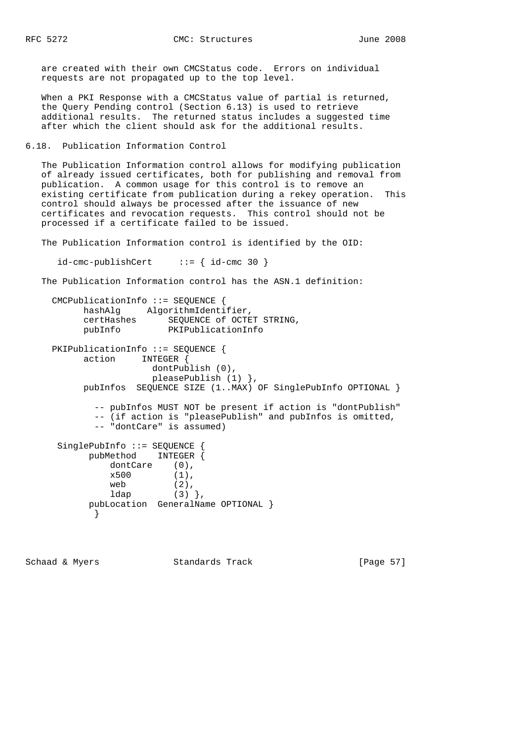are created with their own CMCStatus code. Errors on individual requests are not propagated up to the top level.

When a PKI Response with a CMCStatus value of partial is returned, the Query Pending control (Section 6.13) is used to retrieve additional results. The returned status includes a suggested time after which the client should ask for the additional results.

## 6.18. Publication Information Control

The Publication Information control allows for modifying publication of already issued certificates, both for publishing and removal from publication. A common usage for this control is to remove an existing certificate from publication during a rekey operation. This control should always be processed after the issuance of new certificates and revocation requests. This control should not be processed if a certificate failed to be issued.

The Publication Information control is identified by the OID:

```
   id-cmc-publishCert     ::= { id-cmc 30 }
```

The Publication Information control has the ASN.1 definition:

```
  CMCPublicationInfo ::= SEQUENCE {
        hashAlg     AlgorithmIdentifier,
        certHashes      SEQUENCE of OCTET STRING,
        pubInfo         PKIPublicationInfo

  PKIPublicationInfo ::= SEQUENCE {
        action     INTEGER {
                     dontPublish (0),
                     pleasePublish (1) },
        pubInfos  SEQUENCE SIZE (1..MAX) OF SinglePubInfo OPTIONAL }

          -- pubInfos MUST NOT be present if action is "dontPublish"
          -- (if action is "pleasePublish" and pubInfos is omitted,
          -- "dontCare" is assumed)

   SinglePubInfo ::= SEQUENCE {
         pubMethod    INTEGER {
             dontCare    (0),
             x500        (1),
             web         (2),
             ldap        (3) },
         pubLocation  GeneralName OPTIONAL }
          }
```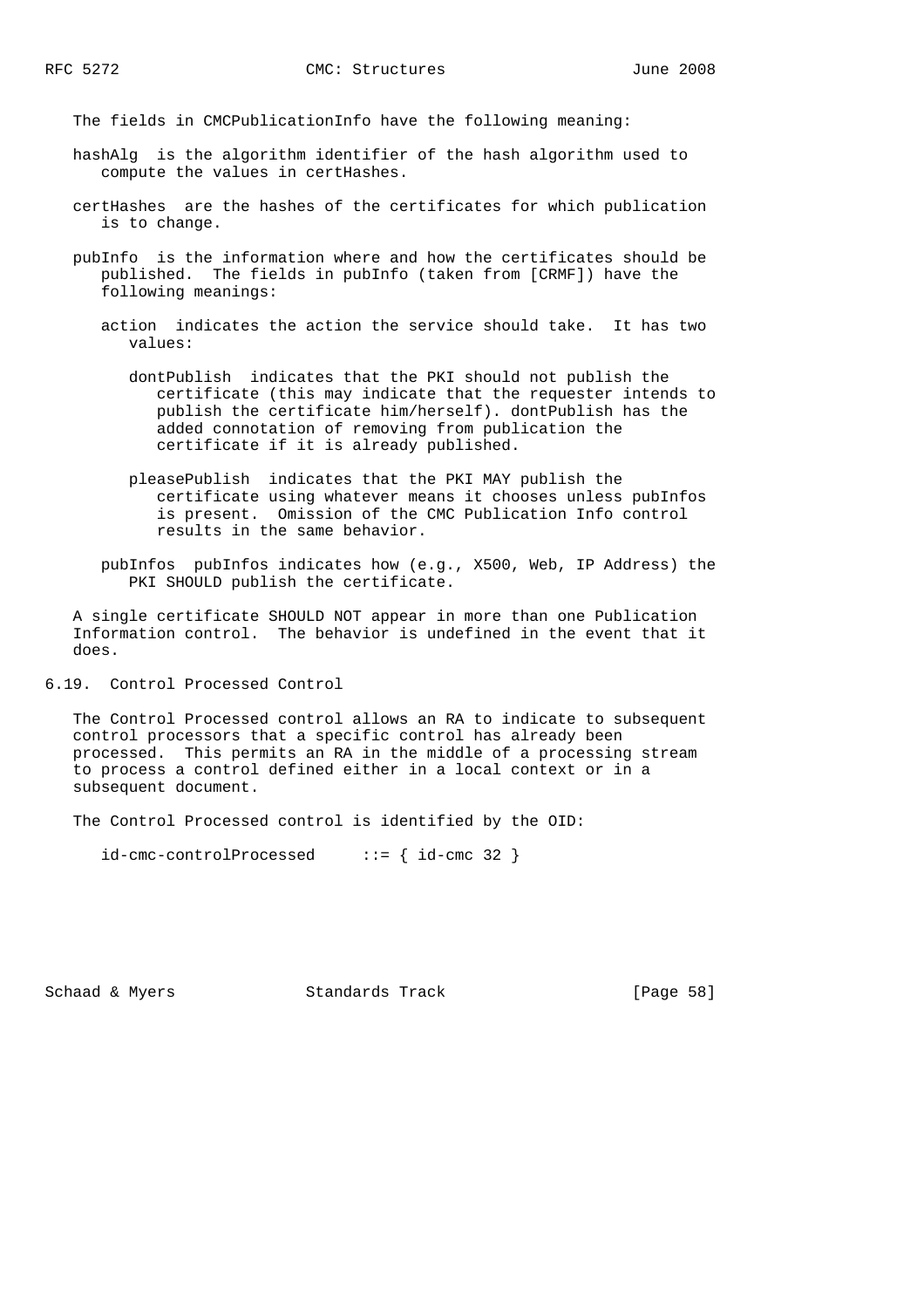The fields in CMCPublicationInfo have the following meaning:

hashAlg is the algorithm identifier of the hash algorithm used to compute the values in certHashes.

certHashes are the hashes of the certificates for which publication is to change.

pubInfo is the information where and how the certificates should be published. The fields in pubInfo (taken from [CRMF]) have the following meanings:

- action indicates the action the service should take. It has two values:

  - dontPublish indicates that the PKI should not publish the certificate (this may indicate that the requester intends to publish the certificate him/herself). dontPublish has the added connotation of removing from publication the certificate if it is already published.

  - pleasePublish indicates that the PKI MAY publish the certificate using whatever means it chooses unless pubInfos is present. Omission of the CMC Publication Info control results in the same behavior.

- pubInfos pubInfos indicates how (e.g., X500, Web, IP Address) the PKI SHOULD publish the certificate.

A single certificate SHOULD NOT appear in more than one Publication Information control. The behavior is undefined in the event that it does.

## 6.19. Control Processed Control

The Control Processed control allows an RA to indicate to subsequent control processors that a specific control has already been processed. This permits an RA in the middle of a processing stream to process a control defined either in a local context or in a subsequent document.

The Control Processed control is identified by the OID:

```
id-cmc-controlProcessed     ::= { id-cmc 32 }
```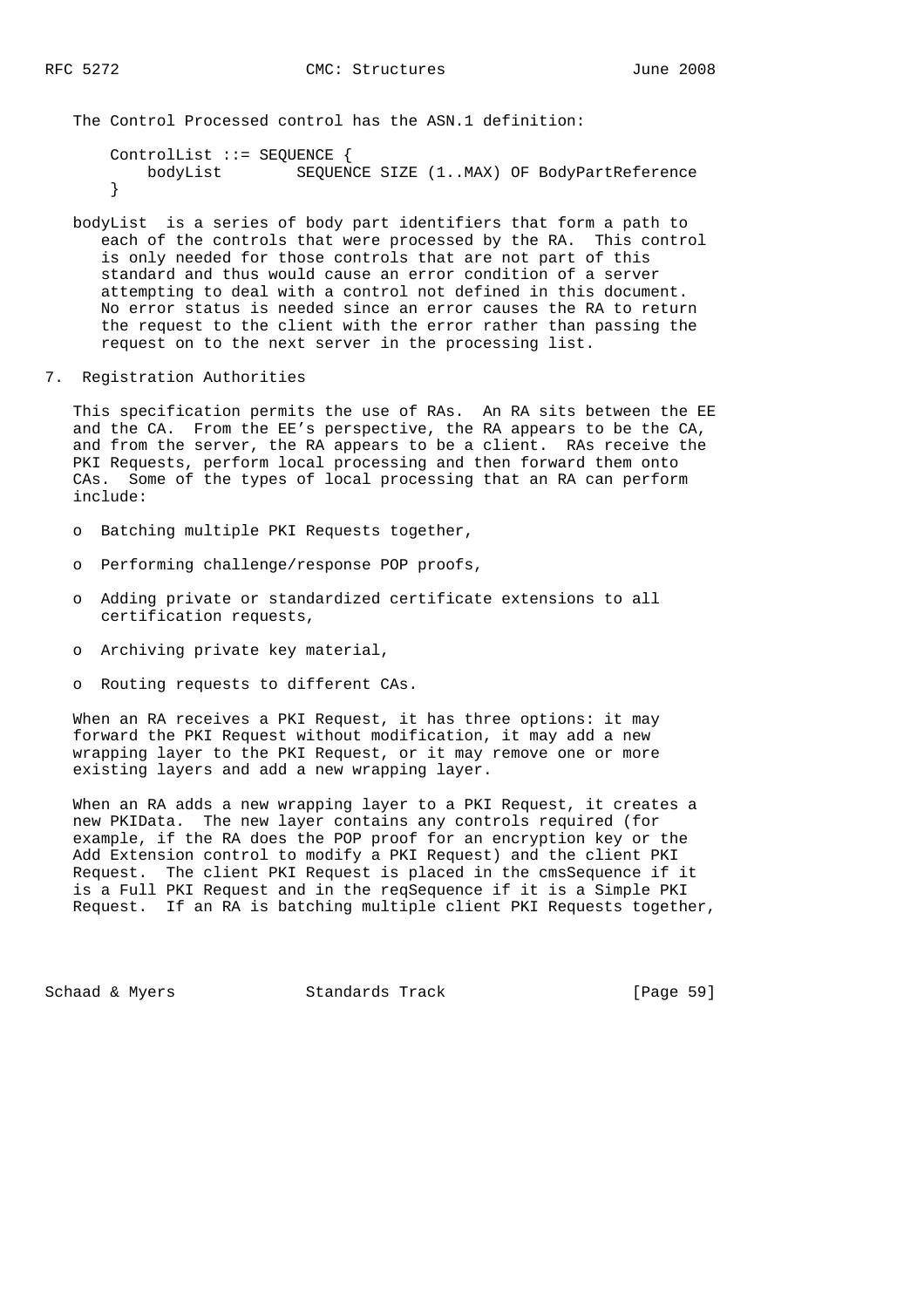The Control Processed control has the ASN.1 definition:

```
ControlList ::= SEQUENCE {
    bodyList        SEQUENCE SIZE (1..MAX) OF BodyPartReference
}
```

bodyList is a series of body part identifiers that form a path to each of the controls that were processed by the RA. This control is only needed for those controls that are not part of this standard and thus would cause an error condition of a server attempting to deal with a control not defined in this document. No error status is needed since an error causes the RA to return the request to the client with the error rather than passing the request on to the next server in the processing list.

## 7. Registration Authorities

This specification permits the use of RAs. An RA sits between the EE and the CA. From the EE's perspective, the RA appears to be the CA, and from the server, the RA appears to be a client. RAs receive the PKI Requests, perform local processing and then forward them onto CAs. Some of the types of local processing that an RA can perform include:

- Batching multiple PKI Requests together,
- Performing challenge/response POP proofs,
- Adding private or standardized certificate extensions to all certification requests,
- Archiving private key material,
- Routing requests to different CAs.

When an RA receives a PKI Request, it has three options: it may forward the PKI Request without modification, it may add a new wrapping layer to the PKI Request, or it may remove one or more existing layers and add a new wrapping layer.

When an RA adds a new wrapping layer to a PKI Request, it creates a new PKIData. The new layer contains any controls required (for example, if the RA does the POP proof for an encryption key or the Add Extension control to modify a PKI Request) and the client PKI Request. The client PKI Request is placed in the cmsSequence if it is a Full PKI Request and in the reqSequence if it is a Simple PKI Request. If an RA is batching multiple client PKI Requests together,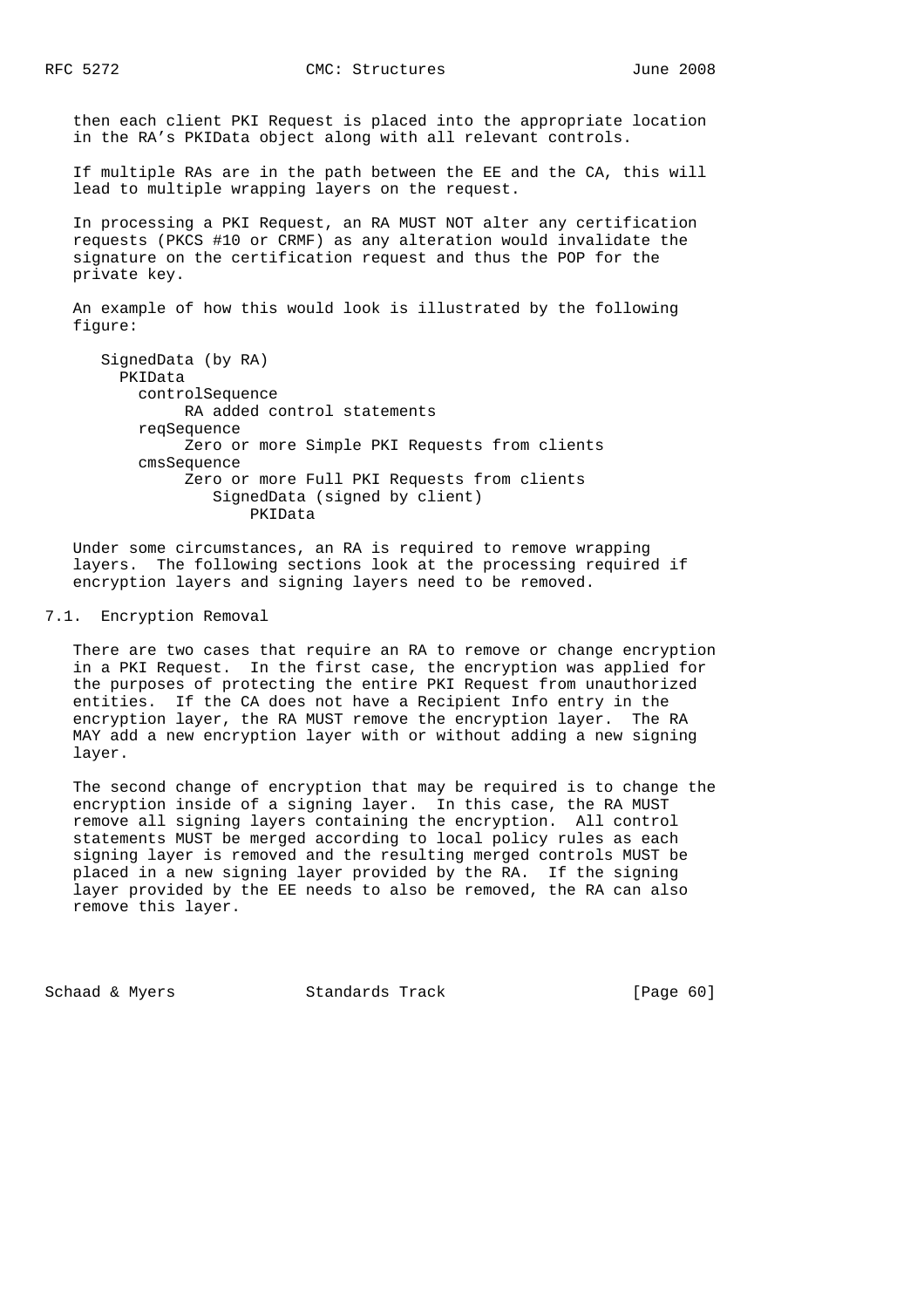then each client PKI Request is placed into the appropriate location in the RA's PKIData object along with all relevant controls.

If multiple RAs are in the path between the EE and the CA, this will lead to multiple wrapping layers on the request.

In processing a PKI Request, an RA MUST NOT alter any certification requests (PKCS #10 or CRMF) as any alteration would invalidate the signature on the certification request and thus the POP for the private key.

An example of how this would look is illustrated by the following figure:

```
SignedData (by RA)
  PKIData
    controlSequence
         RA added control statements
    reqSequence
         Zero or more Simple PKI Requests from clients
    cmsSequence
         Zero or more Full PKI Requests from clients
            SignedData (signed by client)
                PKIData
```

Under some circumstances, an RA is required to remove wrapping layers. The following sections look at the processing required if encryption layers and signing layers need to be removed.

## 7.1. Encryption Removal

There are two cases that require an RA to remove or change encryption in a PKI Request. In the first case, the encryption was applied for the purposes of protecting the entire PKI Request from unauthorized entities. If the CA does not have a Recipient Info entry in the encryption layer, the RA MUST remove the encryption layer. The RA MAY add a new encryption layer with or without adding a new signing layer.

The second change of encryption that may be required is to change the encryption inside of a signing layer. In this case, the RA MUST remove all signing layers containing the encryption. All control statements MUST be merged according to local policy rules as each signing layer is removed and the resulting merged controls MUST be placed in a new signing layer provided by the RA. If the signing layer provided by the EE needs to also be removed, the RA can also remove this layer.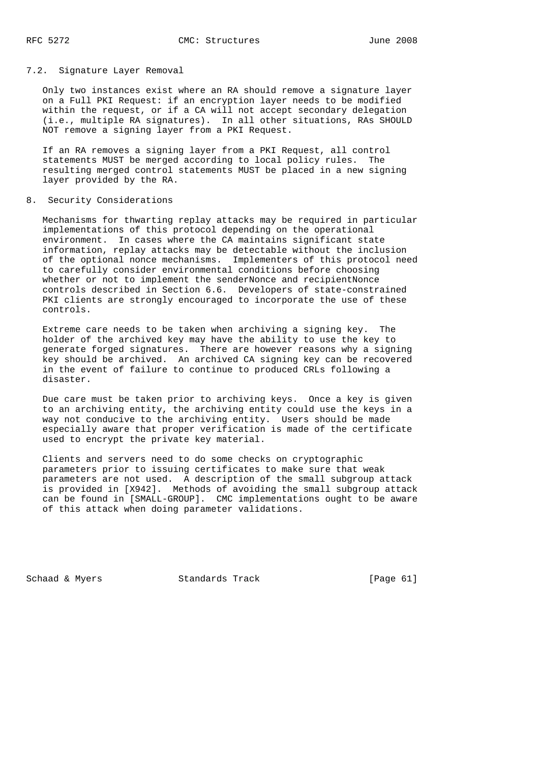### 7.2. Signature Layer Removal

Only two instances exist where an RA should remove a signature layer on a Full PKI Request: if an encryption layer needs to be modified within the request, or if a CA will not accept secondary delegation (i.e., multiple RA signatures). In all other situations, RAs SHOULD NOT remove a signing layer from a PKI Request.

If an RA removes a signing layer from a PKI Request, all control statements MUST be merged according to local policy rules. The resulting merged control statements MUST be placed in a new signing layer provided by the RA.

## 8. Security Considerations

Mechanisms for thwarting replay attacks may be required in particular implementations of this protocol depending on the operational environment. In cases where the CA maintains significant state information, replay attacks may be detectable without the inclusion of the optional nonce mechanisms. Implementers of this protocol need to carefully consider environmental conditions before choosing whether or not to implement the senderNonce and recipientNonce controls described in Section 6.6. Developers of state-constrained PKI clients are strongly encouraged to incorporate the use of these controls.

Extreme care needs to be taken when archiving a signing key. The holder of the archived key may have the ability to use the key to generate forged signatures. There are however reasons why a signing key should be archived. An archived CA signing key can be recovered in the event of failure to continue to produced CRLs following a disaster.

Due care must be taken prior to archiving keys. Once a key is given to an archiving entity, the archiving entity could use the keys in a way not conducive to the archiving entity. Users should be made especially aware that proper verification is made of the certificate used to encrypt the private key material.

Clients and servers need to do some checks on cryptographic parameters prior to issuing certificates to make sure that weak parameters are not used. A description of the small subgroup attack is provided in [X942]. Methods of avoiding the small subgroup attack can be found in [SMALL-GROUP]. CMC implementations ought to be aware of this attack when doing parameter validations.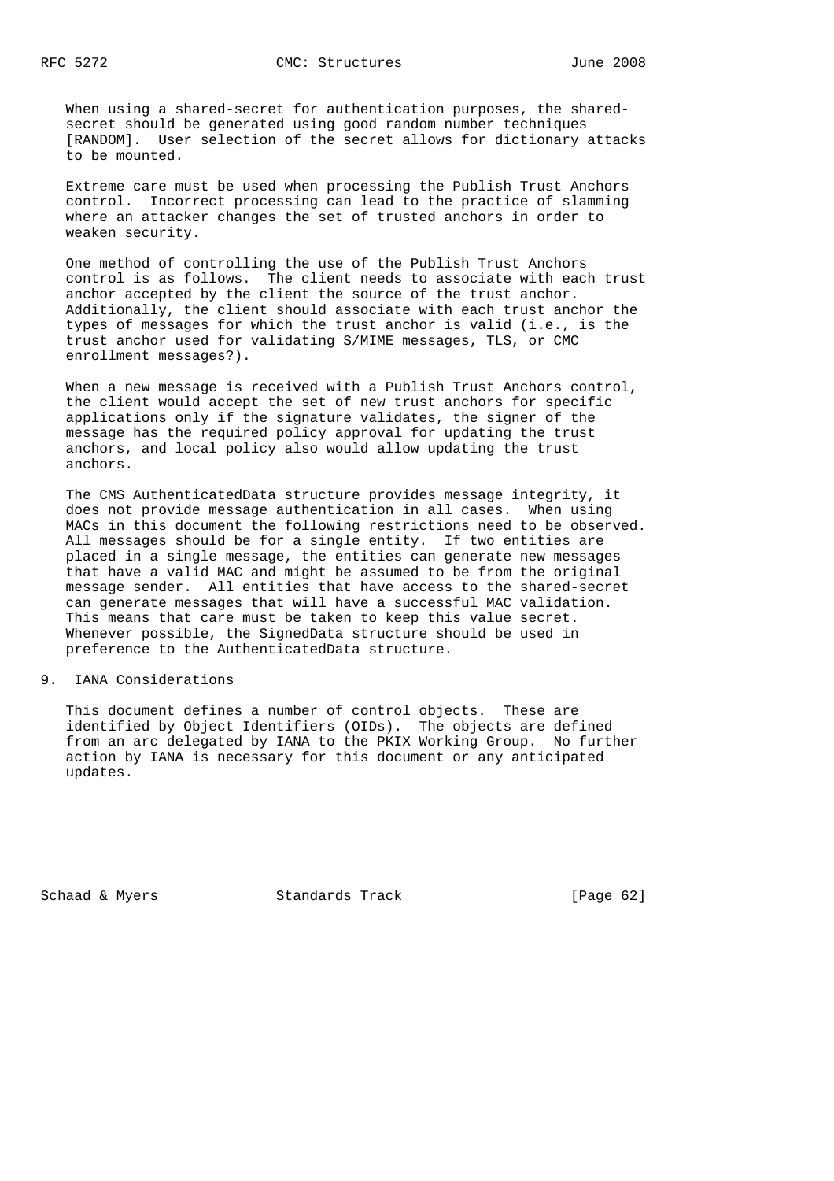When using a shared-secret for authentication purposes, the shared-secret should be generated using good random number techniques [RANDOM]. User selection of the secret allows for dictionary attacks to be mounted.

Extreme care must be used when processing the Publish Trust Anchors control. Incorrect processing can lead to the practice of slamming where an attacker changes the set of trusted anchors in order to weaken security.

One method of controlling the use of the Publish Trust Anchors control is as follows. The client needs to associate with each trust anchor accepted by the client the source of the trust anchor. Additionally, the client should associate with each trust anchor the types of messages for which the trust anchor is valid (i.e., is the trust anchor used for validating S/MIME messages, TLS, or CMC enrollment messages?).

When a new message is received with a Publish Trust Anchors control, the client would accept the set of new trust anchors for specific applications only if the signature validates, the signer of the message has the required policy approval for updating the trust anchors, and local policy also would allow updating the trust anchors.

The CMS AuthenticatedData structure provides message integrity, it does not provide message authentication in all cases. When using MACs in this document the following restrictions need to be observed. All messages should be for a single entity. If two entities are placed in a single message, the entities can generate new messages that have a valid MAC and might be assumed to be from the original message sender. All entities that have access to the shared-secret can generate messages that will have a successful MAC validation. This means that care must be taken to keep this value secret. Whenever possible, the SignedData structure should be used in preference to the AuthenticatedData structure.

## 9. IANA Considerations

This document defines a number of control objects. These are identified by Object Identifiers (OIDs). The objects are defined from an arc delegated by IANA to the PKIX Working Group. No further action by IANA is necessary for this document or any anticipated updates.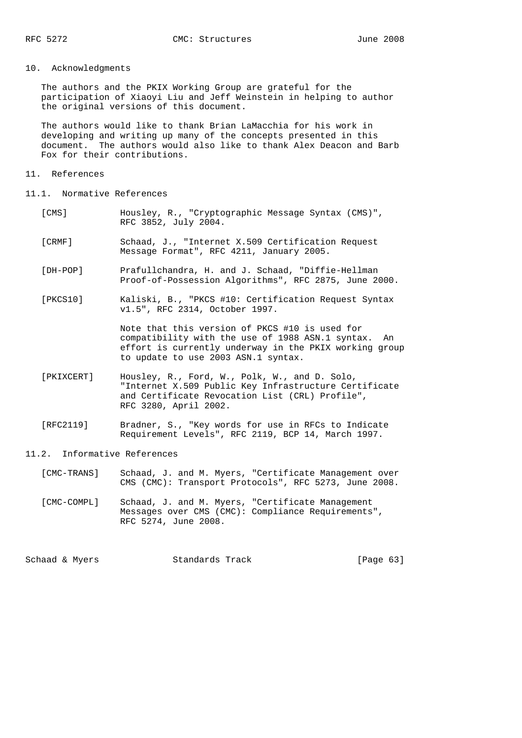## 10. Acknowledgments

The authors and the PKIX Working Group are grateful for the participation of Xiaoyi Liu and Jeff Weinstein in helping to author the original versions of this document.

The authors would like to thank Brian LaMacchia for his work in developing and writing up many of the concepts presented in this document. The authors would also like to thank Alex Deacon and Barb Fox for their contributions.

## 11. References

### 11.1. Normative References

[CMS] Housley, R., "Cryptographic Message Syntax (CMS)", RFC 3852, July 2004.

[CRMF] Schaad, J., "Internet X.509 Certification Request Message Format", RFC 4211, January 2005.

[DH-POP] Prafullchandra, H. and J. Schaad, "Diffie-Hellman Proof-of-Possession Algorithms", RFC 2875, June 2000.

[PKCS10] Kaliski, B., "PKCS #10: Certification Request Syntax v1.5", RFC 2314, October 1997.

Note that this version of PKCS #10 is used for compatibility with the use of 1988 ASN.1 syntax. An effort is currently underway in the PKIX working group to update to use 2003 ASN.1 syntax.

[PKIXCERT] Housley, R., Ford, W., Polk, W., and D. Solo, "Internet X.509 Public Key Infrastructure Certificate and Certificate Revocation List (CRL) Profile", RFC 3280, April 2002.

[RFC2119] Bradner, S., "Key words for use in RFCs to Indicate Requirement Levels", RFC 2119, BCP 14, March 1997.

### 11.2. Informative References

[CMC-TRANS] Schaad, J. and M. Myers, "Certificate Management over CMS (CMC): Transport Protocols", RFC 5273, June 2008.

[CMC-COMPL] Schaad, J. and M. Myers, "Certificate Management Messages over CMS (CMC): Compliance Requirements", RFC 5274, June 2008.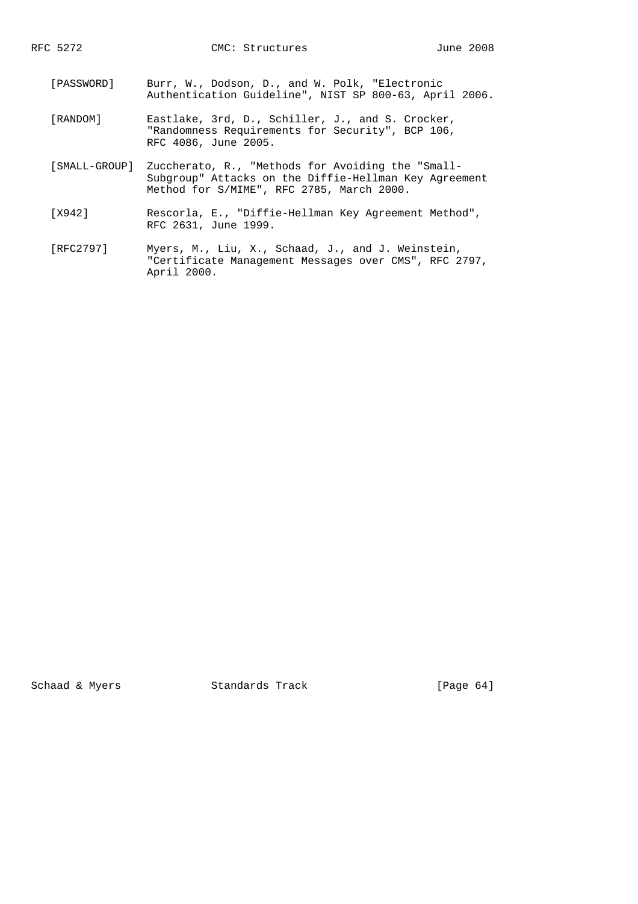[PASSWORD] Burr, W., Dodson, D., and W. Polk, "Electronic Authentication Guideline", NIST SP 800-63, April 2006.

[RANDOM] Eastlake, 3rd, D., Schiller, J., and S. Crocker, "Randomness Requirements for Security", BCP 106, RFC 4086, June 2005.

[SMALL-GROUP] Zuccherato, R., "Methods for Avoiding the "Small-Subgroup" Attacks on the Diffie-Hellman Key Agreement Method for S/MIME", RFC 2785, March 2000.

[X942] Rescorla, E., "Diffie-Hellman Key Agreement Method", RFC 2631, June 1999.

[RFC2797] Myers, M., Liu, X., Schaad, J., and J. Weinstein, "Certificate Management Messages over CMS", RFC 2797, April 2000.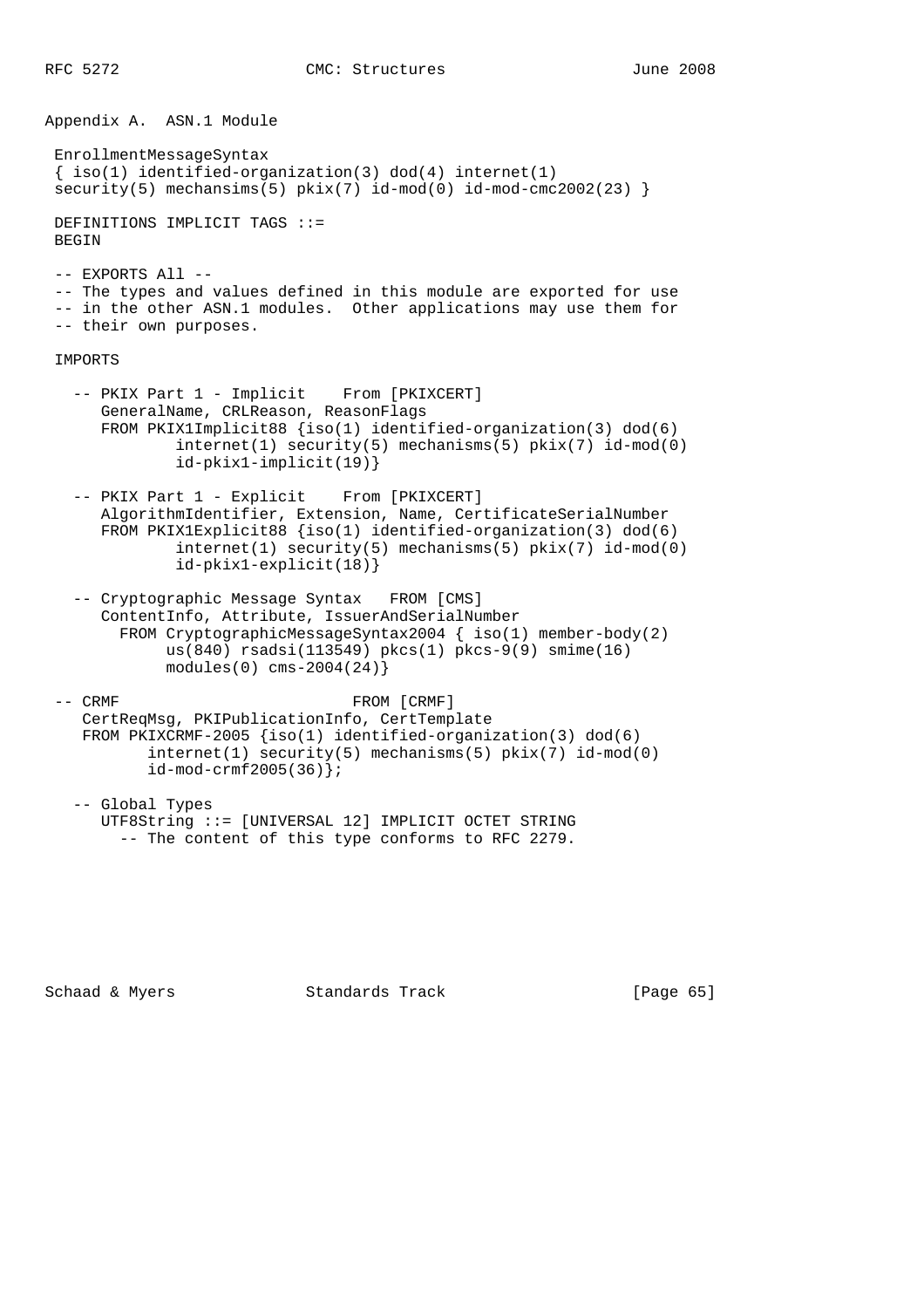## Appendix A.  ASN.1 Module

```
 EnrollmentMessageSyntax
 { iso(1) identified-organization(3) dod(4) internet(1)
 security(5) mechansims(5) pkix(7) id-mod(0) id-mod-cmc2002(23) }

 DEFINITIONS IMPLICIT TAGS ::=
 BEGIN

 -- EXPORTS All --
 -- The types and values defined in this module are exported for use
 -- in the other ASN.1 modules.  Other applications may use them for
 -- their own purposes.

 IMPORTS

   -- PKIX Part 1 - Implicit    From [PKIXCERT]
      GeneralName, CRLReason, ReasonFlags
      FROM PKIX1Implicit88 {iso(1) identified-organization(3) dod(6)
              internet(1) security(5) mechanisms(5) pkix(7) id-mod(0)
              id-pkix1-implicit(19)}

   -- PKIX Part 1 - Explicit    From [PKIXCERT]
      AlgorithmIdentifier, Extension, Name, CertificateSerialNumber
      FROM PKIX1Explicit88 {iso(1) identified-organization(3) dod(6)
              internet(1) security(5) mechanisms(5) pkix(7) id-mod(0)
              id-pkix1-explicit(18)}

   -- Cryptographic Message Syntax   FROM [CMS]
      ContentInfo, Attribute, IssuerAndSerialNumber
        FROM CryptographicMessageSyntax2004 { iso(1) member-body(2)
             us(840) rsadsi(113549) pkcs(1) pkcs-9(9) smime(16)
             modules(0) cms-2004(24)}

 -- CRMF                         FROM [CRMF]
    CertReqMsg, PKIPublicationInfo, CertTemplate
    FROM PKIXCRMF-2005 {iso(1) identified-organization(3) dod(6)
           internet(1) security(5) mechanisms(5) pkix(7) id-mod(0)
           id-mod-crmf2005(36)};

   -- Global Types
      UTF8String ::= [UNIVERSAL 12] IMPLICIT OCTET STRING
        -- The content of this type conforms to RFC 2279.
```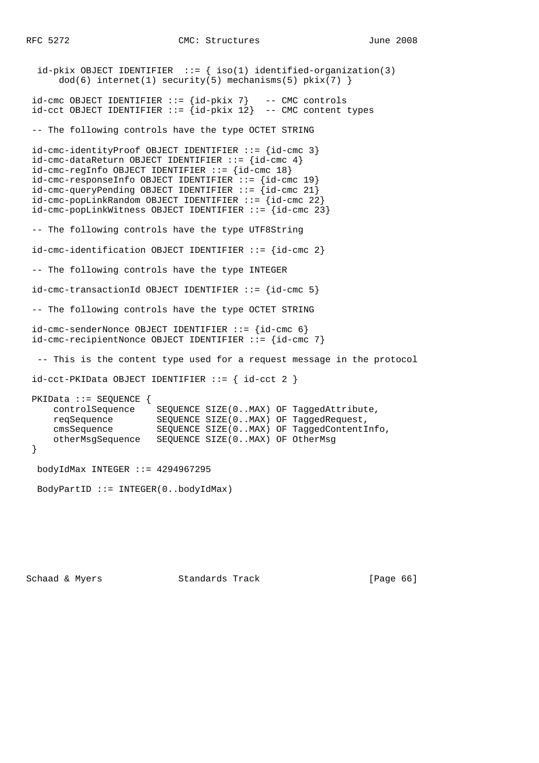```
  id-pkix OBJECT IDENTIFIER  ::= { iso(1) identified-organization(3)
      dod(6) internet(1) security(5) mechanisms(5) pkix(7) }

 id-cmc OBJECT IDENTIFIER ::= {id-pkix 7}   -- CMC controls
 id-cct OBJECT IDENTIFIER ::= {id-pkix 12}  -- CMC content types

 -- The following controls have the type OCTET STRING

 id-cmc-identityProof OBJECT IDENTIFIER ::= {id-cmc 3}
 id-cmc-dataReturn OBJECT IDENTIFIER ::= {id-cmc 4}
 id-cmc-regInfo OBJECT IDENTIFIER ::= {id-cmc 18}
 id-cmc-responseInfo OBJECT IDENTIFIER ::= {id-cmc 19}
 id-cmc-queryPending OBJECT IDENTIFIER ::= {id-cmc 21}
 id-cmc-popLinkRandom OBJECT IDENTIFIER ::= {id-cmc 22}
 id-cmc-popLinkWitness OBJECT IDENTIFIER ::= {id-cmc 23}

 -- The following controls have the type UTF8String

 id-cmc-identification OBJECT IDENTIFIER ::= {id-cmc 2}

 -- The following controls have the type INTEGER

 id-cmc-transactionId OBJECT IDENTIFIER ::= {id-cmc 5}

 -- The following controls have the type OCTET STRING

 id-cmc-senderNonce OBJECT IDENTIFIER ::= {id-cmc 6}
 id-cmc-recipientNonce OBJECT IDENTIFIER ::= {id-cmc 7}

  -- This is the content type used for a request message in the protocol

 id-cct-PKIData OBJECT IDENTIFIER ::= { id-cct 2 }

 PKIData ::= SEQUENCE {
     controlSequence    SEQUENCE SIZE(0..MAX) OF TaggedAttribute,
     reqSequence        SEQUENCE SIZE(0..MAX) OF TaggedRequest,
     cmsSequence        SEQUENCE SIZE(0..MAX) OF TaggedContentInfo,
     otherMsgSequence   SEQUENCE SIZE(0..MAX) OF OtherMsg
 }

  bodyIdMax INTEGER ::= 4294967295

  BodyPartID ::= INTEGER(0..bodyIdMax)
```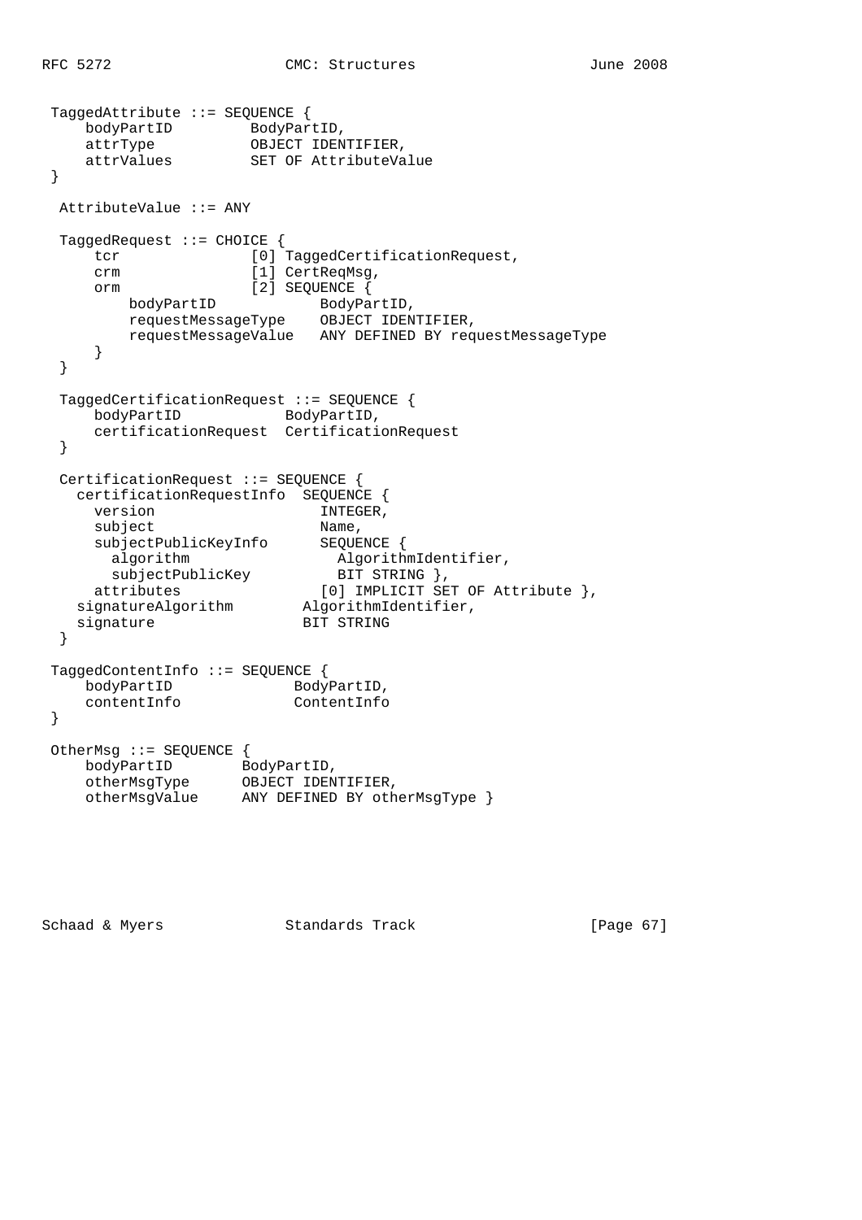```
 TaggedAttribute ::= SEQUENCE {
     bodyPartID         BodyPartID,
     attrType           OBJECT IDENTIFIER,
     attrValues         SET OF AttributeValue
 }

  AttributeValue ::= ANY

  TaggedRequest ::= CHOICE {
      tcr               [0] TaggedCertificationRequest,
      crm               [1] CertReqMsg,
      orm               [2] SEQUENCE {
          bodyPartID            BodyPartID,
          requestMessageType    OBJECT IDENTIFIER,
          requestMessageValue   ANY DEFINED BY requestMessageType
      }
  }

  TaggedCertificationRequest ::= SEQUENCE {
      bodyPartID            BodyPartID,
      certificationRequest  CertificationRequest
  }

  CertificationRequest ::= SEQUENCE {
    certificationRequestInfo  SEQUENCE {
      version                   INTEGER,
      subject                   Name,
      subjectPublicKeyInfo      SEQUENCE {
        algorithm                 AlgorithmIdentifier,
        subjectPublicKey          BIT STRING },
      attributes                [0] IMPLICIT SET OF Attribute },
    signatureAlgorithm        AlgorithmIdentifier,
    signature                 BIT STRING
  }

 TaggedContentInfo ::= SEQUENCE {
     bodyPartID              BodyPartID,
     contentInfo             ContentInfo
 }

 OtherMsg ::= SEQUENCE {
     bodyPartID        BodyPartID,
     otherMsgType      OBJECT IDENTIFIER,
     otherMsgValue     ANY DEFINED BY otherMsgType }
```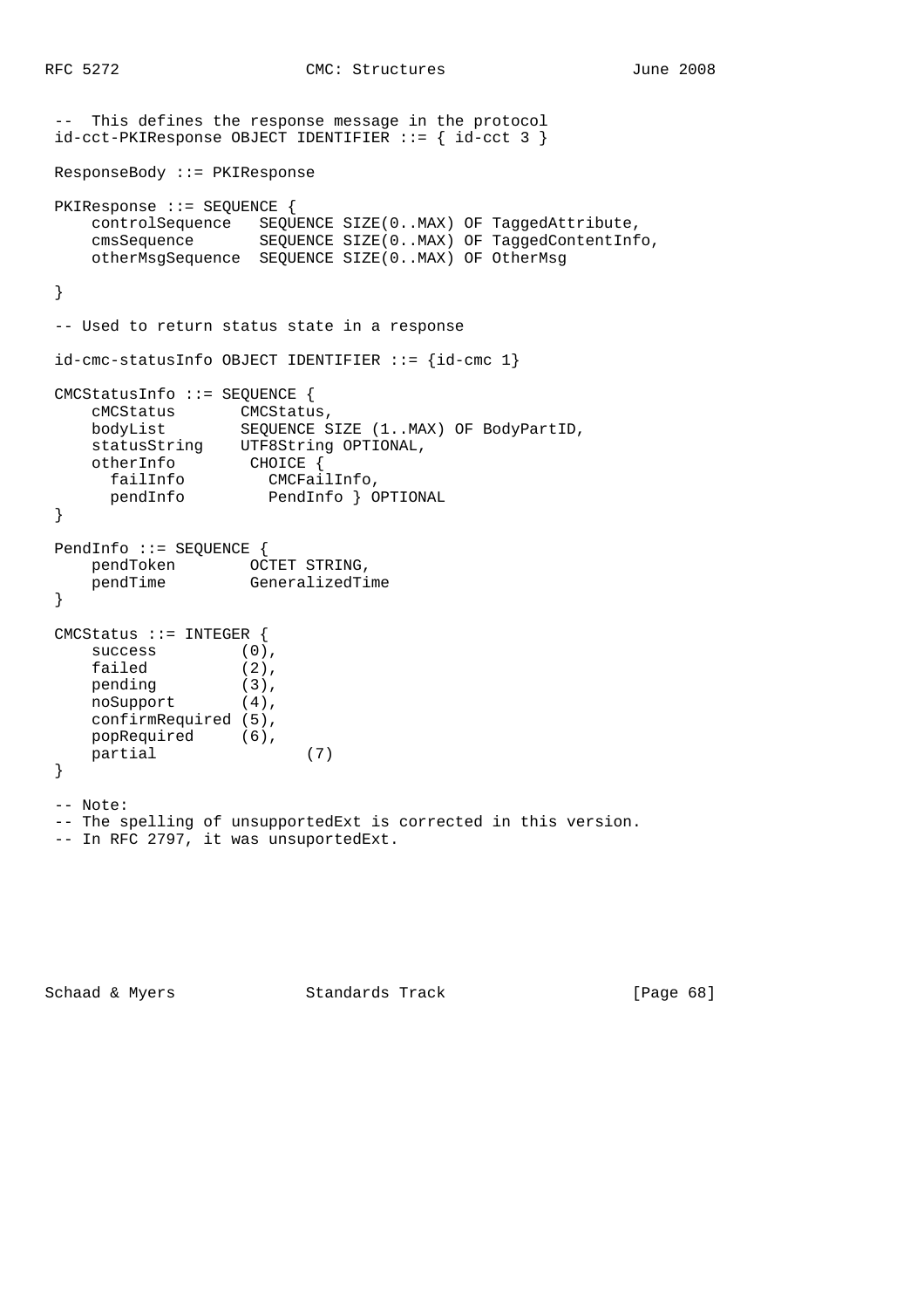```
 --  This defines the response message in the protocol
 id-cct-PKIResponse OBJECT IDENTIFIER ::= { id-cct 3 }

 ResponseBody ::= PKIResponse

 PKIResponse ::= SEQUENCE {
     controlSequence   SEQUENCE SIZE(0..MAX) OF TaggedAttribute,
     cmsSequence       SEQUENCE SIZE(0..MAX) OF TaggedContentInfo,
     otherMsgSequence  SEQUENCE SIZE(0..MAX) OF OtherMsg

 }

 -- Used to return status state in a response

 id-cmc-statusInfo OBJECT IDENTIFIER ::= {id-cmc 1}

 CMCStatusInfo ::= SEQUENCE {
     cMCStatus       CMCStatus,
     bodyList        SEQUENCE SIZE (1..MAX) OF BodyPartID,
     statusString    UTF8String OPTIONAL,
     otherInfo        CHOICE {
       failInfo         CMCFailInfo,
       pendInfo         PendInfo } OPTIONAL
 }

 PendInfo ::= SEQUENCE {
     pendToken        OCTET STRING,
     pendTime         GeneralizedTime
 }

 CMCStatus ::= INTEGER {
     success         (0),
     failed          (2),
     pending         (3),
     noSupport       (4),
     confirmRequired (5),
     popRequired     (6),
     partial                (7)
 }

 -- Note:
 -- The spelling of unsupportedExt is corrected in this version.
 -- In RFC 2797, it was unsuportedExt.
```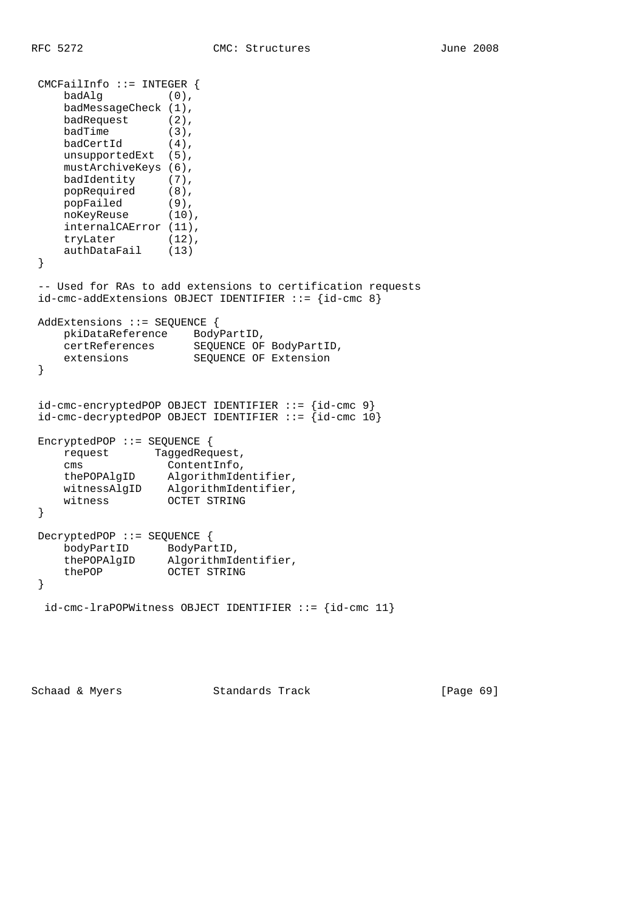```
 CMCFailInfo ::= INTEGER {
     badAlg          (0),
     badMessageCheck (1),
     badRequest      (2),
     badTime         (3),
     badCertId       (4),
     unsupportedExt  (5),
     mustArchiveKeys (6),
     badIdentity     (7),
     popRequired     (8),
     popFailed       (9),
     noKeyReuse      (10),
     internalCAError (11),
     tryLater        (12),
     authDataFail    (13)
 }

 -- Used for RAs to add extensions to certification requests
 id-cmc-addExtensions OBJECT IDENTIFIER ::= {id-cmc 8}

 AddExtensions ::= SEQUENCE {
     pkiDataReference    BodyPartID,
     certReferences      SEQUENCE OF BodyPartID,
     extensions          SEQUENCE OF Extension
 }


 id-cmc-encryptedPOP OBJECT IDENTIFIER ::= {id-cmc 9}
 id-cmc-decryptedPOP OBJECT IDENTIFIER ::= {id-cmc 10}

 EncryptedPOP ::= SEQUENCE {
     request       TaggedRequest,
     cms             ContentInfo,
     thePOPAlgID     AlgorithmIdentifier,
     witnessAlgID    AlgorithmIdentifier,
     witness         OCTET STRING
 }

 DecryptedPOP ::= SEQUENCE {
     bodyPartID      BodyPartID,
     thePOPAlgID     AlgorithmIdentifier,
     thePOP          OCTET STRING
 }

  id-cmc-lraPOPWitness OBJECT IDENTIFIER ::= {id-cmc 11}
```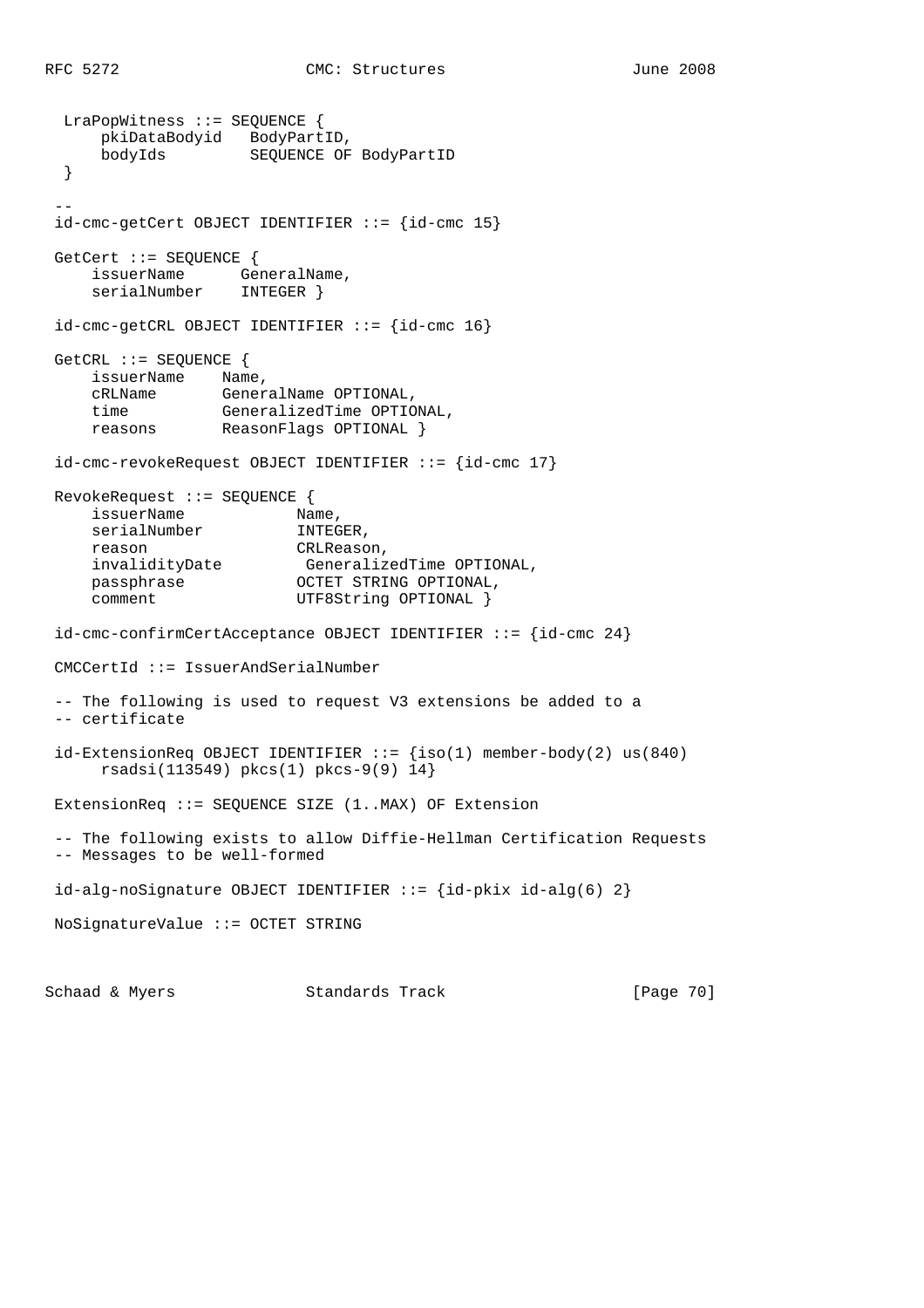```
  LraPopWitness ::= SEQUENCE {
      pkiDataBodyid   BodyPartID,
      bodyIds         SEQUENCE OF BodyPartID
  }

 --
 id-cmc-getCert OBJECT IDENTIFIER ::= {id-cmc 15}

 GetCert ::= SEQUENCE {
     issuerName      GeneralName,
     serialNumber    INTEGER }

 id-cmc-getCRL OBJECT IDENTIFIER ::= {id-cmc 16}

 GetCRL ::= SEQUENCE {
     issuerName    Name,
     cRLName       GeneralName OPTIONAL,
     time          GeneralizedTime OPTIONAL,
     reasons       ReasonFlags OPTIONAL }

 id-cmc-revokeRequest OBJECT IDENTIFIER ::= {id-cmc 17}

 RevokeRequest ::= SEQUENCE {
     issuerName            Name,
     serialNumber          INTEGER,
     reason                CRLReason,
     invalidityDate         GeneralizedTime OPTIONAL,
     passphrase            OCTET STRING OPTIONAL,
     comment               UTF8String OPTIONAL }

 id-cmc-confirmCertAcceptance OBJECT IDENTIFIER ::= {id-cmc 24}

 CMCCertId ::= IssuerAndSerialNumber

 -- The following is used to request V3 extensions be added to a
 -- certificate

 id-ExtensionReq OBJECT IDENTIFIER ::= {iso(1) member-body(2) us(840)
      rsadsi(113549) pkcs(1) pkcs-9(9) 14}

 ExtensionReq ::= SEQUENCE SIZE (1..MAX) OF Extension

 -- The following exists to allow Diffie-Hellman Certification Requests
 -- Messages to be well-formed

 id-alg-noSignature OBJECT IDENTIFIER ::= {id-pkix id-alg(6) 2}

 NoSignatureValue ::= OCTET STRING
```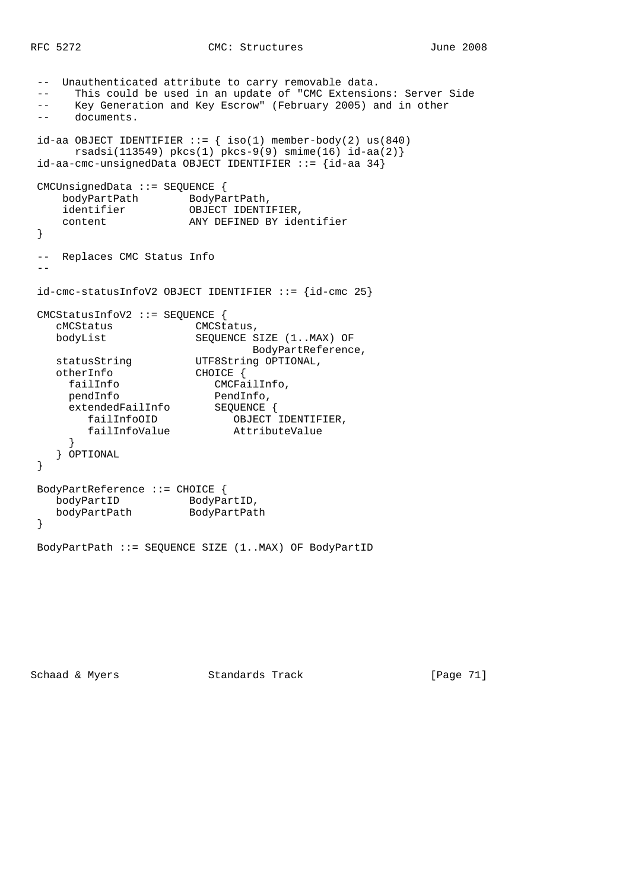```
 --  Unauthenticated attribute to carry removable data.
 --     This could be used in an update of "CMC Extensions: Server Side
 --     Key Generation and Key Escrow" (February 2005) and in other
 --     documents.

 id-aa OBJECT IDENTIFIER ::= { iso(1) member-body(2) us(840)
       rsadsi(113549) pkcs(1) pkcs-9(9) smime(16) id-aa(2)}
 id-aa-cmc-unsignedData OBJECT IDENTIFIER ::= {id-aa 34}

 CMCUnsignedData ::= SEQUENCE {
     bodyPartPath        BodyPartPath,
     identifier          OBJECT IDENTIFIER,
     content             ANY DEFINED BY identifier
 }

 --  Replaces CMC Status Info
 --

 id-cmc-statusInfoV2 OBJECT IDENTIFIER ::= {id-cmc 25}

 CMCStatusInfoV2 ::= SEQUENCE {
    cMCStatus             CMCStatus,
    bodyList              SEQUENCE SIZE (1..MAX) OF
                                   BodyPartReference,
    statusString          UTF8String OPTIONAL,
    otherInfo             CHOICE {
      failInfo               CMCFailInfo,
      pendInfo               PendInfo,
      extendedFailInfo       SEQUENCE {
         failInfoOID            OBJECT IDENTIFIER,
         failInfoValue          AttributeValue
      }
    } OPTIONAL
 }

 BodyPartReference ::= CHOICE {
    bodyPartID           BodyPartID,
    bodyPartPath         BodyPartPath
 }

 BodyPartPath ::= SEQUENCE SIZE (1..MAX) OF BodyPartID
```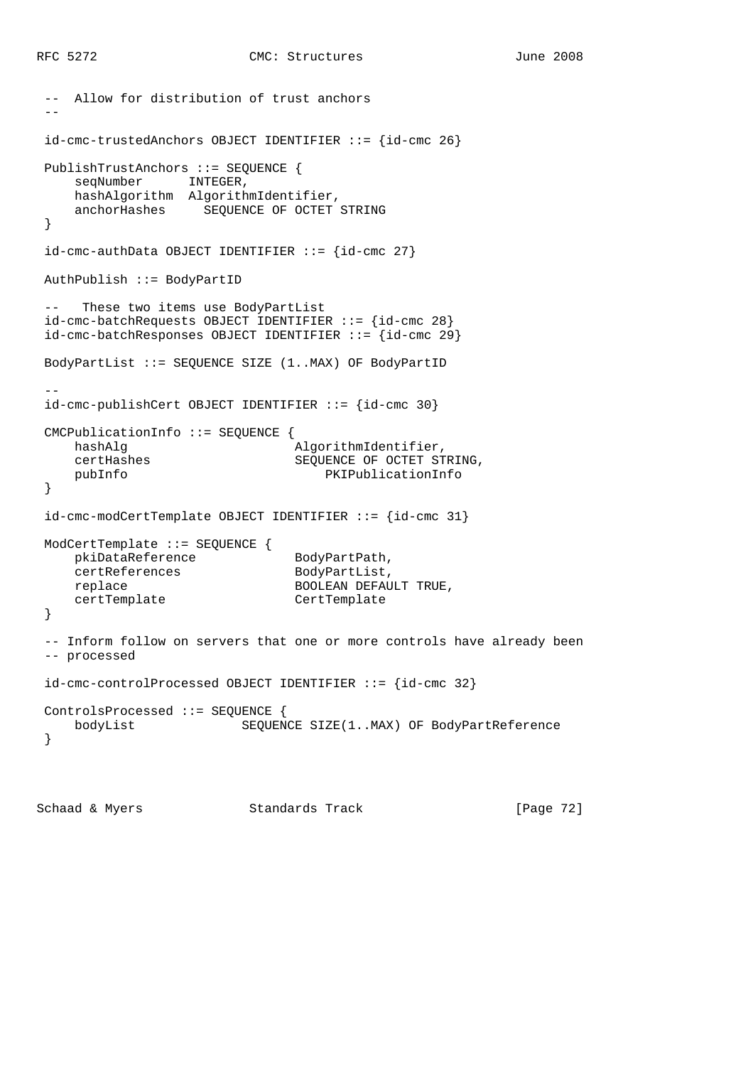```
 --  Allow for distribution of trust anchors
 --

 id-cmc-trustedAnchors OBJECT IDENTIFIER ::= {id-cmc 26}

 PublishTrustAnchors ::= SEQUENCE {
     seqNumber      INTEGER,
     hashAlgorithm  AlgorithmIdentifier,
     anchorHashes     SEQUENCE OF OCTET STRING
 }

 id-cmc-authData OBJECT IDENTIFIER ::= {id-cmc 27}

 AuthPublish ::= BodyPartID

 --   These two items use BodyPartList
 id-cmc-batchRequests OBJECT IDENTIFIER ::= {id-cmc 28}
 id-cmc-batchResponses OBJECT IDENTIFIER ::= {id-cmc 29}

 BodyPartList ::= SEQUENCE SIZE (1..MAX) OF BodyPartID

 --
 id-cmc-publishCert OBJECT IDENTIFIER ::= {id-cmc 30}

 CMCPublicationInfo ::= SEQUENCE {
     hashAlg                      AlgorithmIdentifier,
     certHashes                   SEQUENCE OF OCTET STRING,
     pubInfo                          PKIPublicationInfo
 }

 id-cmc-modCertTemplate OBJECT IDENTIFIER ::= {id-cmc 31}

 ModCertTemplate ::= SEQUENCE {
     pkiDataReference             BodyPartPath,
     certReferences               BodyPartList,
     replace                      BOOLEAN DEFAULT TRUE,
     certTemplate                 CertTemplate
 }

 -- Inform follow on servers that one or more controls have already been
 -- processed

 id-cmc-controlProcessed OBJECT IDENTIFIER ::= {id-cmc 32}

 ControlsProcessed ::= SEQUENCE {
     bodyList              SEQUENCE SIZE(1..MAX) OF BodyPartReference
 }
```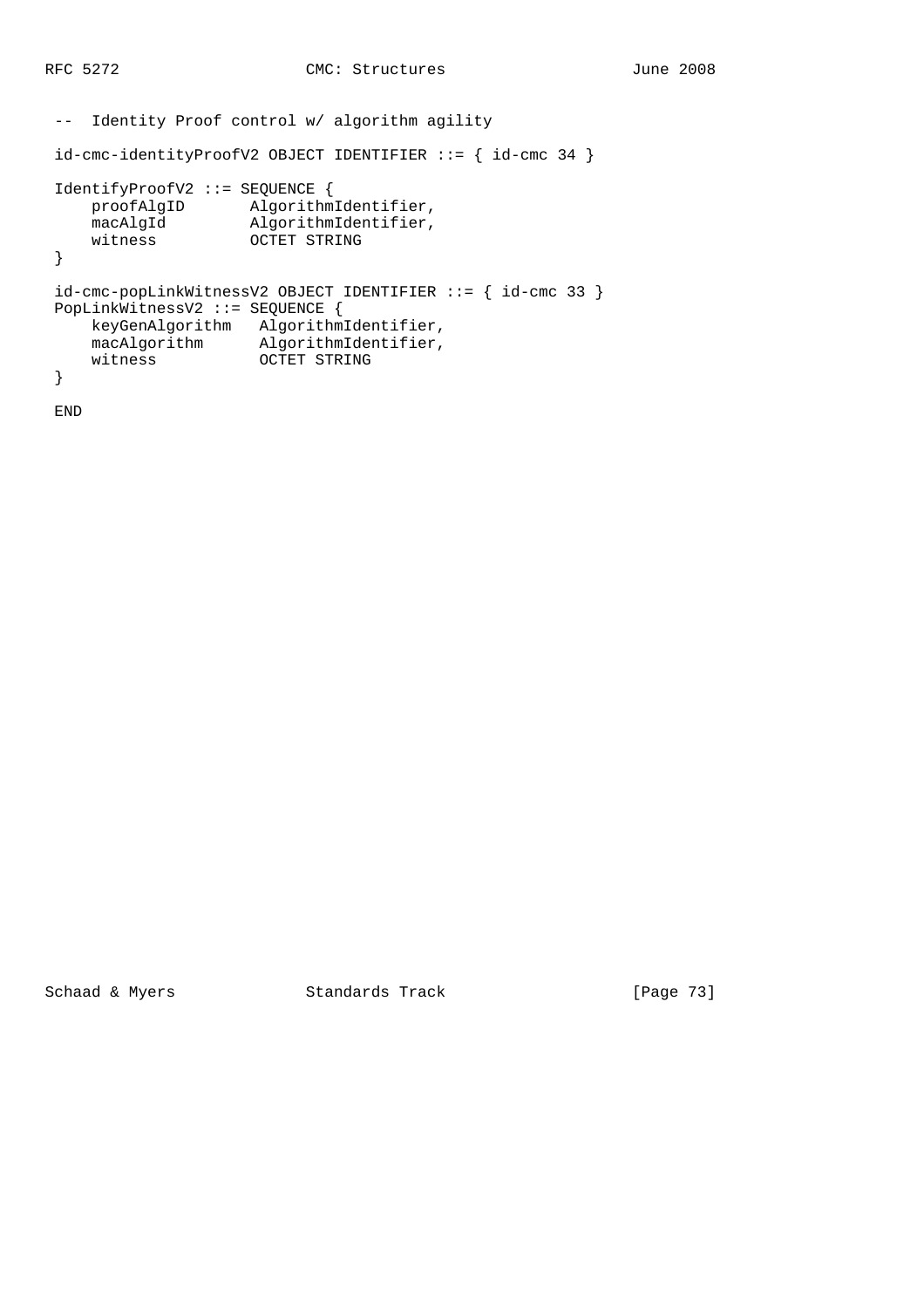```
--  Identity Proof control w/ algorithm agility

id-cmc-identityProofV2 OBJECT IDENTIFIER ::= { id-cmc 34 }

IdentifyProofV2 ::= SEQUENCE {
    proofAlgID       AlgorithmIdentifier,
    macAlgId         AlgorithmIdentifier,
    witness          OCTET STRING
}

id-cmc-popLinkWitnessV2 OBJECT IDENTIFIER ::= { id-cmc 33 }
PopLinkWitnessV2 ::= SEQUENCE {
    keyGenAlgorithm   AlgorithmIdentifier,
    macAlgorithm      AlgorithmIdentifier,
    witness           OCTET STRING
}

END
```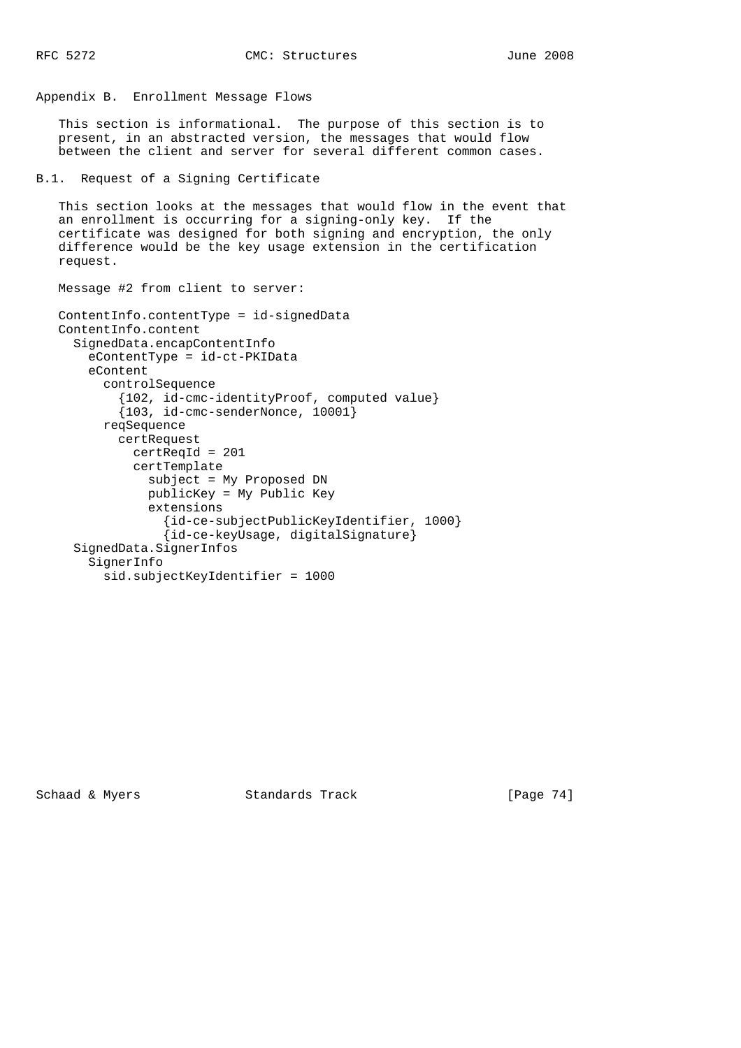# Appendix B. Enrollment Message Flows

This section is informational. The purpose of this section is to present, in an abstracted version, the messages that would flow between the client and server for several different common cases.

## B.1. Request of a Signing Certificate

This section looks at the messages that would flow in the event that an enrollment is occurring for a signing-only key. If the certificate was designed for both signing and encryption, the only difference would be the key usage extension in the certification request.

Message #2 from client to server:

```
ContentInfo.contentType = id-signedData
ContentInfo.content
  SignedData.encapContentInfo
    eContentType = id-ct-PKIData
    eContent
      controlSequence
        {102, id-cmc-identityProof, computed value}
        {103, id-cmc-senderNonce, 10001}
      reqSequence
        certRequest
          certReqId = 201
          certTemplate
            subject = My Proposed DN
            publicKey = My Public Key
            extensions
              {id-ce-subjectPublicKeyIdentifier, 1000}
              {id-ce-keyUsage, digitalSignature}
  SignedData.SignerInfos
    SignerInfo
      sid.subjectKeyIdentifier = 1000
```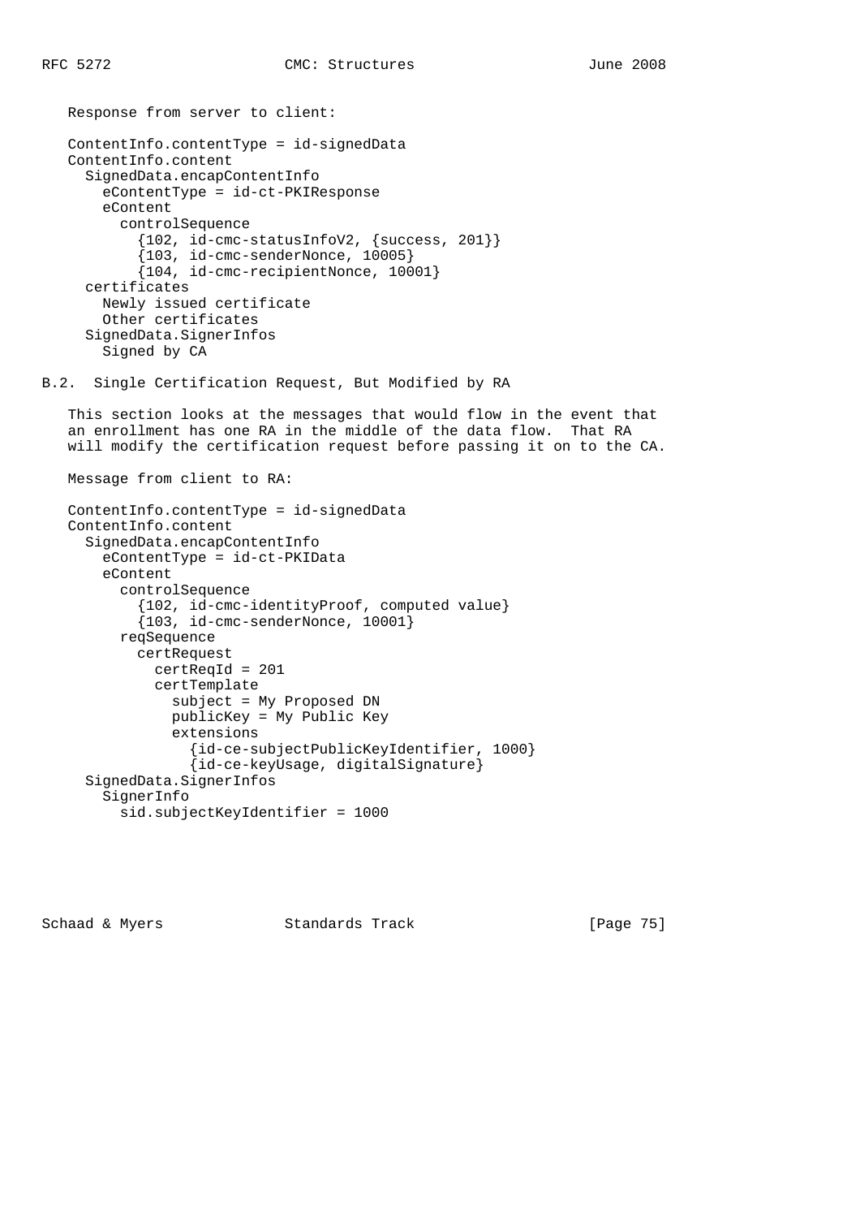Response from server to client:

```
ContentInfo.contentType = id-signedData
ContentInfo.content
  SignedData.encapContentInfo
    eContentType = id-ct-PKIResponse
    eContent
      controlSequence
        {102, id-cmc-statusInfoV2, {success, 201}}
        {103, id-cmc-senderNonce, 10005}
        {104, id-cmc-recipientNonce, 10001}
  certificates
    Newly issued certificate
    Other certificates
  SignedData.SignerInfos
    Signed by CA
```

## B.2. Single Certification Request, But Modified by RA

This section looks at the messages that would flow in the event that an enrollment has one RA in the middle of the data flow. That RA will modify the certification request before passing it on to the CA.

Message from client to RA:

```
ContentInfo.contentType = id-signedData
ContentInfo.content
  SignedData.encapContentInfo
    eContentType = id-ct-PKIData
    eContent
      controlSequence
        {102, id-cmc-identityProof, computed value}
        {103, id-cmc-senderNonce, 10001}
      reqSequence
        certRequest
          certReqId = 201
          certTemplate
            subject = My Proposed DN
            publicKey = My Public Key
            extensions
              {id-ce-subjectPublicKeyIdentifier, 1000}
              {id-ce-keyUsage, digitalSignature}
  SignedData.SignerInfos
    SignerInfo
      sid.subjectKeyIdentifier = 1000
```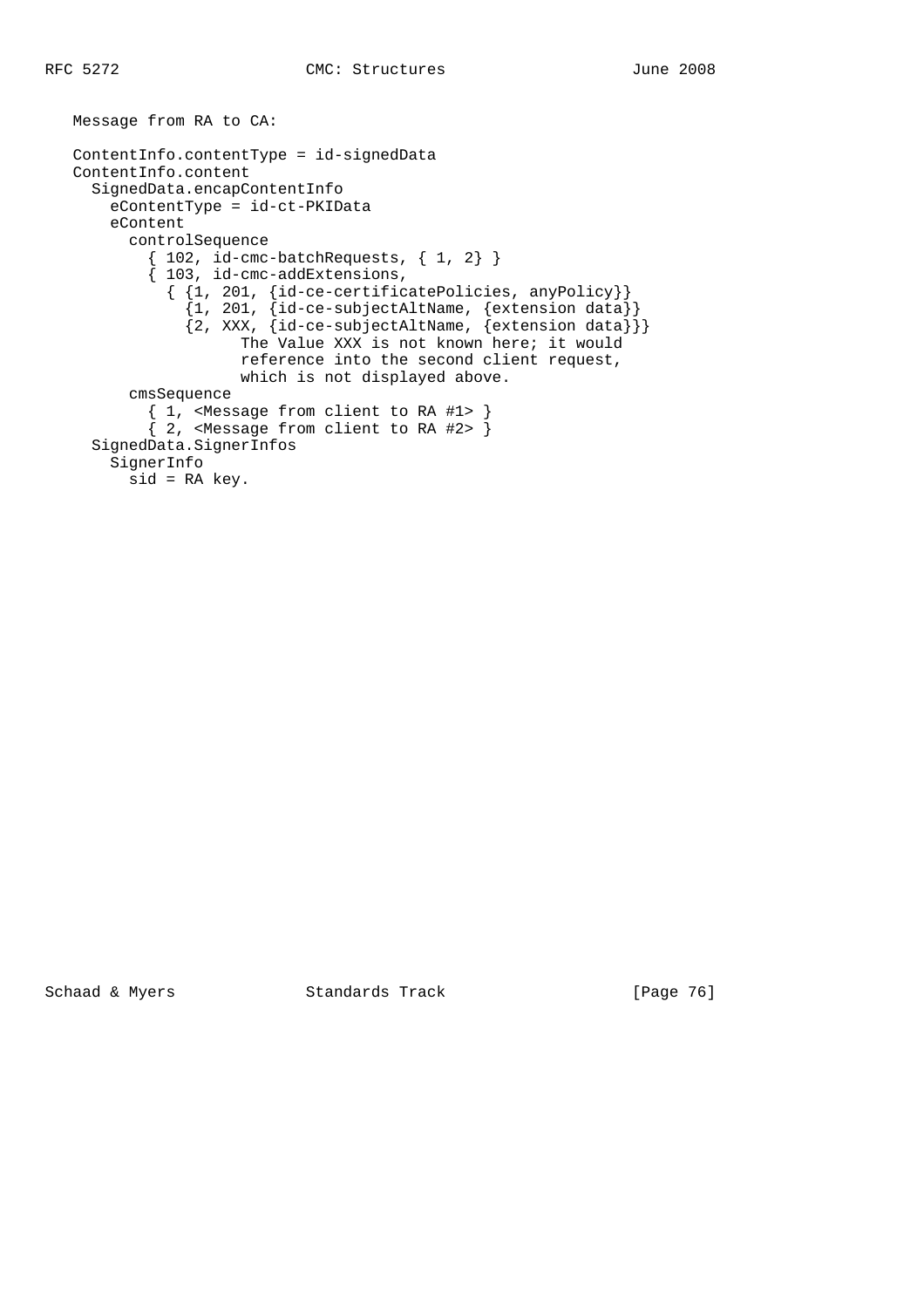Message from RA to CA:

```
ContentInfo.contentType = id-signedData
ContentInfo.content
  SignedData.encapContentInfo
    eContentType = id-ct-PKIData
    eContent
      controlSequence
        { 102, id-cmc-batchRequests, { 1, 2} }
        { 103, id-cmc-addExtensions,
          { {1, 201, {id-ce-certificatePolicies, anyPolicy}}
            {1, 201, {id-ce-subjectAltName, {extension data}}
            {2, XXX, {id-ce-subjectAltName, {extension data}}}
                  The Value XXX is not known here; it would
                  reference into the second client request,
                  which is not displayed above.
      cmsSequence
        { 1, <Message from client to RA #1> }
        { 2, <Message from client to RA #2> }
  SignedData.SignerInfos
    SignerInfo
      sid = RA key.
```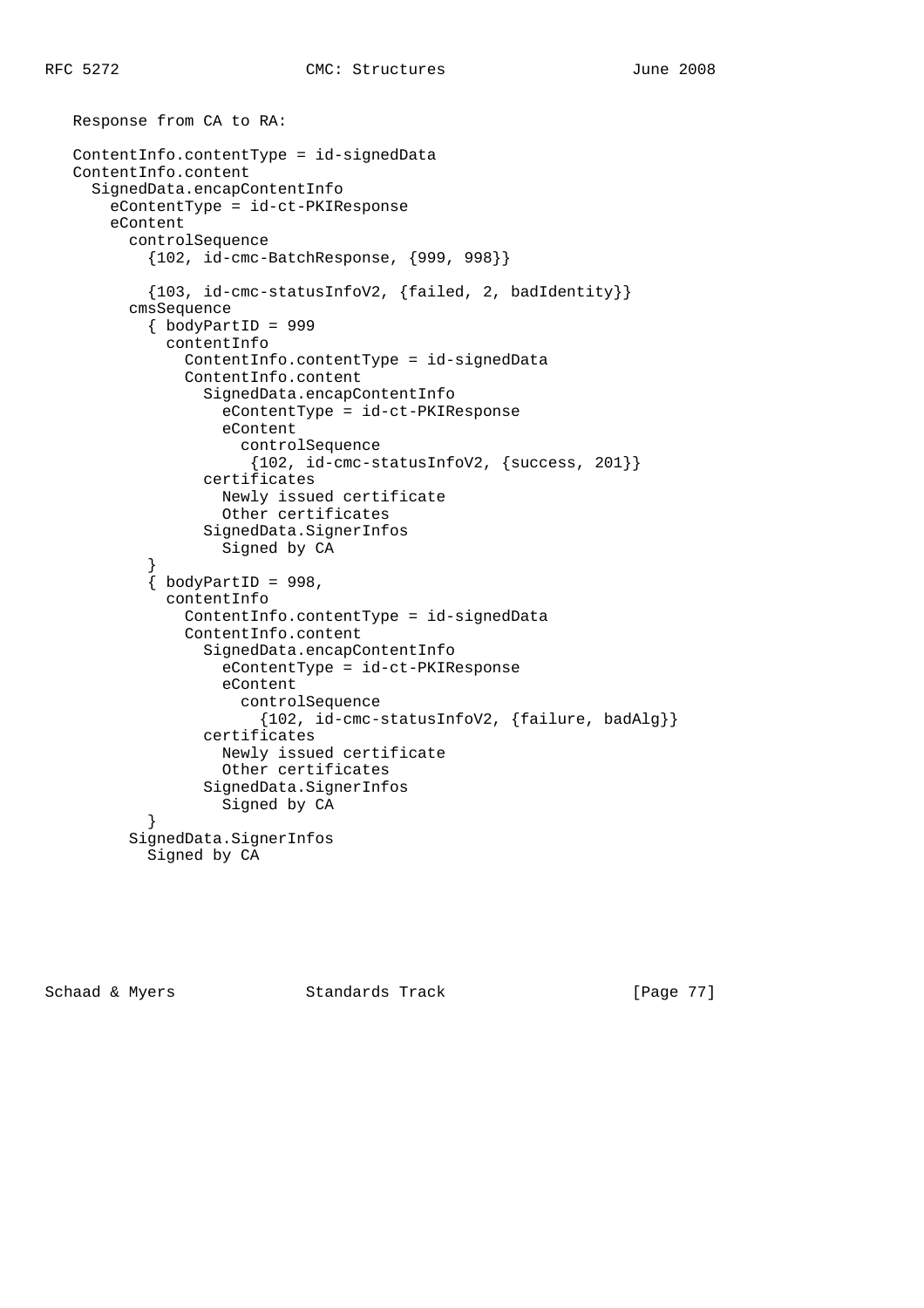Response from CA to RA:

```
ContentInfo.contentType = id-signedData
ContentInfo.content
  SignedData.encapContentInfo
    eContentType = id-ct-PKIResponse
    eContent
      controlSequence
        {102, id-cmc-BatchResponse, {999, 998}}

        {103, id-cmc-statusInfoV2, {failed, 2, badIdentity}}
      cmsSequence
        { bodyPartID = 999
          contentInfo
            ContentInfo.contentType = id-signedData
            ContentInfo.content
              SignedData.encapContentInfo
                eContentType = id-ct-PKIResponse
                eContent
                  controlSequence
                   {102, id-cmc-statusInfoV2, {success, 201}}
              certificates
                Newly issued certificate
                Other certificates
              SignedData.SignerInfos
                Signed by CA
        }
        { bodyPartID = 998,
          contentInfo
            ContentInfo.contentType = id-signedData
            ContentInfo.content
              SignedData.encapContentInfo
                eContentType = id-ct-PKIResponse
                eContent
                  controlSequence
                    {102, id-cmc-statusInfoV2, {failure, badAlg}}
              certificates
                Newly issued certificate
                Other certificates
              SignedData.SignerInfos
                Signed by CA
        }
      SignedData.SignerInfos
        Signed by CA
```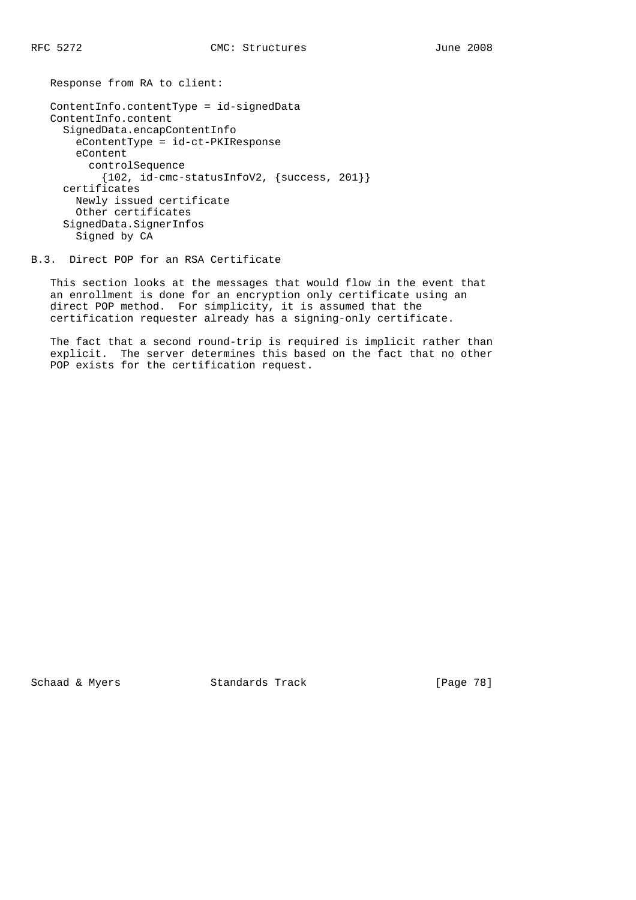Response from RA to client:

```
ContentInfo.contentType = id-signedData
ContentInfo.content
  SignedData.encapContentInfo
    eContentType = id-ct-PKIResponse
    eContent
      controlSequence
        {102, id-cmc-statusInfoV2, {success, 201}}
  certificates
    Newly issued certificate
    Other certificates
  SignedData.SignerInfos
    Signed by CA
```

### B.3. Direct POP for an RSA Certificate

This section looks at the messages that would flow in the event that an enrollment is done for an encryption only certificate using an direct POP method. For simplicity, it is assumed that the certification requester already has a signing-only certificate.

The fact that a second round-trip is required is implicit rather than explicit. The server determines this based on the fact that no other POP exists for the certification request.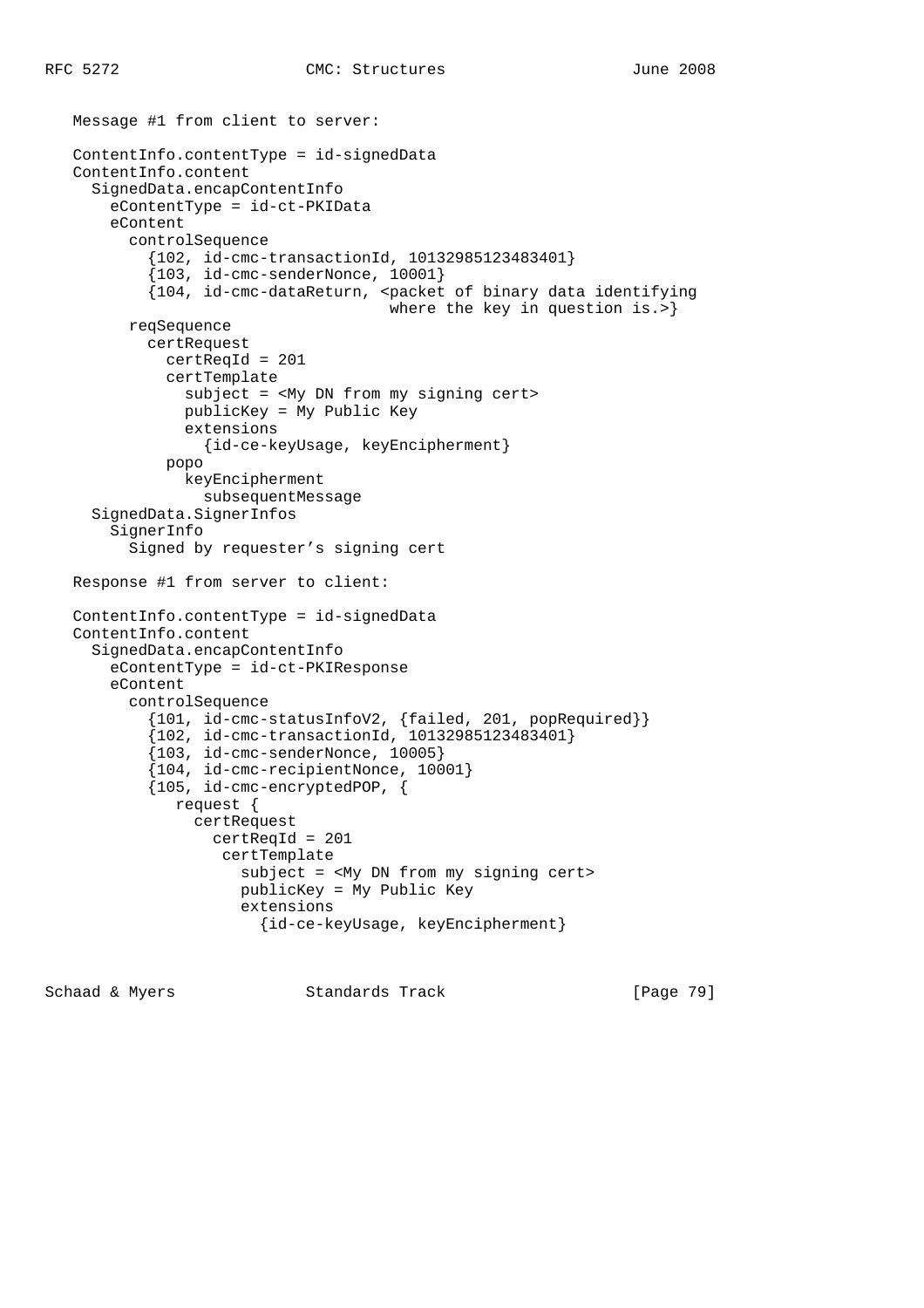Message #1 from client to server:

```
ContentInfo.contentType = id-signedData
ContentInfo.content
  SignedData.encapContentInfo
    eContentType = id-ct-PKIData
    eContent
      controlSequence
        {102, id-cmc-transactionId, 10132985123483401}
        {103, id-cmc-senderNonce, 10001}
        {104, id-cmc-dataReturn, <packet of binary data identifying
                                  where the key in question is.>}
      reqSequence
        certRequest
          certReqId = 201
          certTemplate
            subject = <My DN from my signing cert>
            publicKey = My Public Key
            extensions
              {id-ce-keyUsage, keyEncipherment}
          popo
            keyEncipherment
              subsequentMessage
  SignedData.SignerInfos
    SignerInfo
      Signed by requester's signing cert
```

Response #1 from server to client:

```
ContentInfo.contentType = id-signedData
ContentInfo.content
  SignedData.encapContentInfo
    eContentType = id-ct-PKIResponse
    eContent
      controlSequence
        {101, id-cmc-statusInfoV2, {failed, 201, popRequired}}
        {102, id-cmc-transactionId, 10132985123483401}
        {103, id-cmc-senderNonce, 10005}
        {104, id-cmc-recipientNonce, 10001}
        {105, id-cmc-encryptedPOP, {
           request {
             certRequest
               certReqId = 201
                certTemplate
                  subject = <My DN from my signing cert>
                  publicKey = My Public Key
                  extensions
                    {id-ce-keyUsage, keyEncipherment}
```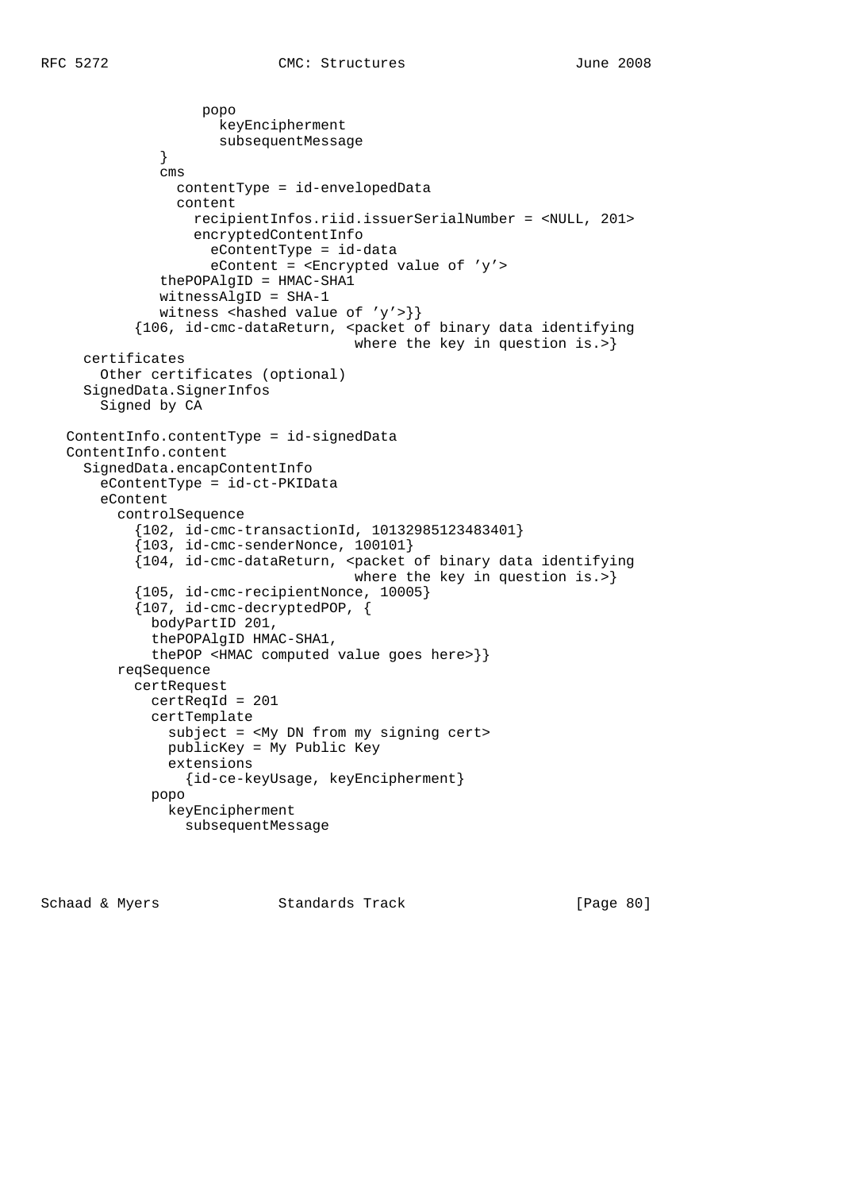```
                  popo
                    keyEncipherment
                    subsequentMessage
             }
             cms
               contentType = id-envelopedData
               content
                 recipientInfos.riid.issuerSerialNumber = <NULL, 201>
                 encryptedContentInfo
                   eContentType = id-data
                   eContent = <Encrypted value of 'y'>
             thePOPAlgID = HMAC-SHA1
             witnessAlgID = SHA-1
             witness <hashed value of 'y'>}}
          {106, id-cmc-dataReturn, <packet of binary data identifying
                                    where the key in question is.>}
    certificates
      Other certificates (optional)
    SignedData.SignerInfos
      Signed by CA

  ContentInfo.contentType = id-signedData
  ContentInfo.content
    SignedData.encapContentInfo
      eContentType = id-ct-PKIData
      eContent
        controlSequence
          {102, id-cmc-transactionId, 10132985123483401}
          {103, id-cmc-senderNonce, 100101}
          {104, id-cmc-dataReturn, <packet of binary data identifying
                                    where the key in question is.>}
          {105, id-cmc-recipientNonce, 10005}
          {107, id-cmc-decryptedPOP, {
            bodyPartID 201,
            thePOPAlgID HMAC-SHA1,
            thePOP <HMAC computed value goes here>}}
        reqSequence
          certRequest
            certReqId = 201
            certTemplate
              subject = <My DN from my signing cert>
              publicKey = My Public Key
              extensions
                {id-ce-keyUsage, keyEncipherment}
            popo
              keyEncipherment
                subsequentMessage
```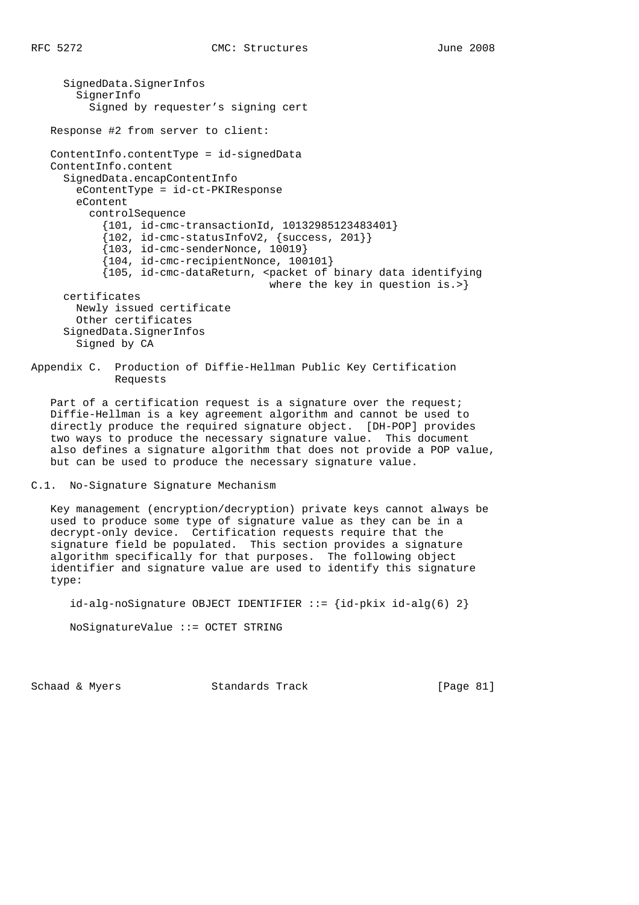```
      SignedData.SignerInfos
        SignerInfo
          Signed by requester's signing cert
```

Response #2 from server to client:

```
   ContentInfo.contentType = id-signedData
   ContentInfo.content
     SignedData.encapContentInfo
       eContentType = id-ct-PKIResponse
       eContent
         controlSequence
           {101, id-cmc-transactionId, 10132985123483401}
           {102, id-cmc-statusInfoV2, {success, 201}}
           {103, id-cmc-senderNonce, 10019}
           {104, id-cmc-recipientNonce, 100101}
           {105, id-cmc-dataReturn, <packet of binary data identifying
                                     where the key in question is.>}
     certificates
       Newly issued certificate
       Other certificates
     SignedData.SignerInfos
       Signed by CA
```

## Appendix C. Production of Diffie-Hellman Public Key Certification Requests

Part of a certification request is a signature over the request; Diffie-Hellman is a key agreement algorithm and cannot be used to directly produce the required signature object. [DH-POP] provides two ways to produce the necessary signature value. This document also defines a signature algorithm that does not provide a POP value, but can be used to produce the necessary signature value.

### C.1. No-Signature Signature Mechanism

Key management (encryption/decryption) private keys cannot always be used to produce some type of signature value as they can be in a decrypt-only device. Certification requests require that the signature field be populated. This section provides a signature algorithm specifically for that purposes. The following object identifier and signature value are used to identify this signature type:

```
      id-alg-noSignature OBJECT IDENTIFIER ::= {id-pkix id-alg(6) 2}

      NoSignatureValue ::= OCTET STRING
```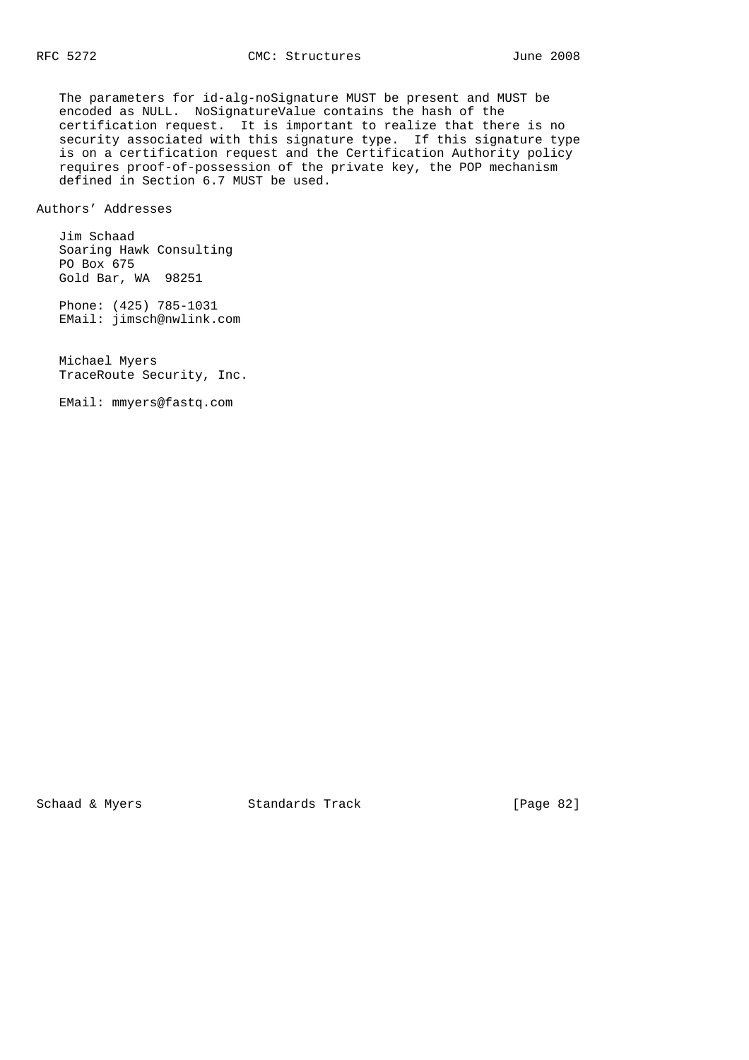The parameters for id-alg-noSignature MUST be present and MUST be encoded as NULL. NoSignatureValue contains the hash of the certification request. It is important to realize that there is no security associated with this signature type. If this signature type is on a certification request and the Certification Authority policy requires proof-of-possession of the private key, the POP mechanism defined in Section 6.7 MUST be used.

## Authors' Addresses

Jim Schaad
Soaring Hawk Consulting
PO Box 675
Gold Bar, WA 98251

Phone: (425) 785-1031
EMail: jimsch@nwlink.com

Michael Myers
TraceRoute Security, Inc.

EMail: mmyers@fastq.com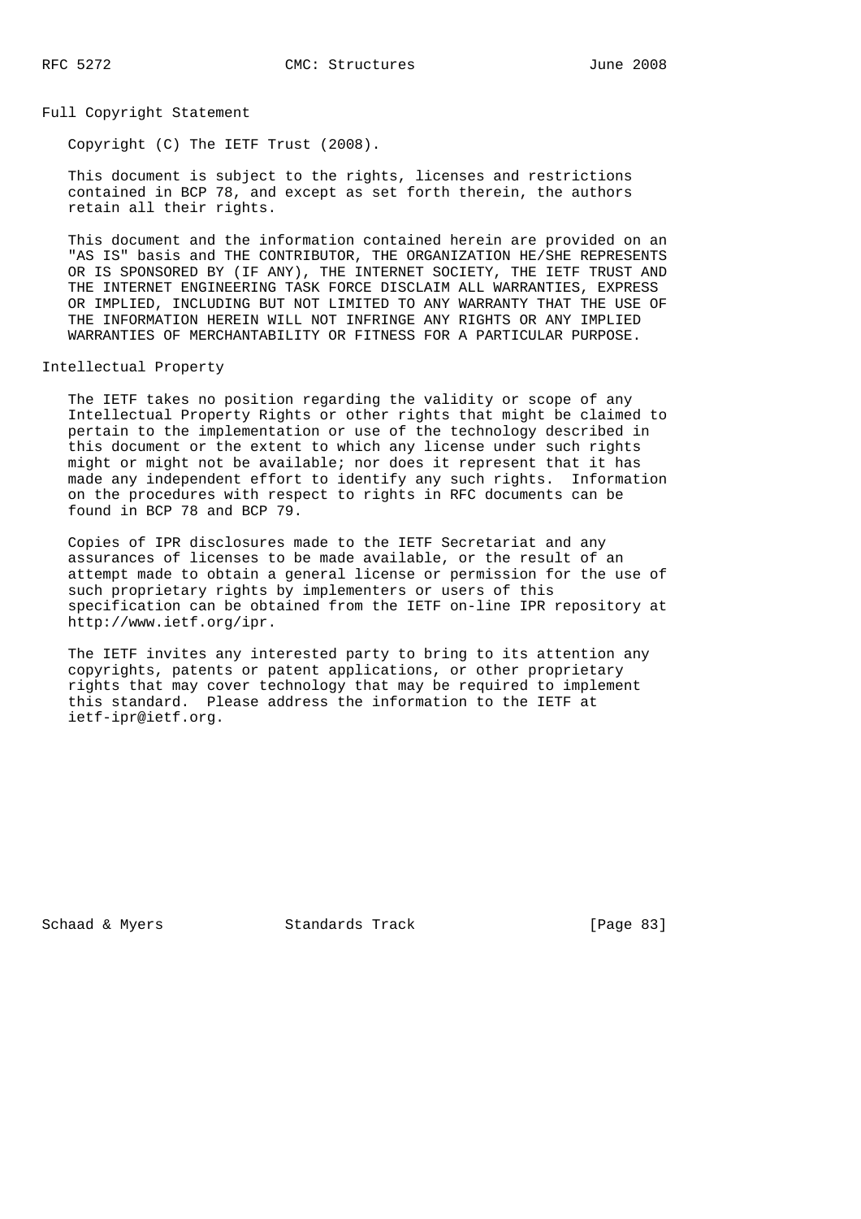## Full Copyright Statement

Copyright (C) The IETF Trust (2008).

This document is subject to the rights, licenses and restrictions contained in BCP 78, and except as set forth therein, the authors retain all their rights.

This document and the information contained herein are provided on an "AS IS" basis and THE CONTRIBUTOR, THE ORGANIZATION HE/SHE REPRESENTS OR IS SPONSORED BY (IF ANY), THE INTERNET SOCIETY, THE IETF TRUST AND THE INTERNET ENGINEERING TASK FORCE DISCLAIM ALL WARRANTIES, EXPRESS OR IMPLIED, INCLUDING BUT NOT LIMITED TO ANY WARRANTY THAT THE USE OF THE INFORMATION HEREIN WILL NOT INFRINGE ANY RIGHTS OR ANY IMPLIED WARRANTIES OF MERCHANTABILITY OR FITNESS FOR A PARTICULAR PURPOSE.

## Intellectual Property

The IETF takes no position regarding the validity or scope of any Intellectual Property Rights or other rights that might be claimed to pertain to the implementation or use of the technology described in this document or the extent to which any license under such rights might or might not be available; nor does it represent that it has made any independent effort to identify any such rights. Information on the procedures with respect to rights in RFC documents can be found in BCP 78 and BCP 79.

Copies of IPR disclosures made to the IETF Secretariat and any assurances of licenses to be made available, or the result of an attempt made to obtain a general license or permission for the use of such proprietary rights by implementers or users of this specification can be obtained from the IETF on-line IPR repository at http://www.ietf.org/ipr.

The IETF invites any interested party to bring to its attention any copyrights, patents or patent applications, or other proprietary rights that may cover technology that may be required to implement this standard. Please address the information to the IETF at ietf-ipr@ietf.org.